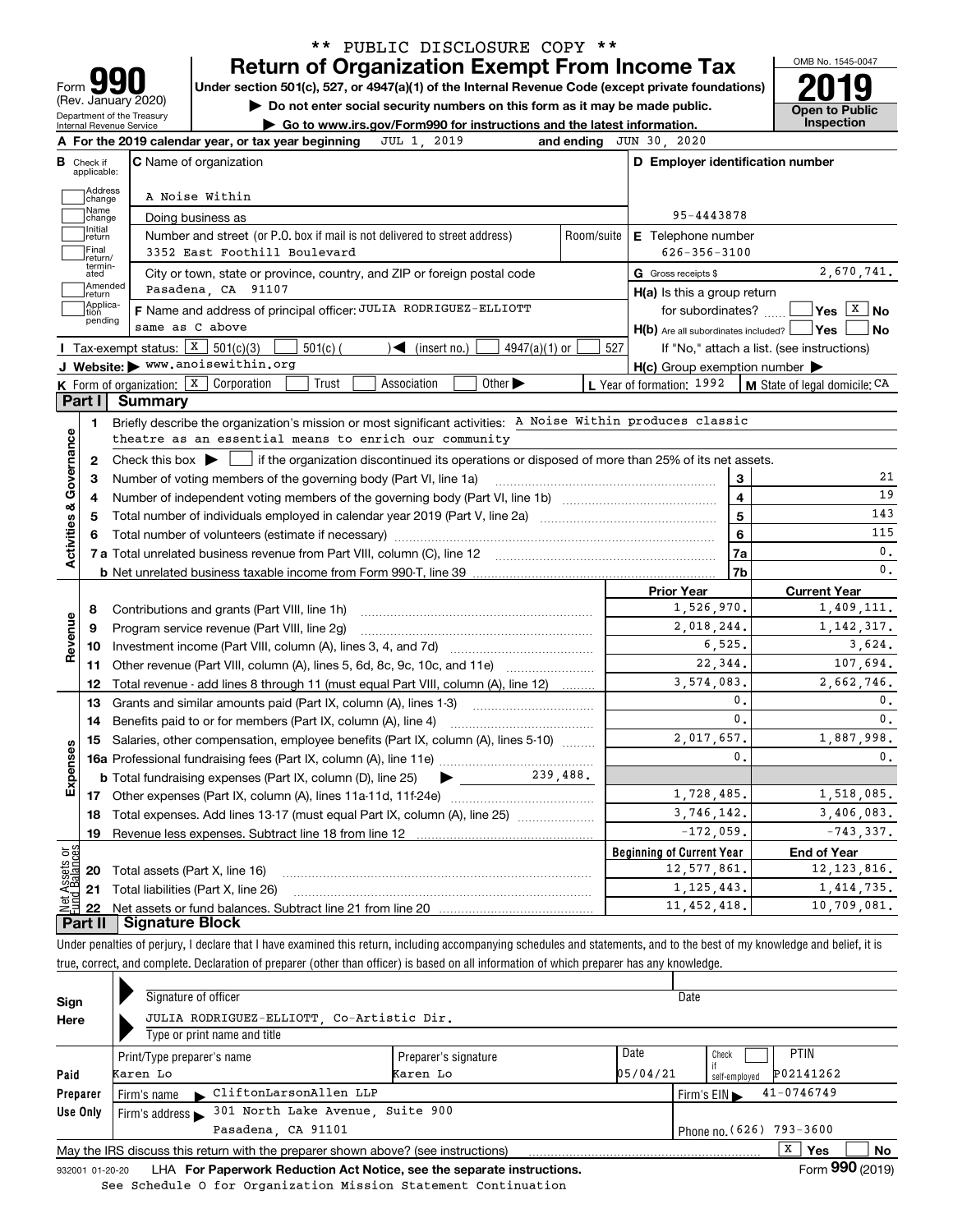\*\* PUBLIC DISCLOSURE COPY \*\*

# Form 990 — Return of Organization Exempt From Income Tax

(Rev. January 2020)

Department of the Treasury
Internal Revenue Service

Under section 501(c), 527, or 4947(a)(1) of the Internal Revenue Code (except private foundations)

▶ Do not enter social security numbers on this form as it may be made public.

▶ Go to www.irs.gov/Form990 for instructions and the latest information.

OMB No. 1545-0047

**2019**

**Open to Public Inspection**

**A** For the 2019 calendar year, or tax year beginning JUL 1, 2019 and ending JUN 30, 2020

**B** Check if applicable: Address change, Name change, Initial return, Final return/terminated, Amended return, Application pending

**C** Name of organization: A Noise Within

Doing business as

Number and street (or P.O. box if mail is not delivered to street address): 3352 East Foothill Boulevard — Room/suite

City or town, state or province, country, and ZIP or foreign postal code: Pasadena, CA 91107

**D** Employer identification number: 95-4443878

**E** Telephone number: 626-356-3100

**G** Gross receipts $ 2,670,741.

**F** Name and address of principal officer: JULIA RODRIGUEZ-ELLIOTT, same as C above

**H(a)** Is this a group return for subordinates? Yes [ ] No [X]

**H(b)** Are all subordinates included? Yes [ ] No [ ] If "No," attach a list. (see instructions)

**H(c)** Group exemption number ▶

**I** Tax-exempt status: [X] 501(c)(3) [ ] 501(c) ( ) ◀ (insert no.) [ ] 4947(a)(1) or [ ] 527

**J** Website: ▶ www.anoisewithin.org

**K** Form of organization: [X] Corporation [ ] Trust [ ] Association [ ] Other ▶

**L** Year of formation: 1992 **M** State of legal domicile: CA

## Part I Summary

**Activities & Governance**

1. Briefly describe the organization's mission or most significant activities: A Noise Within produces classic theatre as an essential means to enrich our community
2. Check this box ▶ [ ] if the organization discontinued its operations or disposed of more than 25% of its net assets.

| Line | Description | | Value |
|---|---|---|---|
| 3 | Number of voting members of the governing body (Part VI, line 1a) | 3 | 21 |
| 4 | Number of independent voting members of the governing body (Part VI, line 1b) | 4 | 19 |
| 5 | Total number of individuals employed in calendar year 2019 (Part V, line 2a) | 5 | 143 |
| 6 | Total number of volunteers (estimate if necessary) | 6 | 115 |
| 7a | Total unrelated business revenue from Part VIII, column (C), line 12 | 7a | 0. |
| b | Net unrelated business taxable income from Form 990-T, line 39 | 7b | 0. |

| Line | Description | Prior Year | Current Year |
|---|---|---|---|
| **Revenue** | | | |
| 8 | Contributions and grants (Part VIII, line 1h) | 1,526,970. | 1,409,111. |
| 9 | Program service revenue (Part VIII, line 2g) | 2,018,244. | 1,142,317. |
| 10 | Investment income (Part VIII, column (A), lines 3, 4, and 7d) | 6,525. | 3,624. |
| 11 | Other revenue (Part VIII, column (A), lines 5, 6d, 8c, 9c, 10c, and 11e) | 22,344. | 107,694. |
| 12 | Total revenue - add lines 8 through 11 (must equal Part VIII, column (A), line 12) | 3,574,083. | 2,662,746. |
| **Expenses** | | | |
| 13 | Grants and similar amounts paid (Part IX, column (A), lines 1-3) | 0. | 0. |
| 14 | Benefits paid to or for members (Part IX, column (A), line 4) | 0. | 0. |
| 15 | Salaries, other compensation, employee benefits (Part IX, column (A), lines 5-10) | 2,017,657. | 1,887,998. |
| 16a | Professional fundraising fees (Part IX, column (A), line 11e) | 0. | 0. |
| b | Total fundraising expenses (Part IX, column (D), line 25) ▶ 239,488. | | |
| 17 | Other expenses (Part IX, column (A), lines 11a-11d, 11f-24e) | 1,728,485. | 1,518,085. |
| 18 | Total expenses. Add lines 13-17 (must equal Part IX, column (A), line 25) | 3,746,142. | 3,406,083. |
| 19 | Revenue less expenses. Subtract line 18 from line 12 | -172,059. | -743,337. |

| Line | Net Assets or Fund Balances | Beginning of Current Year | End of Year |
|---|---|---|---|
| 20 | Total assets (Part X, line 16) | 12,577,861. | 12,123,816. |
| 21 | Total liabilities (Part X, line 26) | 1,125,443. | 1,414,735. |
| 22 | Net assets or fund balances. Subtract line 21 from line 20 | 11,452,418. | 10,709,081. |

## Part II Signature Block

Under penalties of perjury, I declare that I have examined this return, including accompanying schedules and statements, and to the best of my knowledge and belief, it is true, correct, and complete. Declaration of preparer (other than officer) is based on all information of which preparer has any knowledge.

**Sign Here**

Signature of officer — Date

JULIA RODRIGUEZ-ELLIOTT, Co-Artistic Dir.

Type or print name and title

**Paid Preparer Use Only**

| Print/Type preparer's name | Preparer's signature | Date | Check if self-employed | PTIN |
|---|---|---|---|---|
| Karen Lo | Karen Lo | 05/04/21 | [ ] | P02141262 |

Firm's name ▶ CliftonLarsonAllen LLP — Firm's EIN ▶ 41-0746749

Firm's address ▶ 301 North Lake Avenue, Suite 900, Pasadena, CA 91101 — Phone no. (626) 793-3600

May the IRS discuss this return with the preparer shown above? (see instructions) [X] Yes [ ] No

932001 01-20-20 LHA For Paperwork Reduction Act Notice, see the separate instructions. Form **990** (2019)

See Schedule O for Organization Mission Statement Continuation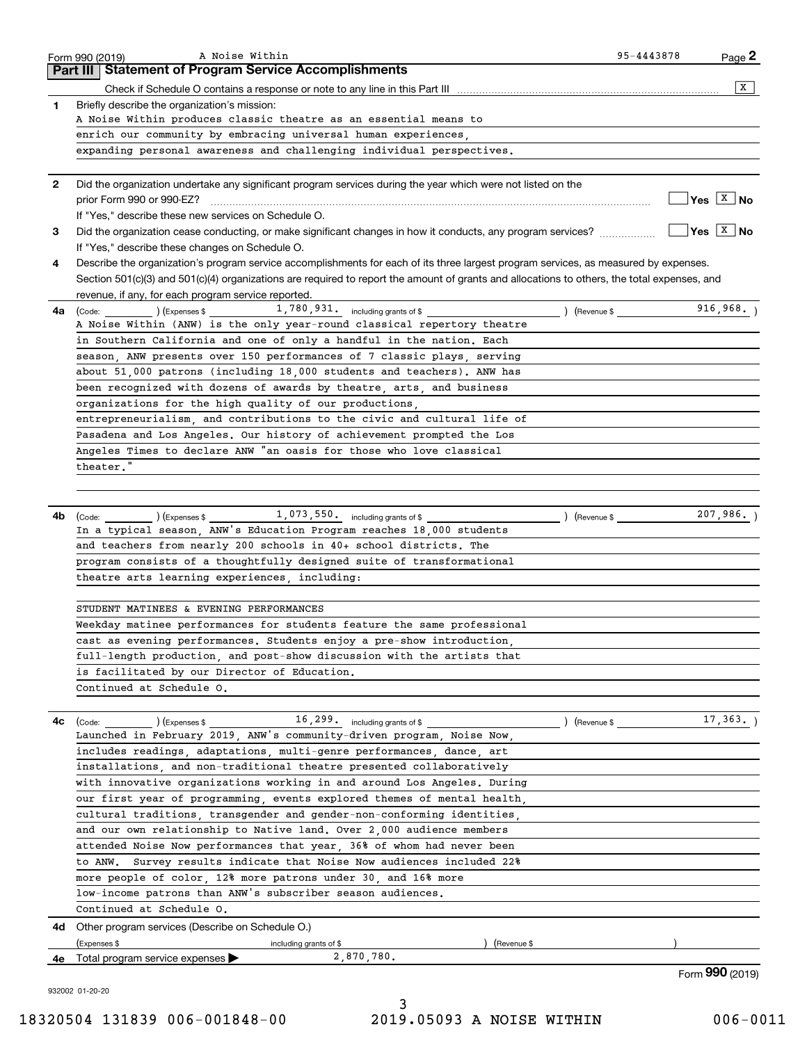Form 990 (2019) A Noise Within 95-4443878 Page **2**

## Part III Statement of Program Service Accomplishments

Check if Schedule O contains a response or note to any line in this Part III .................. [X]

**1** Briefly describe the organization's mission:

A Noise Within produces classic theatre as an essential means to enrich our community by embracing universal human experiences, expanding personal awareness and challenging individual perspectives.

**2** Did the organization undertake any significant program services during the year which were not listed on the prior Form 990 or 990-EZ? .................. [ ] Yes [X] No

If "Yes," describe these new services on Schedule O.

**3** Did the organization cease conducting, or make significant changes in how it conducts, any program services? .................. [ ] Yes [X] No

If "Yes," describe these changes on Schedule O.

**4** Describe the organization's program service accomplishments for each of its three largest program services, as measured by expenses. Section 501(c)(3) and 501(c)(4) organizations are required to report the amount of grants and allocations to others, the total expenses, and revenue, if any, for each program service reported.

**4a** (Code: ) (Expenses $ 1,780,931. including grants of $ ) (Revenue $ 916,968. )

A Noise Within (ANW) is the only year-round classical repertory theatre in Southern California and one of only a handful in the nation. Each season, ANW presents over 150 performances of 7 classic plays, serving about 51,000 patrons (including 18,000 students and teachers). ANW has been recognized with dozens of awards by theatre, arts, and business organizations for the high quality of our productions, entrepreneurialism, and contributions to the civic and cultural life of Pasadena and Los Angeles. Our history of achievement prompted the Los Angeles Times to declare ANW "an oasis for those who love classical theater."

**4b** (Code: ) (Expenses $ 1,073,550. including grants of $ ) (Revenue $ 207,986. )

In a typical season, ANW's Education Program reaches 18,000 students and teachers from nearly 200 schools in 40+ school districts. The program consists of a thoughtfully designed suite of transformational theatre arts learning experiences, including:

STUDENT MATINEES & EVENING PERFORMANCES

Weekday matinee performances for students feature the same professional cast as evening performances. Students enjoy a pre-show introduction, full-length production, and post-show discussion with the artists that is facilitated by our Director of Education.

Continued at Schedule O.

**4c** (Code: ) (Expenses $ 16,299. including grants of $ ) (Revenue $ 17,363. )

Launched in February 2019, ANW's community-driven program, Noise Now, includes readings, adaptations, multi-genre performances, dance, art installations, and non-traditional theatre presented collaboratively with innovative organizations working in and around Los Angeles. During our first year of programming, events explored themes of mental health, cultural traditions, transgender and gender-non-conforming identities, and our own relationship to Native land. Over 2,000 audience members attended Noise Now performances that year, 36% of whom had never been to ANW. Survey results indicate that Noise Now audiences included 22% more people of color, 12% more patrons under 30, and 16% more low-income patrons than ANW's subscriber season audiences.

Continued at Schedule O.

**4d** Other program services (Describe on Schedule O.)

(Expenses $ including grants of $ ) (Revenue $ )

**4e** Total program service expenses ▶ 2,870,780.

Form **990** (2019)

932002 01-20-20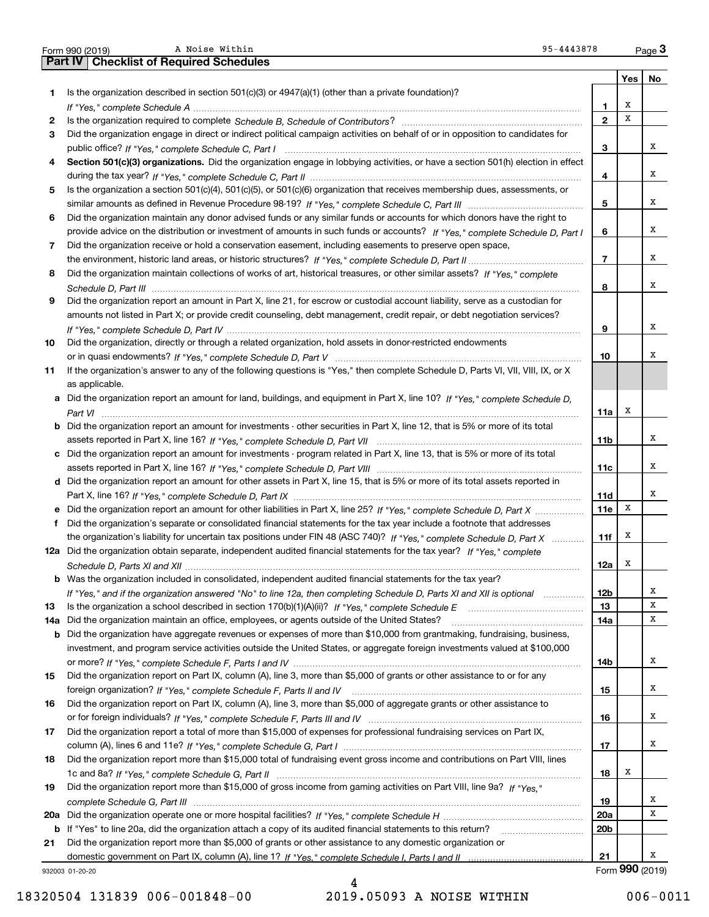Form 990 (2019) A Noise Within 95-4443878

## Part IV Checklist of Required Schedules

| | | | Yes | No |
|---|---|---|---|---|
| 1 | Is the organization described in section 501(c)(3) or 4947(a)(1) (other than a private foundation)? *If "Yes," complete Schedule A* | 1 | X | |
| 2 | Is the organization required to complete *Schedule B, Schedule of Contributors*? | 2 | X | |
| 3 | Did the organization engage in direct or indirect political campaign activities on behalf of or in opposition to candidates for public office? *If "Yes," complete Schedule C, Part I* | 3 | | X |
| 4 | **Section 501(c)(3) organizations.** Did the organization engage in lobbying activities, or have a section 501(h) election in effect during the tax year? *If "Yes," complete Schedule C, Part II* | 4 | | X |
| 5 | Is the organization a section 501(c)(4), 501(c)(5), or 501(c)(6) organization that receives membership dues, assessments, or similar amounts as defined in Revenue Procedure 98-19? *If "Yes," complete Schedule C, Part III* | 5 | | X |
| 6 | Did the organization maintain any donor advised funds or any similar funds or accounts for which donors have the right to provide advice on the distribution or investment of amounts in such funds or accounts? *If "Yes," complete Schedule D, Part I* | 6 | | X |
| 7 | Did the organization receive or hold a conservation easement, including easements to preserve open space, the environment, historic land areas, or historic structures? *If "Yes," complete Schedule D, Part II* | 7 | | X |
| 8 | Did the organization maintain collections of works of art, historical treasures, or other similar assets? *If "Yes," complete Schedule D, Part III* | 8 | | X |
| 9 | Did the organization report an amount in Part X, line 21, for escrow or custodial account liability, serve as a custodian for amounts not listed in Part X; or provide credit counseling, debt management, credit repair, or debt negotiation services? *If "Yes," complete Schedule D, Part IV* | 9 | | X |
| 10 | Did the organization, directly or through a related organization, hold assets in donor-restricted endowments or in quasi endowments? *If "Yes," complete Schedule D, Part V* | 10 | | X |
| 11 | If the organization's answer to any of the following questions is "Yes," then complete Schedule D, Parts VI, VII, VIII, IX, or X as applicable. | | | |
| a | Did the organization report an amount for land, buildings, and equipment in Part X, line 10? *If "Yes," complete Schedule D, Part VI* | 11a | X | |
| b | Did the organization report an amount for investments - other securities in Part X, line 12, that is 5% or more of its total assets reported in Part X, line 16? *If "Yes," complete Schedule D, Part VII* | 11b | | X |
| c | Did the organization report an amount for investments - program related in Part X, line 13, that is 5% or more of its total assets reported in Part X, line 16? *If "Yes," complete Schedule D, Part VIII* | 11c | | X |
| d | Did the organization report an amount for other assets in Part X, line 15, that is 5% or more of its total assets reported in Part X, line 16? *If "Yes," complete Schedule D, Part IX* | 11d | | X |
| e | Did the organization report an amount for other liabilities in Part X, line 25? *If "Yes," complete Schedule D, Part X* | 11e | X | |
| f | Did the organization's separate or consolidated financial statements for the tax year include a footnote that addresses the organization's liability for uncertain tax positions under FIN 48 (ASC 740)? *If "Yes," complete Schedule D, Part X* | 11f | X | |
| 12a | Did the organization obtain separate, independent audited financial statements for the tax year? *If "Yes," complete Schedule D, Parts XI and XII* | 12a | X | |
| b | Was the organization included in consolidated, independent audited financial statements for the tax year? *If "Yes," and if the organization answered "No" to line 12a, then completing Schedule D, Parts XI and XII is optional* | 12b | | X |
| 13 | Is the organization a school described in section 170(b)(1)(A)(ii)? *If "Yes," complete Schedule E* | 13 | | X |
| 14a | Did the organization maintain an office, employees, or agents outside of the United States? | 14a | | X |
| b | Did the organization have aggregate revenues or expenses of more than $10,000 from grantmaking, fundraising, business, investment, and program service activities outside the United States, or aggregate foreign investments valued at $100,000 or more? *If "Yes," complete Schedule F, Parts I and IV* | 14b | | X |
| 15 | Did the organization report on Part IX, column (A), line 3, more than $5,000 of grants or other assistance to or for any foreign organization? *If "Yes," complete Schedule F, Parts II and IV* | 15 | | X |
| 16 | Did the organization report on Part IX, column (A), line 3, more than $5,000 of aggregate grants or other assistance to or for foreign individuals? *If "Yes," complete Schedule F, Parts III and IV* | 16 | | X |
| 17 | Did the organization report a total of more than $15,000 of expenses for professional fundraising services on Part IX, column (A), lines 6 and 11e? *If "Yes," complete Schedule G, Part I* | 17 | | X |
| 18 | Did the organization report more than $15,000 total of fundraising event gross income and contributions on Part VIII, lines 1c and 8a? *If "Yes," complete Schedule G, Part II* | 18 | X | |
| 19 | Did the organization report more than $15,000 of gross income from gaming activities on Part VIII, line 9a? *If "Yes," complete Schedule G, Part III* | 19 | | X |
| 20a | Did the organization operate one or more hospital facilities? *If "Yes," complete Schedule H* | 20a | | X |
| b | If "Yes" to line 20a, did the organization attach a copy of its audited financial statements to this return? | 20b | | |
| 21 | Did the organization report more than $5,000 of grants or other assistance to any domestic organization or domestic government on Part IX, column (A), line 1? *If "Yes," complete Schedule I, Parts I and II* | 21 | | X |

932003 01-20-20 Form 990 (2019)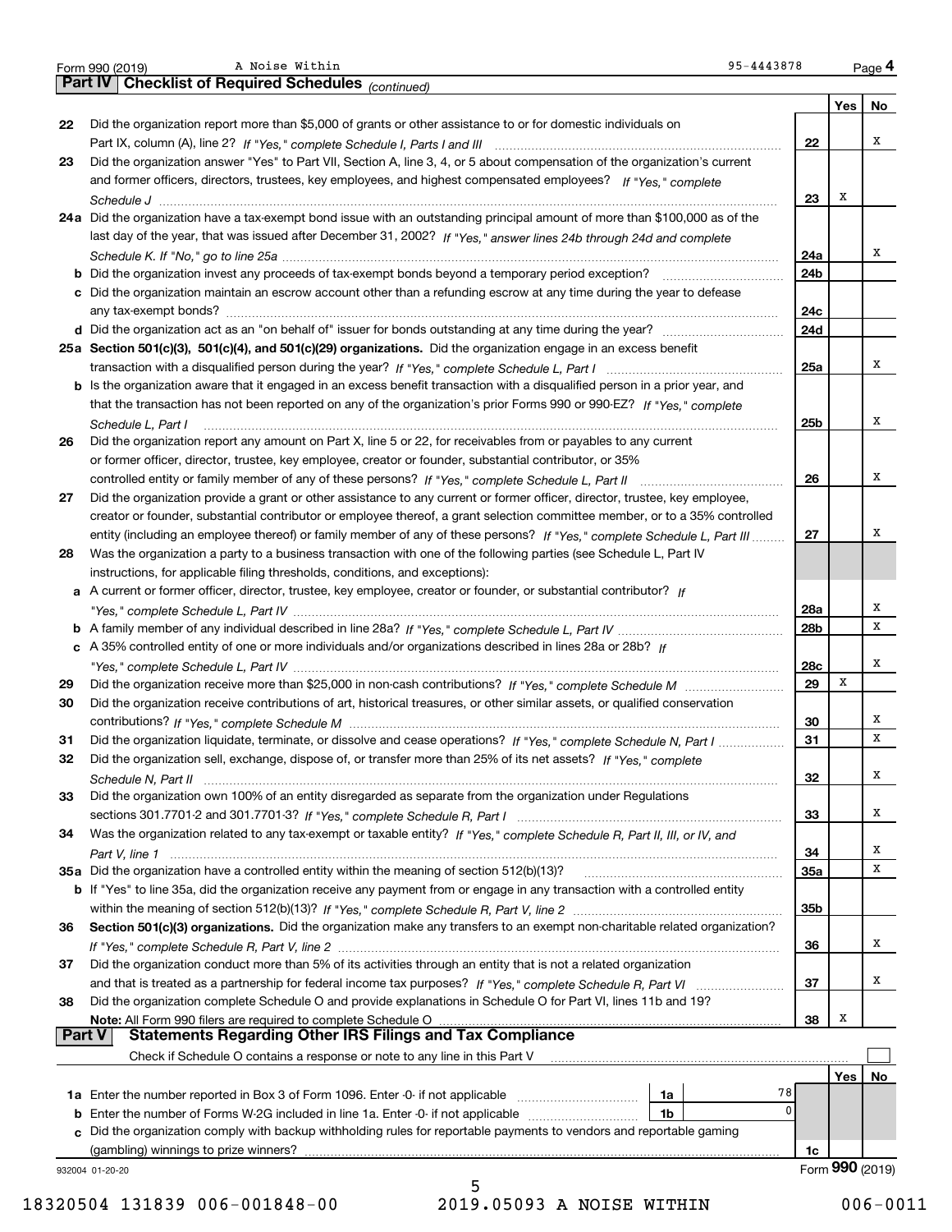Form 990 (2019) A Noise Within 95-4443878 Page 4

## Part IV Checklist of Required Schedules *(continued)*

| | | | Yes | No |
|---|---|---|---|---|
| 22 | Did the organization report more than $5,000 of grants or other assistance to or for domestic individuals on Part IX, column (A), line 2? *If "Yes," complete Schedule I, Parts I and III* | 22 | | X |
| 23 | Did the organization answer "Yes" to Part VII, Section A, line 3, 4, or 5 about compensation of the organization's current and former officers, directors, trustees, key employees, and highest compensated employees? *If "Yes," complete Schedule J* | 23 | X | |
| 24a | Did the organization have a tax-exempt bond issue with an outstanding principal amount of more than $100,000 as of the last day of the year, that was issued after December 31, 2002? *If "Yes," answer lines 24b through 24d and complete Schedule K. If "No," go to line 25a* | 24a | | X |
| b | Did the organization invest any proceeds of tax-exempt bonds beyond a temporary period exception? | 24b | | |
| c | Did the organization maintain an escrow account other than a refunding escrow at any time during the year to defease any tax-exempt bonds? | 24c | | |
| d | Did the organization act as an "on behalf of" issuer for bonds outstanding at any time during the year? | 24d | | |
| 25a | **Section 501(c)(3), 501(c)(4), and 501(c)(29) organizations.** Did the organization engage in an excess benefit transaction with a disqualified person during the year? *If "Yes," complete Schedule L, Part I* | 25a | | X |
| b | Is the organization aware that it engaged in an excess benefit transaction with a disqualified person in a prior year, and that the transaction has not been reported on any of the organization's prior Forms 990 or 990-EZ? *If "Yes," complete Schedule L, Part I* | 25b | | X |
| 26 | Did the organization report any amount on Part X, line 5 or 22, for receivables from or payables to any current or former officer, director, trustee, key employee, creator or founder, substantial contributor, or 35% controlled entity or family member of any of these persons? *If "Yes," complete Schedule L, Part II* | 26 | | X |
| 27 | Did the organization provide a grant or other assistance to any current or former officer, director, trustee, key employee, creator or founder, substantial contributor or employee thereof, a grant selection committee member, or to a 35% controlled entity (including an employee thereof) or family member of any of these persons? *If "Yes," complete Schedule L, Part III* | 27 | | X |
| 28 | Was the organization a party to a business transaction with one of the following parties (see Schedule L, Part IV instructions, for applicable filing thresholds, conditions, and exceptions): | | | |
| a | A current or former officer, director, trustee, key employee, creator or founder, or substantial contributor? *If "Yes," complete Schedule L, Part IV* | 28a | | X |
| b | A family member of any individual described in line 28a? *If "Yes," complete Schedule L, Part IV* | 28b | | X |
| c | A 35% controlled entity of one or more individuals and/or organizations described in lines 28a or 28b? *If "Yes," complete Schedule L, Part IV* | 28c | | X |
| 29 | Did the organization receive more than $25,000 in non-cash contributions? *If "Yes," complete Schedule M* | 29 | X | |
| 30 | Did the organization receive contributions of art, historical treasures, or other similar assets, or qualified conservation contributions? *If "Yes," complete Schedule M* | 30 | | X |
| 31 | Did the organization liquidate, terminate, or dissolve and cease operations? *If "Yes," complete Schedule N, Part I* | 31 | | X |
| 32 | Did the organization sell, exchange, dispose of, or transfer more than 25% of its net assets? *If "Yes," complete Schedule N, Part II* | 32 | | X |
| 33 | Did the organization own 100% of an entity disregarded as separate from the organization under Regulations sections 301.7701-2 and 301.7701-3? *If "Yes," complete Schedule R, Part I* | 33 | | X |
| 34 | Was the organization related to any tax-exempt or taxable entity? *If "Yes," complete Schedule R, Part II, III, or IV, and Part V, line 1* | 34 | | X |
| 35a | Did the organization have a controlled entity within the meaning of section 512(b)(13)? | 35a | | X |
| b | If "Yes" to line 35a, did the organization receive any payment from or engage in any transaction with a controlled entity within the meaning of section 512(b)(13)? *If "Yes," complete Schedule R, Part V, line 2* | 35b | | |
| 36 | **Section 501(c)(3) organizations.** Did the organization make any transfers to an exempt non-charitable related organization? *If "Yes," complete Schedule R, Part V, line 2* | 36 | | X |
| 37 | Did the organization conduct more than 5% of its activities through an entity that is not a related organization and that is treated as a partnership for federal income tax purposes? *If "Yes," complete Schedule R, Part VI* | 37 | | X |
| 38 | Did the organization complete Schedule O and provide explanations in Schedule O for Part VI, lines 11b and 19? **Note:** All Form 990 filers are required to complete Schedule O | 38 | X | |

## Part V Statements Regarding Other IRS Filings and Tax Compliance

Check if Schedule O contains a response or note to any line in this Part V ☐

| | | | | | Yes | No |
|---|---|---|---|---|---|---|
| 1a | Enter the number reported in Box 3 of Form 1096. Enter -0- if not applicable | 1a | 78 | | | |
| b | Enter the number of Forms W-2G included in line 1a. Enter -0- if not applicable | 1b | 0 | | | |
| c | Did the organization comply with backup withholding rules for reportable payments to vendors and reportable gaming (gambling) winnings to prize winners? | | | 1c | | |

932004 01-20-20 Form 990 (2019)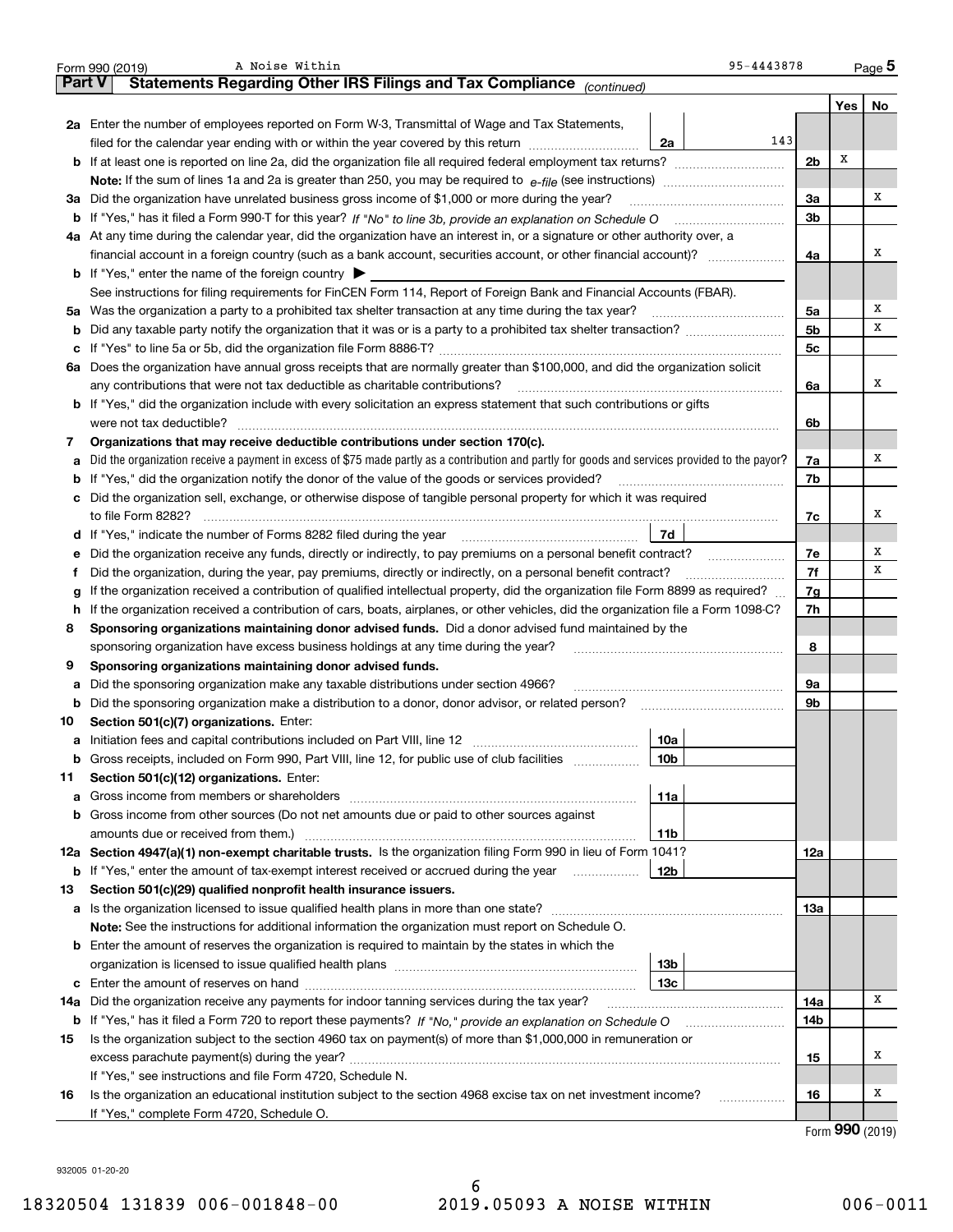Form 990 (2019) A Noise Within 95-4443878 Page 5

## Part V Statements Regarding Other IRS Filings and Tax Compliance *(continued)*

| | | | | Yes | No |
|---|---|---|---|---|---|
| **2a** | Enter the number of employees reported on Form W-3, Transmittal of Wage and Tax Statements, filed for the calendar year ending with or within the year covered by this return | 2a 143 | | | |
| **b** | If at least one is reported on line 2a, did the organization file all required federal employment tax returns? | | 2b | X | |
| | **Note:** If the sum of lines 1a and 2a is greater than 250, you may be required to *e-file* (see instructions) | | | | |
| **3a** | Did the organization have unrelated business gross income of $1,000 or more during the year? | | 3a | | X |
| **b** | If "Yes," has it filed a Form 990-T for this year? *If "No" to line 3b, provide an explanation on Schedule O* | | 3b | | |
| **4a** | At any time during the calendar year, did the organization have an interest in, or a signature or other authority over, a financial account in a foreign country (such as a bank account, securities account, or other financial account)? | | 4a | | X |
| **b** | If "Yes," enter the name of the foreign country ▶ | | | | |
| | See instructions for filing requirements for FinCEN Form 114, Report of Foreign Bank and Financial Accounts (FBAR). | | | | |
| **5a** | Was the organization a party to a prohibited tax shelter transaction at any time during the tax year? | | 5a | | X |
| **b** | Did any taxable party notify the organization that it was or is a party to a prohibited tax shelter transaction? | | 5b | | X |
| **c** | If "Yes" to line 5a or 5b, did the organization file Form 8886-T? | | 5c | | |
| **6a** | Does the organization have annual gross receipts that are normally greater than $100,000, and did the organization solicit any contributions that were not tax deductible as charitable contributions? | | 6a | | X |
| **b** | If "Yes," did the organization include with every solicitation an express statement that such contributions or gifts were not tax deductible? | | 6b | | |
| **7** | **Organizations that may receive deductible contributions under section 170(c).** | | | | |
| **a** | Did the organization receive a payment in excess of $75 made partly as a contribution and partly for goods and services provided to the payor? | | 7a | | X |
| **b** | If "Yes," did the organization notify the donor of the value of the goods or services provided? | | 7b | | |
| **c** | Did the organization sell, exchange, or otherwise dispose of tangible personal property for which it was required to file Form 8282? | | 7c | | X |
| **d** | If "Yes," indicate the number of Forms 8282 filed during the year | 7d | | | |
| **e** | Did the organization receive any funds, directly or indirectly, to pay premiums on a personal benefit contract? | | 7e | | X |
| **f** | Did the organization, during the year, pay premiums, directly or indirectly, on a personal benefit contract? | | 7f | | X |
| **g** | If the organization received a contribution of qualified intellectual property, did the organization file Form 8899 as required? | | 7g | | |
| **h** | If the organization received a contribution of cars, boats, airplanes, or other vehicles, did the organization file a Form 1098-C? | | 7h | | |
| **8** | **Sponsoring organizations maintaining donor advised funds.** Did a donor advised fund maintained by the sponsoring organization have excess business holdings at any time during the year? | | 8 | | |
| **9** | **Sponsoring organizations maintaining donor advised funds.** | | | | |
| **a** | Did the sponsoring organization make any taxable distributions under section 4966? | | 9a | | |
| **b** | Did the sponsoring organization make a distribution to a donor, donor advisor, or related person? | | 9b | | |
| **10** | **Section 501(c)(7) organizations.** Enter: | | | | |
| **a** | Initiation fees and capital contributions included on Part VIII, line 12 | 10a | | | |
| **b** | Gross receipts, included on Form 990, Part VIII, line 12, for public use of club facilities | 10b | | | |
| **11** | **Section 501(c)(12) organizations.** Enter: | | | | |
| **a** | Gross income from members or shareholders | 11a | | | |
| **b** | Gross income from other sources (Do not net amounts due or paid to other sources against amounts due or received from them.) | 11b | | | |
| **12a** | **Section 4947(a)(1) non-exempt charitable trusts.** Is the organization filing Form 990 in lieu of Form 1041? | | 12a | | |
| **b** | If "Yes," enter the amount of tax-exempt interest received or accrued during the year | 12b | | | |
| **13** | **Section 501(c)(29) qualified nonprofit health insurance issuers.** | | | | |
| **a** | Is the organization licensed to issue qualified health plans in more than one state? | | 13a | | |
| | **Note:** See the instructions for additional information the organization must report on Schedule O. | | | | |
| **b** | Enter the amount of reserves the organization is required to maintain by the states in which the organization is licensed to issue qualified health plans | 13b | | | |
| **c** | Enter the amount of reserves on hand | 13c | | | |
| **14a** | Did the organization receive any payments for indoor tanning services during the tax year? | | 14a | | X |
| **b** | If "Yes," has it filed a Form 720 to report these payments? *If "No," provide an explanation on Schedule O* | | 14b | | |
| **15** | Is the organization subject to the section 4960 tax on payment(s) of more than $1,000,000 in remuneration or excess parachute payment(s) during the year? | | 15 | | X |
| | If "Yes," see instructions and file Form 4720, Schedule N. | | | | |
| **16** | Is the organization an educational institution subject to the section 4968 excise tax on net investment income? | | 16 | | X |
| | If "Yes," complete Form 4720, Schedule O. | | | | |

Form **990** (2019)

932005 01-20-20

18320504 131839 006-001848-00 2019.05093 A NOISE WITHIN 006-0011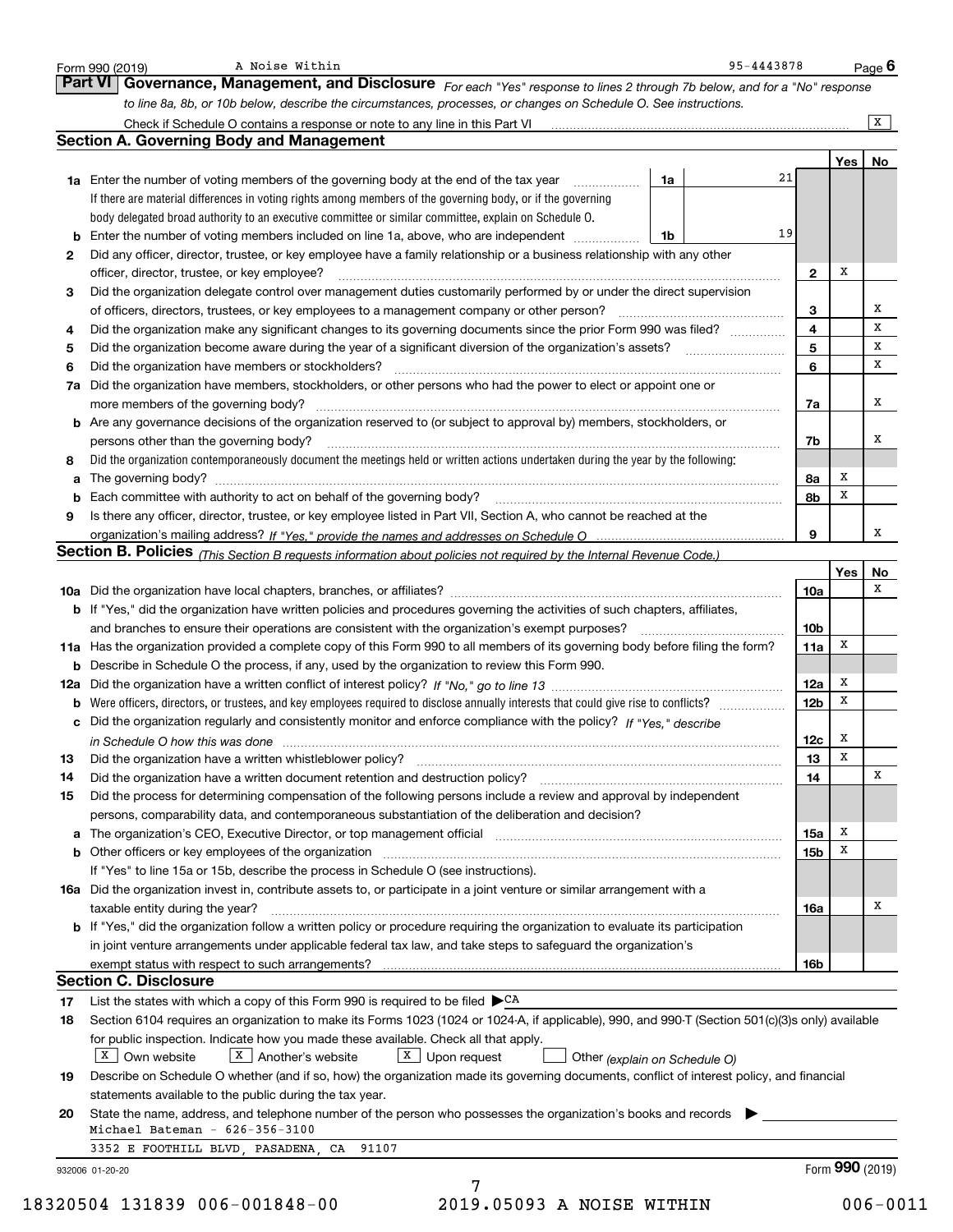Form 990 (2019) A Noise Within 95-4443878

## Part VI Governance, Management, and Disclosure

*For each "Yes" response to lines 2 through 7b below, and for a "No" response to line 8a, 8b, or 10b below, describe the circumstances, processes, or changes on Schedule O. See instructions.*

Check if Schedule O contains a response or note to any line in this Part VI .......... [X]

### Section A. Governing Body and Management

| | | | | Yes | No |
|---|---|---|---|---|---|
| 1a | Enter the number of voting members of the governing body at the end of the tax year. If there are material differences in voting rights among members of the governing body, or if the governing body delegated broad authority to an executive committee or similar committee, explain on Schedule O. | 1a | 21 | | |
| b | Enter the number of voting members included on line 1a, above, who are independent | 1b | 19 | | |
| 2 | Did any officer, director, trustee, or key employee have a family relationship or a business relationship with any other officer, director, trustee, or key employee? | 2 | | X | |
| 3 | Did the organization delegate control over management duties customarily performed by or under the direct supervision of officers, directors, trustees, or key employees to a management company or other person? | 3 | | | X |
| 4 | Did the organization make any significant changes to its governing documents since the prior Form 990 was filed? | 4 | | | X |
| 5 | Did the organization become aware during the year of a significant diversion of the organization's assets? | 5 | | | X |
| 6 | Did the organization have members or stockholders? | 6 | | | X |
| 7a | Did the organization have members, stockholders, or other persons who had the power to elect or appoint one or more members of the governing body? | 7a | | | X |
| b | Are any governance decisions of the organization reserved to (or subject to approval by) members, stockholders, or persons other than the governing body? | 7b | | | X |
| 8 | Did the organization contemporaneously document the meetings held or written actions undertaken during the year by the following: | | | | |
| a | The governing body? | 8a | | X | |
| b | Each committee with authority to act on behalf of the governing body? | 8b | | X | |
| 9 | Is there any officer, director, trustee, or key employee listed in Part VII, Section A, who cannot be reached at the organization's mailing address? *If "Yes," provide the names and addresses on Schedule O* | 9 | | | X |

### Section B. Policies *(This Section B requests information about policies not required by the Internal Revenue Code.)*

| | | | Yes | No |
|---|---|---|---|---|
| 10a | Did the organization have local chapters, branches, or affiliates? | 10a | | X |
| b | If "Yes," did the organization have written policies and procedures governing the activities of such chapters, affiliates, and branches to ensure their operations are consistent with the organization's exempt purposes? | 10b | | |
| 11a | Has the organization provided a complete copy of this Form 990 to all members of its governing body before filing the form? | 11a | X | |
| b | Describe in Schedule O the process, if any, used by the organization to review this Form 990. | | | |
| 12a | Did the organization have a written conflict of interest policy? *If "No," go to line 13* | 12a | X | |
| b | Were officers, directors, or trustees, and key employees required to disclose annually interests that could give rise to conflicts? | 12b | X | |
| c | Did the organization regularly and consistently monitor and enforce compliance with the policy? *If "Yes," describe in Schedule O how this was done* | 12c | X | |
| 13 | Did the organization have a written whistleblower policy? | 13 | X | |
| 14 | Did the organization have a written document retention and destruction policy? | 14 | | X |
| 15 | Did the process for determining compensation of the following persons include a review and approval by independent persons, comparability data, and contemporaneous substantiation of the deliberation and decision? | | | |
| a | The organization's CEO, Executive Director, or top management official | 15a | X | |
| b | Other officers or key employees of the organization | 15b | X | |
| | If "Yes" to line 15a or 15b, describe the process in Schedule O (see instructions). | | | |
| 16a | Did the organization invest in, contribute assets to, or participate in a joint venture or similar arrangement with a taxable entity during the year? | 16a | | X |
| b | If "Yes," did the organization follow a written policy or procedure requiring the organization to evaluate its participation in joint venture arrangements under applicable federal tax law, and take steps to safeguard the organization's exempt status with respect to such arrangements? | 16b | | |

### Section C. Disclosure

17 List the states with which a copy of this Form 990 is required to be filed ▶ CA

18 Section 6104 requires an organization to make its Forms 1023 (1024 or 1024-A, if applicable), 990, and 990-T (Section 501(c)(3)s only) available for public inspection. Indicate how you made these available. Check all that apply.

[X] Own website [X] Another's website [X] Upon request [ ] Other *(explain on Schedule O)*

19 Describe on Schedule O whether (and if so, how) the organization made its governing documents, conflict of interest policy, and financial statements available to the public during the tax year.

20 State the name, address, and telephone number of the person who possesses the organization's books and records ▶

Michael Bateman - 626-356-3100

3352 E FOOTHILL BLVD, PASADENA, CA 91107

932006 01-20-20 Form **990** (2019)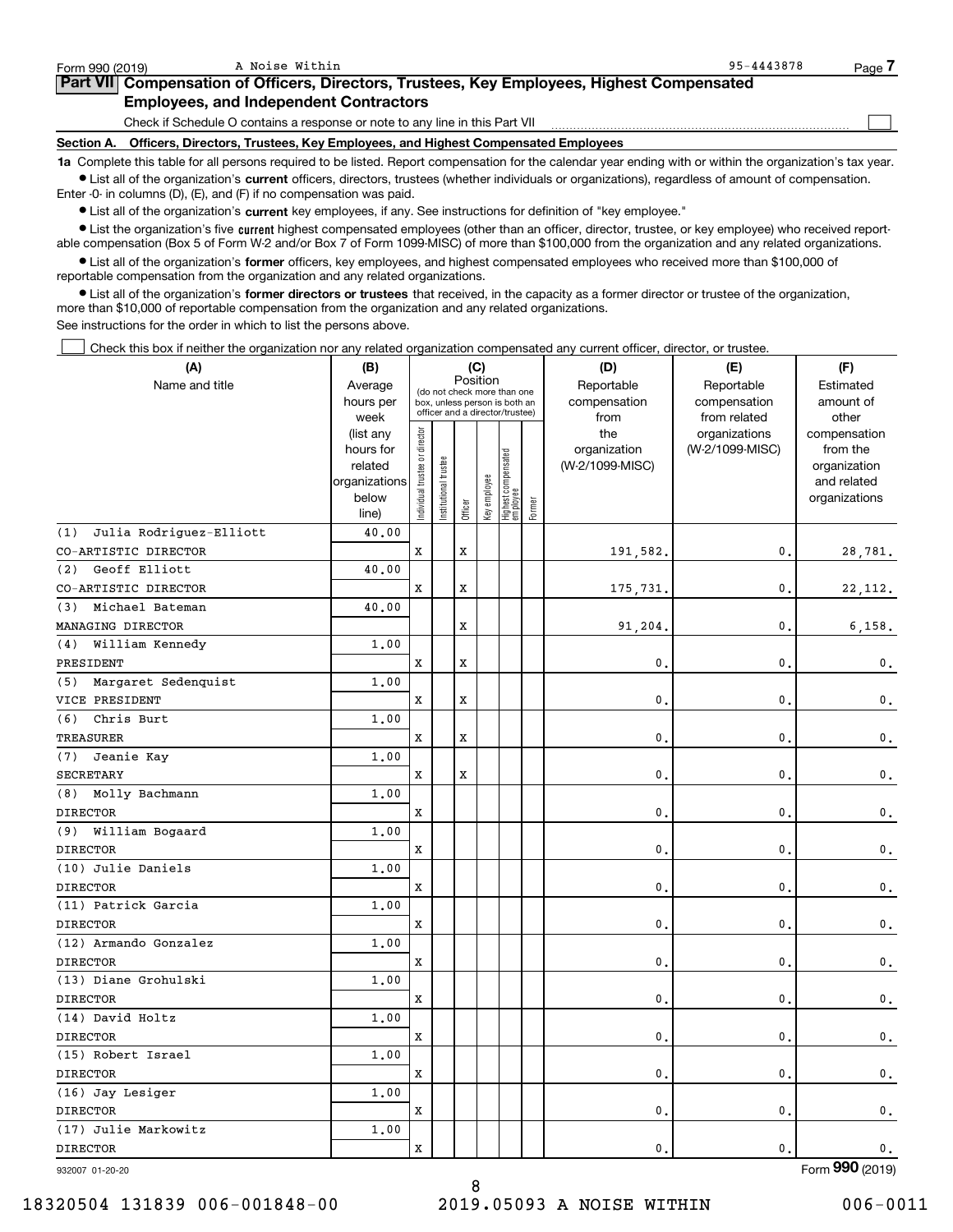Form 990 (2019) A Noise Within 95-4443878

## Part VII Compensation of Officers, Directors, Trustees, Key Employees, Highest Compensated Employees, and Independent Contractors

Check if Schedule O contains a response or note to any line in this Part VII ☐

### Section A. Officers, Directors, Trustees, Key Employees, and Highest Compensated Employees

**1a** Complete this table for all persons required to be listed. Report compensation for the calendar year ending with or within the organization's tax year.

- List all of the organization's **current** officers, directors, trustees (whether individuals or organizations), regardless of amount of compensation. Enter -0- in columns (D), (E), and (F) if no compensation was paid.
- List all of the organization's **current** key employees, if any. See instructions for definition of "key employee."
- List the organization's five **current** highest compensated employees (other than an officer, director, trustee, or key employee) who received reportable compensation (Box 5 of Form W-2 and/or Box 7 of Form 1099-MISC) of more than $100,000 from the organization and any related organizations.
- List all of the organization's **former** officers, key employees, and highest compensated employees who received more than $100,000 of reportable compensation from the organization and any related organizations.
- List all of the organization's **former directors or trustees** that received, in the capacity as a former director or trustee of the organization, more than $10,000 of reportable compensation from the organization and any related organizations.

See instructions for the order in which to list the persons above.

☐ Check this box if neither the organization nor any related organization compensated any current officer, director, or trustee.

| (A) Name and title | (B) Average hours per week (list any hours for related organizations below line) | (C) Position: Individual trustee or director | Institutional trustee | Officer | Key employee | Highest compensated employee | Former | (D) Reportable compensation from the organization (W-2/1099-MISC) | (E) Reportable compensation from related organizations (W-2/1099-MISC) | (F) Estimated amount of other compensation from the organization and related organizations |
|---|---|---|---|---|---|---|---|---|---|---|
| (1) Julia Rodriguez-Elliott<br>CO-ARTISTIC DIRECTOR | 40.00 | X | | X | | | | 191,582. | 0. | 28,781. |
| (2) Geoff Elliott<br>CO-ARTISTIC DIRECTOR | 40.00 | X | | X | | | | 175,731. | 0. | 22,112. |
| (3) Michael Bateman<br>MANAGING DIRECTOR | 40.00 | | | X | | | | 91,204. | 0. | 6,158. |
| (4) William Kennedy<br>PRESIDENT | 1.00 | X | | X | | | | 0. | 0. | 0. |
| (5) Margaret Sedenquist<br>VICE PRESIDENT | 1.00 | X | | X | | | | 0. | 0. | 0. |
| (6) Chris Burt<br>TREASURER | 1.00 | X | | X | | | | 0. | 0. | 0. |
| (7) Jeanie Kay<br>SECRETARY | 1.00 | X | | X | | | | 0. | 0. | 0. |
| (8) Molly Bachmann<br>DIRECTOR | 1.00 | X | | | | | | 0. | 0. | 0. |
| (9) William Bogaard<br>DIRECTOR | 1.00 | X | | | | | | 0. | 0. | 0. |
| (10) Julie Daniels<br>DIRECTOR | 1.00 | X | | | | | | 0. | 0. | 0. |
| (11) Patrick Garcia<br>DIRECTOR | 1.00 | X | | | | | | 0. | 0. | 0. |
| (12) Armando Gonzalez<br>DIRECTOR | 1.00 | X | | | | | | 0. | 0. | 0. |
| (13) Diane Grohulski<br>DIRECTOR | 1.00 | X | | | | | | 0. | 0. | 0. |
| (14) David Holtz<br>DIRECTOR | 1.00 | X | | | | | | 0. | 0. | 0. |
| (15) Robert Israel<br>DIRECTOR | 1.00 | X | | | | | | 0. | 0. | 0. |
| (16) Jay Lesiger<br>DIRECTOR | 1.00 | X | | | | | | 0. | 0. | 0. |
| (17) Julie Markowitz<br>DIRECTOR | 1.00 | X | | | | | | 0. | 0. | 0. |

932007 01-20-20 Form 990 (2019)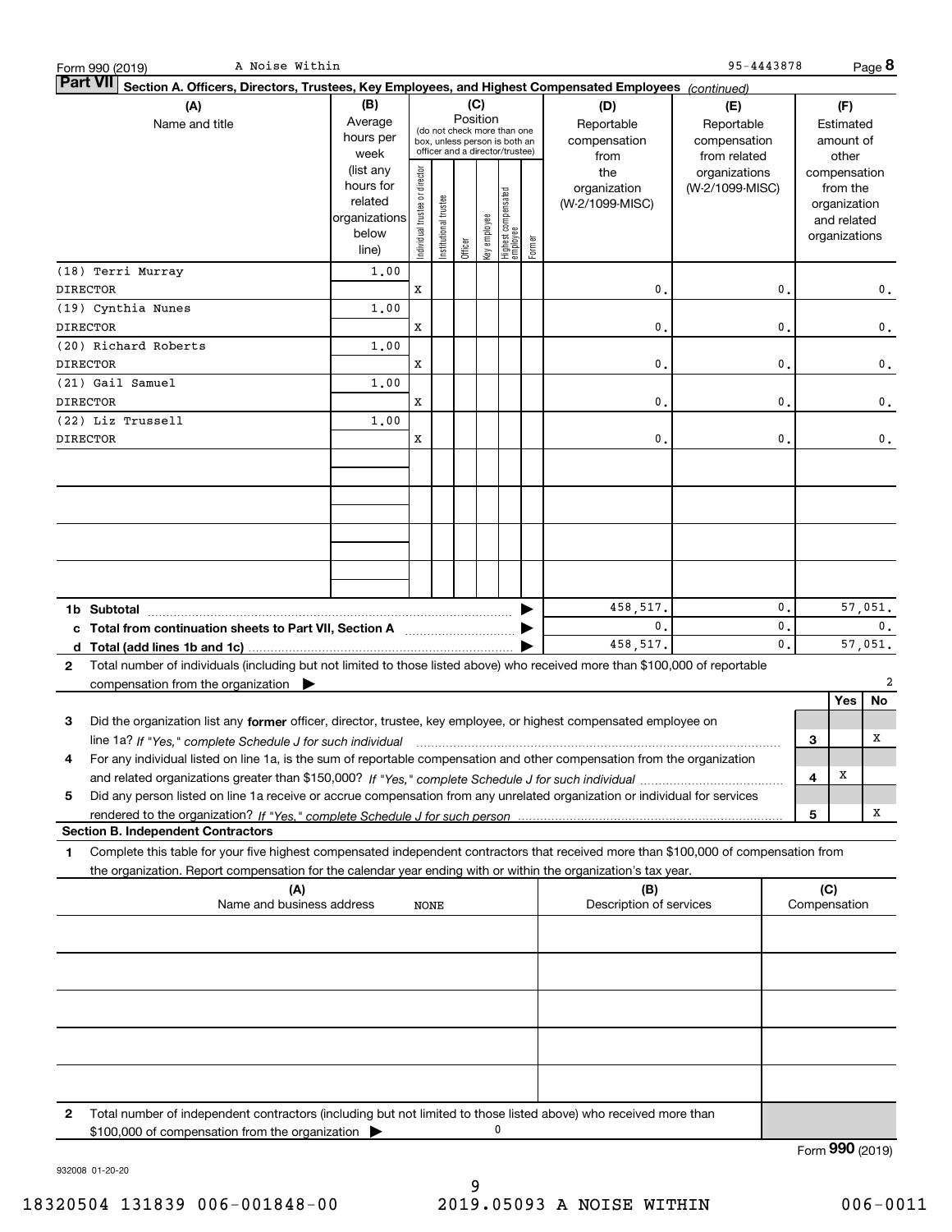Form 990 (2019) A Noise Within 95-4443878 Page **8**

**Part VII** **Section A. Officers, Directors, Trustees, Key Employees, and Highest Compensated Employees** *(continued)*

| (A) Name and title | (B) Average hours per week (list any hours for related organizations below line) | (C) Position: Individual trustee or director | Institutional trustee | Officer | Key employee | Highest compensated employee | Former | (D) Reportable compensation from the organization (W-2/1099-MISC) | (E) Reportable compensation from related organizations (W-2/1099-MISC) | (F) Estimated amount of other compensation from the organization and related organizations |
|---|---|---|---|---|---|---|---|---|---|---|
| (18) Terri Murray<br>DIRECTOR | 1.00 | X | | | | | | 0. | 0. | 0. |
| (19) Cynthia Nunes<br>DIRECTOR | 1.00 | X | | | | | | 0. | 0. | 0. |
| (20) Richard Roberts<br>DIRECTOR | 1.00 | X | | | | | | 0. | 0. | 0. |
| (21) Gail Samuel<br>DIRECTOR | 1.00 | X | | | | | | 0. | 0. | 0. |
| (22) Liz Trussell<br>DIRECTOR | 1.00 | X | | | | | | 0. | 0. | 0. |
| | | | | | | | | | | |
| | | | | | | | | | | |
| | | | | | | | | | | |
| | | | | | | | | | | |
| **1b Subtotal** | | | | | | | | 458,517. | 0. | 57,051. |
| **c Total from continuation sheets to Part VII, Section A** | | | | | | | | 0. | 0. | 0. |
| **d Total (add lines 1b and 1c)** | | | | | | | | 458,517. | 0. | 57,051. |

**2** Total number of individuals (including but not limited to those listed above) who received more than $100,000 of reportable compensation from the organization ▶ 2

| | | | Yes | No |
|---|---|---|---|---|
| **3** | Did the organization list any **former** officer, director, trustee, key employee, or highest compensated employee on line 1a? *If "Yes," complete Schedule J for such individual* | 3 | | X |
| **4** | For any individual listed on line 1a, is the sum of reportable compensation and other compensation from the organization and related organizations greater than $150,000? *If "Yes," complete Schedule J for such individual* | 4 | X | |
| **5** | Did any person listed on line 1a receive or accrue compensation from any unrelated organization or individual for services rendered to the organization? *If "Yes," complete Schedule J for such person* | 5 | | X |

**Section B. Independent Contractors**

**1** Complete this table for your five highest compensated independent contractors that received more than $100,000 of compensation from the organization. Report compensation for the calendar year ending with or within the organization's tax year.

| (A) Name and business address | (B) Description of services | (C) Compensation |
|---|---|---|
| NONE | | |
| | | |
| | | |
| | | |
| | | |

**2** Total number of independent contractors (including but not limited to those listed above) who received more than $100,000 of compensation from the organization ▶ 0

Form **990** (2019)

932008 01-20-20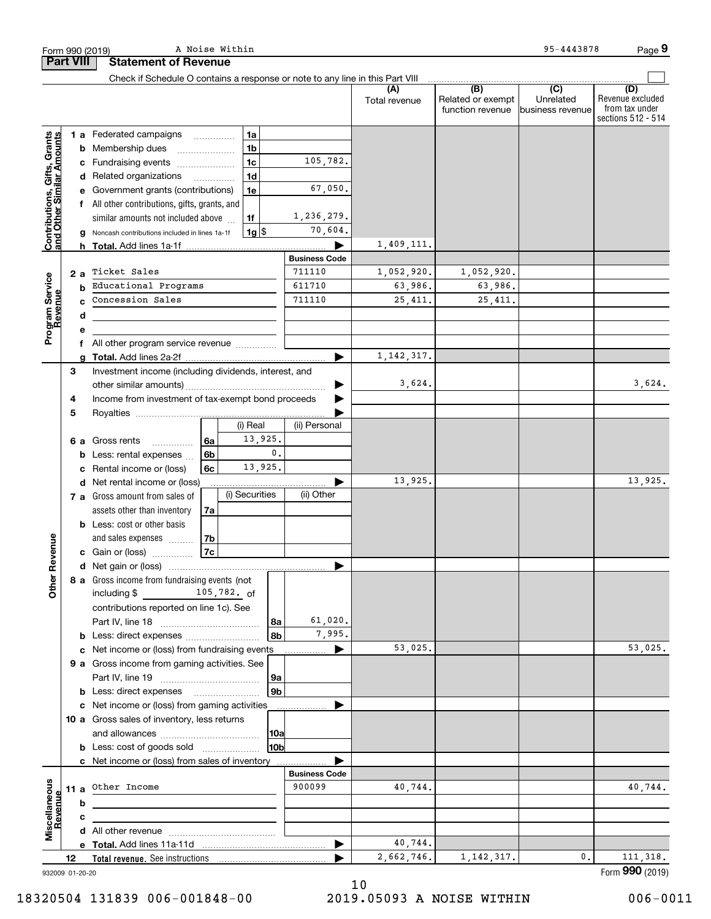Form 990 (2019) A Noise Within 95-4443878

## Part VIII Statement of Revenue

Check if Schedule O contains a response or note to any line in this Part VIII ☐

| | | | (A) Total revenue | (B) Related or exempt function revenue | (C) Unrelated business revenue | (D) Revenue excluded from tax under sections 512 - 514 |
|---|---|---|---|---|---|---|
| **Contributions, Gifts, Grants and Other Similar Amounts** | | | | | | |
| 1a Federated campaigns | 1a | | | | | |
| b Membership dues | 1b | | | | | |
| c Fundraising events | 1c | 105,782. | | | | |
| d Related organizations | 1d | | | | | |
| e Government grants (contributions) | 1e | 67,050. | | | | |
| f All other contributions, gifts, grants, and similar amounts not included above | 1f | 1,236,279. | | | | |
| g Noncash contributions included in lines 1a-1f | 1g $ | 70,604. | | | | |
| h **Total.** Add lines 1a-1f | | | 1,409,111. | | | |
| **Program Service Revenue** | | **Business Code** | | | | |
| 2a Ticket Sales | | 711110 | 1,052,920. | 1,052,920. | | |
| b Educational Programs | | 611710 | 63,986. | 63,986. | | |
| c Concession Sales | | 711110 | 25,411. | 25,411. | | |
| d | | | | | | |
| e | | | | | | |
| f All other program service revenue | | | | | | |
| g **Total.** Add lines 2a-2f | | | 1,142,317. | | | |
| **Other Revenue** | | | | | | |
| 3 Investment income (including dividends, interest, and other similar amounts) | | | 3,624. | | | 3,624. |
| 4 Income from investment of tax-exempt bond proceeds | | | | | | |
| 5 Royalties | | | | | | |
| | (i) Real | (ii) Personal | | | | |
| 6a Gross rents (6a) | 13,925. | | | | | |
| b Less: rental expenses (6b) | 0. | | | | | |
| c Rental income or (loss) (6c) | 13,925. | | | | | |
| d Net rental income or (loss) | | | 13,925. | | | 13,925. |
| | (i) Securities | (ii) Other | | | | |
| 7a Gross amount from sales of assets other than inventory (7a) | | | | | | |
| b Less: cost or other basis and sales expenses (7b) | | | | | | |
| c Gain or (loss) (7c) | | | | | | |
| d Net gain or (loss) | | | | | | |
| 8a Gross income from fundraising events (not including $ 105,782. of contributions reported on line 1c). See Part IV, line 18 | 8a | 61,020. | | | | |
| b Less: direct expenses | 8b | 7,995. | | | | |
| c Net income or (loss) from fundraising events | | | 53,025. | | | 53,025. |
| 9a Gross income from gaming activities. See Part IV, line 19 | 9a | | | | | |
| b Less: direct expenses | 9b | | | | | |
| c Net income or (loss) from gaming activities | | | | | | |
| 10a Gross sales of inventory, less returns and allowances | 10a | | | | | |
| b Less: cost of goods sold | 10b | | | | | |
| c Net income or (loss) from sales of inventory | | | | | | |
| **Miscellaneous Revenue** | | **Business Code** | | | | |
| 11a Other Income | | 900099 | 40,744. | | | 40,744. |
| b | | | | | | |
| c | | | | | | |
| d All other revenue | | | | | | |
| e **Total.** Add lines 11a-11d | | | 40,744. | | | |
| 12 **Total revenue.** See instructions | | | 2,662,746. | 1,142,317. | 0. | 111,318. |

932009 01-20-20 Form **990** (2019)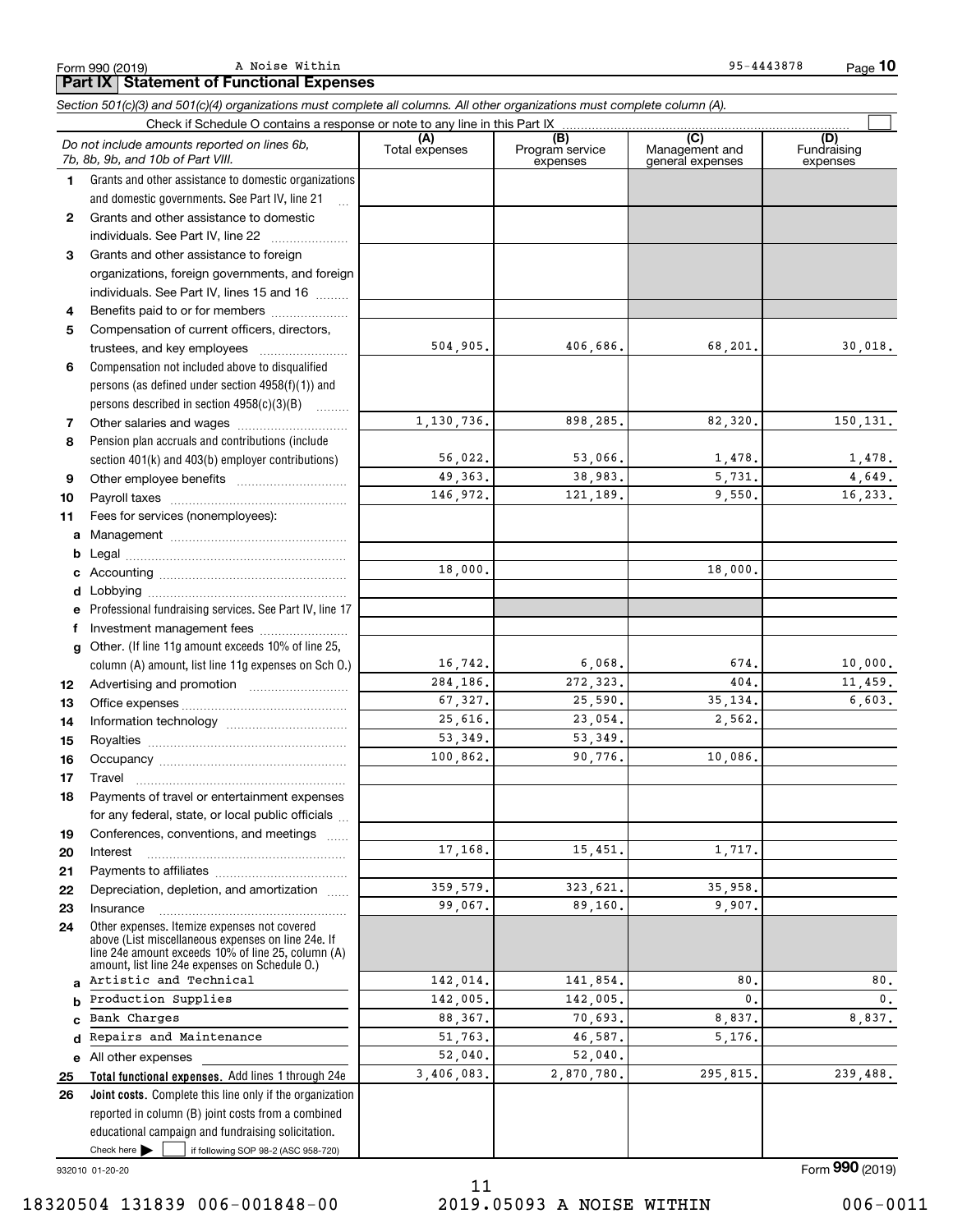Form 990 (2019) A Noise Within 95-4443878

## Part IX Statement of Functional Expenses

*Section 501(c)(3) and 501(c)(4) organizations must complete all columns. All other organizations must complete column (A).*

Check if Schedule O contains a response or note to any line in this Part IX ☐

| *Do not include amounts reported on lines 6b, 7b, 8b, 9b, and 10b of Part VIII.* | (A) Total expenses | (B) Program service expenses | (C) Management and general expenses | (D) Fundraising expenses |
|---|---|---|---|---|
| **1** Grants and other assistance to domestic organizations and domestic governments. See Part IV, line 21 | | | | |
| **2** Grants and other assistance to domestic individuals. See Part IV, line 22 | | | | |
| **3** Grants and other assistance to foreign organizations, foreign governments, and foreign individuals. See Part IV, lines 15 and 16 | | | | |
| **4** Benefits paid to or for members | | | | |
| **5** Compensation of current officers, directors, trustees, and key employees | 504,905. | 406,686. | 68,201. | 30,018. |
| **6** Compensation not included above to disqualified persons (as defined under section 4958(f)(1)) and persons described in section 4958(c)(3)(B) | | | | |
| **7** Other salaries and wages | 1,130,736. | 898,285. | 82,320. | 150,131. |
| **8** Pension plan accruals and contributions (include section 401(k) and 403(b) employer contributions) | 56,022. | 53,066. | 1,478. | 1,478. |
| **9** Other employee benefits | 49,363. | 38,983. | 5,731. | 4,649. |
| **10** Payroll taxes | 146,972. | 121,189. | 9,550. | 16,233. |
| **11** Fees for services (nonemployees): | | | | |
| **a** Management | | | | |
| **b** Legal | | | | |
| **c** Accounting | 18,000. | | 18,000. | |
| **d** Lobbying | | | | |
| **e** Professional fundraising services. See Part IV, line 17 | | | | |
| **f** Investment management fees | | | | |
| **g** Other. (If line 11g amount exceeds 10% of line 25, column (A) amount, list line 11g expenses on Sch O.) | 16,742. | 6,068. | 674. | 10,000. |
| **12** Advertising and promotion | 284,186. | 272,323. | 404. | 11,459. |
| **13** Office expenses | 67,327. | 25,590. | 35,134. | 6,603. |
| **14** Information technology | 25,616. | 23,054. | 2,562. | |
| **15** Royalties | 53,349. | 53,349. | | |
| **16** Occupancy | 100,862. | 90,776. | 10,086. | |
| **17** Travel | | | | |
| **18** Payments of travel or entertainment expenses for any federal, state, or local public officials | | | | |
| **19** Conferences, conventions, and meetings | | | | |
| **20** Interest | 17,168. | 15,451. | 1,717. | |
| **21** Payments to affiliates | | | | |
| **22** Depreciation, depletion, and amortization | 359,579. | 323,621. | 35,958. | |
| **23** Insurance | 99,067. | 89,160. | 9,907. | |
| **24** Other expenses. Itemize expenses not covered above (List miscellaneous expenses on line 24e. If line 24e amount exceeds 10% of line 25, column (A) amount, list line 24e expenses on Schedule O.) | | | | |
| **a** Artistic and Technical | 142,014. | 141,854. | 80. | 80. |
| **b** Production Supplies | 142,005. | 142,005. | 0. | 0. |
| **c** Bank Charges | 88,367. | 70,693. | 8,837. | 8,837. |
| **d** Repairs and Maintenance | 51,763. | 46,587. | 5,176. | |
| **e** All other expenses | 52,040. | 52,040. | | |
| **25 Total functional expenses.** Add lines 1 through 24e | 3,406,083. | 2,870,780. | 295,815. | 239,488. |
| **26 Joint costs.** Complete this line only if the organization reported in column (B) joint costs from a combined educational campaign and fundraising solicitation. Check here ☐ if following SOP 98-2 (ASC 958-720) | | | | |

932010 01-20-20 Form **990** (2019)

18320504 131839 006-001848-00 2019.05093 A NOISE WITHIN 006-0011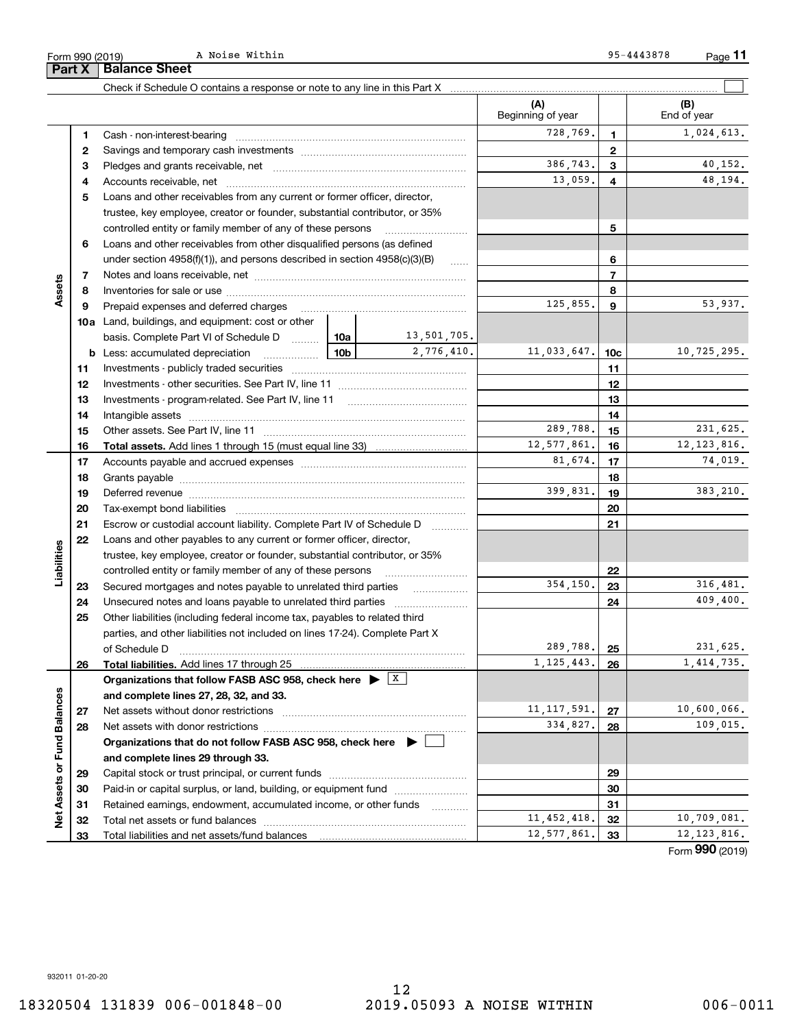Form 990 (2019) A Noise Within 95-4443878

## Part X Balance Sheet

Check if Schedule O contains a response or note to any line in this Part X

| Section | Line | Description | | | (A) Beginning of year | Line | (B) End of year |
|---|---|---|---|---|---|---|---|
| Assets | 1 | Cash - non-interest-bearing | | | 728,769. | 1 | 1,024,613. |
| | 2 | Savings and temporary cash investments | | | | 2 | |
| | 3 | Pledges and grants receivable, net | | | 386,743. | 3 | 40,152. |
| | 4 | Accounts receivable, net | | | 13,059. | 4 | 48,194. |
| | 5 | Loans and other receivables from any current or former officer, director, trustee, key employee, creator or founder, substantial contributor, or 35% controlled entity or family member of any of these persons | | | | 5 | |
| | 6 | Loans and other receivables from other disqualified persons (as defined under section 4958(f)(1)), and persons described in section 4958(c)(3)(B) | | | | 6 | |
| | 7 | Notes and loans receivable, net | | | | 7 | |
| | 8 | Inventories for sale or use | | | | 8 | |
| | 9 | Prepaid expenses and deferred charges | | | 125,855. | 9 | 53,937. |
| | 10a | Land, buildings, and equipment: cost or other basis. Complete Part VI of Schedule D | 10a | 13,501,705. | | | |
| | b | Less: accumulated depreciation | 10b | 2,776,410. | 11,033,647. | 10c | 10,725,295. |
| | 11 | Investments - publicly traded securities | | | | 11 | |
| | 12 | Investments - other securities. See Part IV, line 11 | | | | 12 | |
| | 13 | Investments - program-related. See Part IV, line 11 | | | | 13 | |
| | 14 | Intangible assets | | | | 14 | |
| | 15 | Other assets. See Part IV, line 11 | | | 289,788. | 15 | 231,625. |
| | 16 | **Total assets.** Add lines 1 through 15 (must equal line 33) | | | 12,577,861. | 16 | 12,123,816. |
| Liabilities | 17 | Accounts payable and accrued expenses | | | 81,674. | 17 | 74,019. |
| | 18 | Grants payable | | | | 18 | |
| | 19 | Deferred revenue | | | 399,831. | 19 | 383,210. |
| | 20 | Tax-exempt bond liabilities | | | | 20 | |
| | 21 | Escrow or custodial account liability. Complete Part IV of Schedule D | | | | 21 | |
| | 22 | Loans and other payables to any current or former officer, director, trustee, key employee, creator or founder, substantial contributor, or 35% controlled entity or family member of any of these persons | | | | 22 | |
| | 23 | Secured mortgages and notes payable to unrelated third parties | | | 354,150. | 23 | 316,481. |
| | 24 | Unsecured notes and loans payable to unrelated third parties | | | | 24 | 409,400. |
| | 25 | Other liabilities (including federal income tax, payables to related third parties, and other liabilities not included on lines 17-24). Complete Part X of Schedule D | | | 289,788. | 25 | 231,625. |
| | 26 | **Total liabilities.** Add lines 17 through 25 | | | 1,125,443. | 26 | 1,414,735. |
| Net Assets or Fund Balances | | **Organizations that follow FASB ASC 958, check here** ▶ X **and complete lines 27, 28, 32, and 33.** | | | | | |
| | 27 | Net assets without donor restrictions | | | 11,117,591. | 27 | 10,600,066. |
| | 28 | Net assets with donor restrictions | | | 334,827. | 28 | 109,015. |
| | | **Organizations that do not follow FASB ASC 958, check here** ▶ ☐ **and complete lines 29 through 33.** | | | | | |
| | 29 | Capital stock or trust principal, or current funds | | | | 29 | |
| | 30 | Paid-in or capital surplus, or land, building, or equipment fund | | | | 30 | |
| | 31 | Retained earnings, endowment, accumulated income, or other funds | | | | 31 | |
| | 32 | Total net assets or fund balances | | | 11,452,418. | 32 | 10,709,081. |
| | 33 | Total liabilities and net assets/fund balances | | | 12,577,861. | 33 | 12,123,816. |

Form **990** (2019)

932011 01-20-20

18320504 131839 006-001848-00 2019.05093 A NOISE WITHIN 006-0011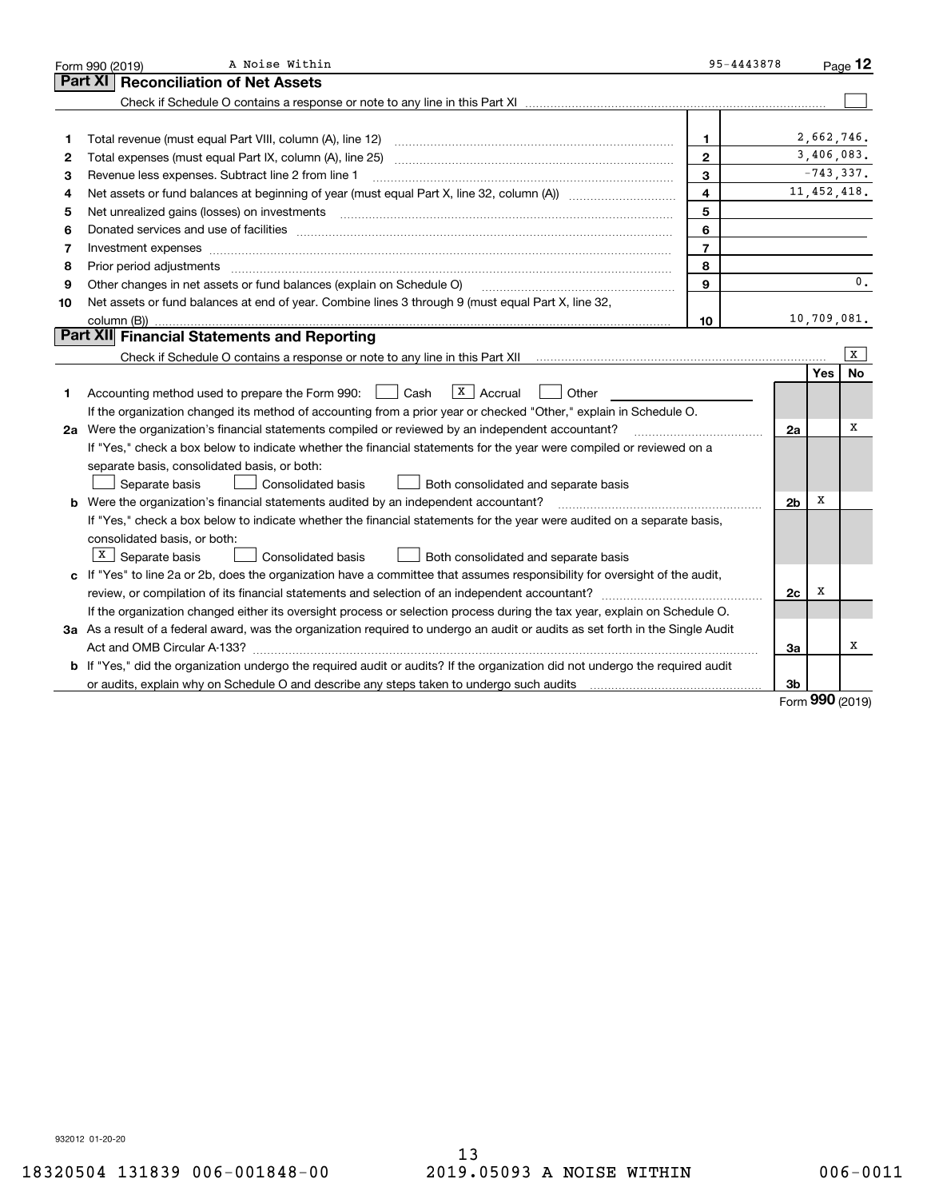Form 990 (2019) A Noise Within 95-4443878 Page 12

## Part XI Reconciliation of Net Assets

Check if Schedule O contains a response or note to any line in this Part XI [ ]

| | | | |
|---|---|---|---|
| 1 | Total revenue (must equal Part VIII, column (A), line 12) | 1 | 2,662,746. |
| 2 | Total expenses (must equal Part IX, column (A), line 25) | 2 | 3,406,083. |
| 3 | Revenue less expenses. Subtract line 2 from line 1 | 3 | -743,337. |
| 4 | Net assets or fund balances at beginning of year (must equal Part X, line 32, column (A)) | 4 | 11,452,418. |
| 5 | Net unrealized gains (losses) on investments | 5 | |
| 6 | Donated services and use of facilities | 6 | |
| 7 | Investment expenses | 7 | |
| 8 | Prior period adjustments | 8 | |
| 9 | Other changes in net assets or fund balances (explain on Schedule O) | 9 | 0. |
| 10 | Net assets or fund balances at end of year. Combine lines 3 through 9 (must equal Part X, line 32, column (B)) | 10 | 10,709,081. |

## Part XII Financial Statements and Reporting

Check if Schedule O contains a response or note to any line in this Part XII [X]

| | | | Yes | No |
|---|---|---|---|---|
| 1 | Accounting method used to prepare the Form 990: [ ] Cash [X] Accrual [ ] Other<br>If the organization changed its method of accounting from a prior year or checked "Other," explain in Schedule O. | | | |
| 2a | Were the organization's financial statements compiled or reviewed by an independent accountant?<br>If "Yes," check a box below to indicate whether the financial statements for the year were compiled or reviewed on a separate basis, consolidated basis, or both:<br>[ ] Separate basis [ ] Consolidated basis [ ] Both consolidated and separate basis | 2a | | X |
| b | Were the organization's financial statements audited by an independent accountant?<br>If "Yes," check a box below to indicate whether the financial statements for the year were audited on a separate basis, consolidated basis, or both:<br>[X] Separate basis [ ] Consolidated basis [ ] Both consolidated and separate basis | 2b | X | |
| c | If "Yes" to line 2a or 2b, does the organization have a committee that assumes responsibility for oversight of the audit, review, or compilation of its financial statements and selection of an independent accountant?<br>If the organization changed either its oversight process or selection process during the tax year, explain on Schedule O. | 2c | X | |
| 3a | As a result of a federal award, was the organization required to undergo an audit or audits as set forth in the Single Audit Act and OMB Circular A-133? | 3a | | X |
| b | If "Yes," did the organization undergo the required audit or audits? If the organization did not undergo the required audit or audits, explain why on Schedule O and describe any steps taken to undergo such audits | 3b | | |

Form 990 (2019)

932012 01-20-20

18320504 131839 006-001848-00 2019.05093 A NOISE WITHIN 006-0011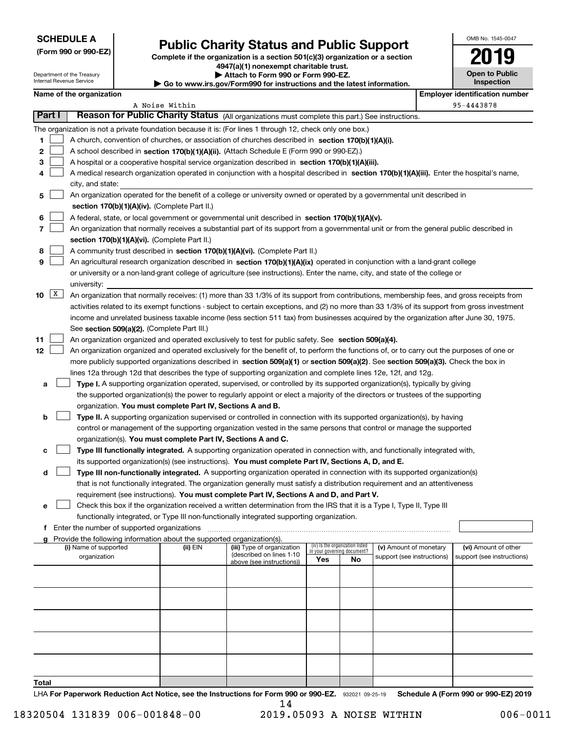**SCHEDULE A**
**(Form 990 or 990-EZ)**

Department of the Treasury
Internal Revenue Service

# Public Charity Status and Public Support

**Complete if the organization is a section 501(c)(3) organization or a section 4947(a)(1) nonexempt charitable trust.**
**▶ Attach to Form 990 or Form 990-EZ.**
**▶ Go to www.irs.gov/Form990 for instructions and the latest information.**

OMB No. 1545-0047
**2019**
**Open to Public Inspection**

**Name of the organization:** A Noise Within
**Employer identification number:** 95-4443878

## Part I — Reason for Public Charity Status (All organizations must complete this part.) See instructions.

The organization is not a private foundation because it is: (For lines 1 through 12, check only one box.)

1. [ ] A church, convention of churches, or association of churches described in **section 170(b)(1)(A)(i).**
2. [ ] A school described in **section 170(b)(1)(A)(ii).** (Attach Schedule E (Form 990 or 990-EZ).)
3. [ ] A hospital or a cooperative hospital service organization described in **section 170(b)(1)(A)(iii).**
4. [ ] A medical research organization operated in conjunction with a hospital described in **section 170(b)(1)(A)(iii).** Enter the hospital's name, city, and state:
5. [ ] An organization operated for the benefit of a college or university owned or operated by a governmental unit described in **section 170(b)(1)(A)(iv).** (Complete Part II.)
6. [ ] A federal, state, or local government or governmental unit described in **section 170(b)(1)(A)(v).**
7. [ ] An organization that normally receives a substantial part of its support from a governmental unit or from the general public described in **section 170(b)(1)(A)(vi).** (Complete Part II.)
8. [ ] A community trust described in **section 170(b)(1)(A)(vi).** (Complete Part II.)
9. [ ] An agricultural research organization described in **section 170(b)(1)(A)(ix)** operated in conjunction with a land-grant college or university or a non-land-grant college of agriculture (see instructions). Enter the name, city, and state of the college or university:
10. [X] An organization that normally receives: (1) more than 33 1/3% of its support from contributions, membership fees, and gross receipts from activities related to its exempt functions - subject to certain exceptions, and (2) no more than 33 1/3% of its support from gross investment income and unrelated business taxable income (less section 511 tax) from businesses acquired by the organization after June 30, 1975. See **section 509(a)(2).** (Complete Part III.)
11. [ ] An organization organized and operated exclusively to test for public safety. See **section 509(a)(4).**
12. [ ] An organization organized and operated exclusively for the benefit of, to perform the functions of, or to carry out the purposes of one or more publicly supported organizations described in **section 509(a)(1)** or **section 509(a)(2).** See **section 509(a)(3).** Check the box in lines 12a through 12d that describes the type of supporting organization and complete lines 12e, 12f, and 12g.
   - **a** [ ] **Type I.** A supporting organization operated, supervised, or controlled by its supported organization(s), typically by giving the supported organization(s) the power to regularly appoint or elect a majority of the directors or trustees of the supporting organization. **You must complete Part IV, Sections A and B.**
   - **b** [ ] **Type II.** A supporting organization supervised or controlled in connection with its supported organization(s), by having control or management of the supporting organization vested in the same persons that control or manage the supported organization(s). **You must complete Part IV, Sections A and C.**
   - **c** [ ] **Type III functionally integrated.** A supporting organization operated in connection with, and functionally integrated with, its supported organization(s) (see instructions). **You must complete Part IV, Sections A, D, and E.**
   - **d** [ ] **Type III non-functionally integrated.** A supporting organization operated in connection with its supported organization(s) that is not functionally integrated. The organization generally must satisfy a distribution requirement and an attentiveness requirement (see instructions). **You must complete Part IV, Sections A and D, and Part V.**
   - **e** [ ] Check this box if the organization received a written determination from the IRS that it is a Type I, Type II, Type III functionally integrated, or Type III non-functionally integrated supporting organization.
   - **f** Enter the number of supported organizations
   - **g** Provide the following information about the supported organization(s).

| (i) Name of supported organization | (ii) EIN | (iii) Type of organization (described on lines 1-10 above (see instructions)) | (iv) Is the organization listed in your governing document? Yes | No | (v) Amount of monetary support (see instructions) | (vi) Amount of other support (see instructions) |
|---|---|---|---|---|---|---|
| | | | | | | |
| | | | | | | |
| | | | | | | |
| | | | | | | |
| | | | | | | |
| **Total** | | | | | | |

LHA **For Paperwork Reduction Act Notice, see the Instructions for Form 990 or 990-EZ.** 932021 09-25-19 **Schedule A (Form 990 or 990-EZ) 2019**

18320504 131839 006-001848-00 2019.05093 A NOISE WITHIN 006-0011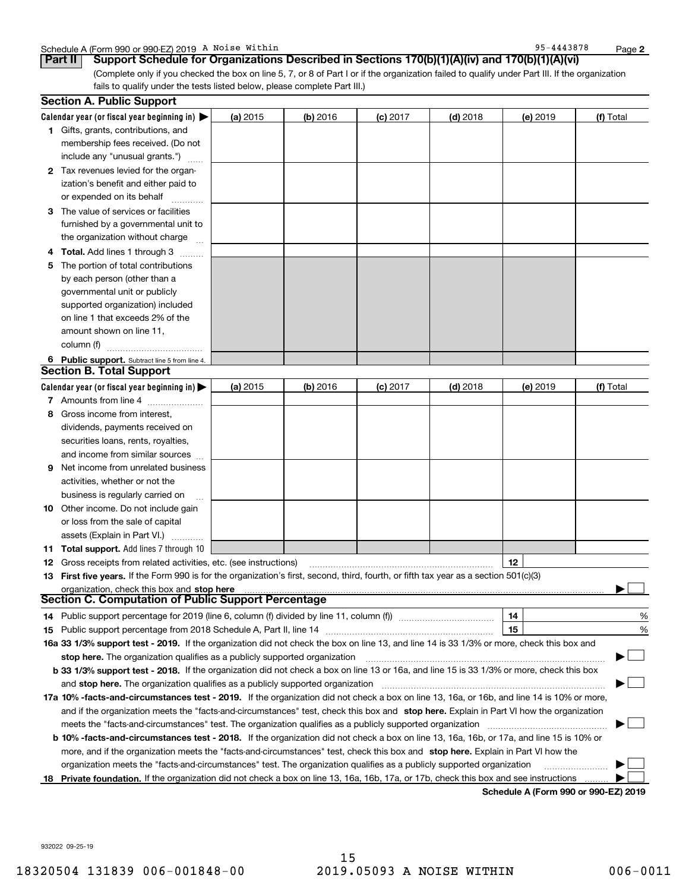Schedule A (Form 990 or 990-EZ) 2019 A Noise Within 95-4443878

**Part II** **Support Schedule for Organizations Described in Sections 170(b)(1)(A)(iv) and 170(b)(1)(A)(vi)**

(Complete only if you checked the box on line 5, 7, or 8 of Part I or if the organization failed to qualify under Part III. If the organization fails to qualify under the tests listed below, please complete Part III.)

## Section A. Public Support

| Calendar year (or fiscal year beginning in) ▶ | (a) 2015 | (b) 2016 | (c) 2017 | (d) 2018 | (e) 2019 | (f) Total |
|---|---|---|---|---|---|---|
| **1** Gifts, grants, contributions, and membership fees received. (Do not include any "unusual grants.") | | | | | | |
| **2** Tax revenues levied for the organization's benefit and either paid to or expended on its behalf | | | | | | |
| **3** The value of services or facilities furnished by a governmental unit to the organization without charge | | | | | | |
| **4 Total.** Add lines 1 through 3 | | | | | | |
| **5** The portion of total contributions by each person (other than a governmental unit or publicly supported organization) included on line 1 that exceeds 2% of the amount shown on line 11, column (f) | | | | | | |
| **6 Public support.** Subtract line 5 from line 4. | | | | | | |

## Section B. Total Support

| Calendar year (or fiscal year beginning in) ▶ | (a) 2015 | (b) 2016 | (c) 2017 | (d) 2018 | (e) 2019 | (f) Total |
|---|---|---|---|---|---|---|
| **7** Amounts from line 4 | | | | | | |
| **8** Gross income from interest, dividends, payments received on securities loans, rents, royalties, and income from similar sources | | | | | | |
| **9** Net income from unrelated business activities, whether or not the business is regularly carried on | | | | | | |
| **10** Other income. Do not include gain or loss from the sale of capital assets (Explain in Part VI.) | | | | | | |
| **11 Total support.** Add lines 7 through 10 | | | | | | |

**12** Gross receipts from related activities, etc. (see instructions) | **12** |

**13 First five years.** If the Form 990 is for the organization's first, second, third, fourth, or fifth tax year as a section 501(c)(3) organization, check this box and **stop here** ▶ ☐

## Section C. Computation of Public Support Percentage

**14** Public support percentage for 2019 (line 6, column (f) divided by line 11, column (f)) | **14** | %

**15** Public support percentage from 2018 Schedule A, Part II, line 14 | **15** | %

**16a 33 1/3% support test - 2019.** If the organization did not check the box on line 13, and line 14 is 33 1/3% or more, check this box and **stop here.** The organization qualifies as a publicly supported organization ▶ ☐

**b 33 1/3% support test - 2018.** If the organization did not check a box on line 13 or 16a, and line 15 is 33 1/3% or more, check this box and **stop here.** The organization qualifies as a publicly supported organization ▶ ☐

**17a 10% -facts-and-circumstances test - 2019.** If the organization did not check a box on line 13, 16a, or 16b, and line 14 is 10% or more, and if the organization meets the "facts-and-circumstances" test, check this box and **stop here.** Explain in Part VI how the organization meets the "facts-and-circumstances" test. The organization qualifies as a publicly supported organization ▶ ☐

**b 10% -facts-and-circumstances test - 2018.** If the organization did not check a box on line 13, 16a, 16b, or 17a, and line 15 is 10% or more, and if the organization meets the "facts-and-circumstances" test, check this box and **stop here.** Explain in Part VI how the organization meets the "facts-and-circumstances" test. The organization qualifies as a publicly supported organization ▶ ☐

**18 Private foundation.** If the organization did not check a box on line 13, 16a, 16b, 17a, or 17b, check this box and see instructions ▶ ☐

**Schedule A (Form 990 or 990-EZ) 2019**

932022 09-25-19

18320504 131839 006-001848-00 2019.05093 A NOISE WITHIN 006-0011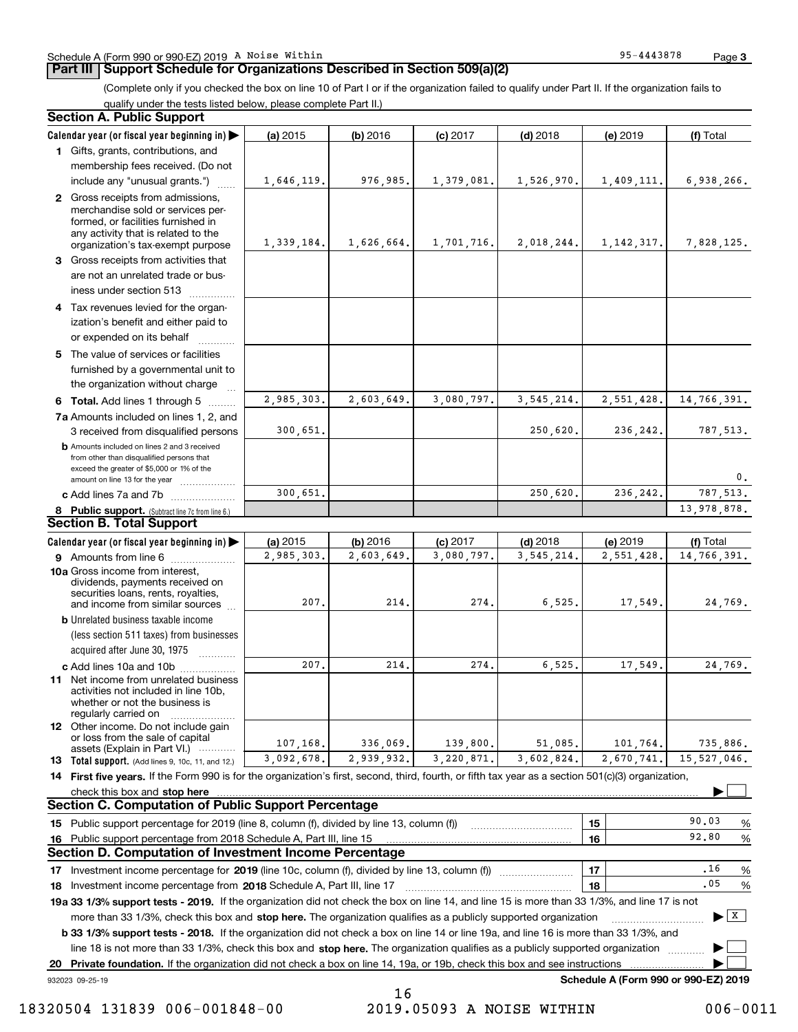Schedule A (Form 990 or 990-EZ) 2019 A Noise Within 95-4443878 Page 3

## Part III Support Schedule for Organizations Described in Section 509(a)(2)

(Complete only if you checked the box on line 10 of Part I or if the organization failed to qualify under Part II. If the organization fails to qualify under the tests listed below, please complete Part II.)

### Section A. Public Support

| Calendar year (or fiscal year beginning in) ▶ | (a) 2015 | (b) 2016 | (c) 2017 | (d) 2018 | (e) 2019 | (f) Total |
|---|---|---|---|---|---|---|
| 1 Gifts, grants, contributions, and membership fees received. (Do not include any "unusual grants.") | 1,646,119. | 976,985. | 1,379,081. | 1,526,970. | 1,409,111. | 6,938,266. |
| 2 Gross receipts from admissions, merchandise sold or services performed, or facilities furnished in any activity that is related to the organization's tax-exempt purpose | 1,339,184. | 1,626,664. | 1,701,716. | 2,018,244. | 1,142,317. | 7,828,125. |
| 3 Gross receipts from activities that are not an unrelated trade or business under section 513 | | | | | | |
| 4 Tax revenues levied for the organization's benefit and either paid to or expended on its behalf | | | | | | |
| 5 The value of services or facilities furnished by a governmental unit to the organization without charge | | | | | | |
| 6 **Total.** Add lines 1 through 5 | 2,985,303. | 2,603,649. | 3,080,797. | 3,545,214. | 2,551,428. | 14,766,391. |
| 7a Amounts included on lines 1, 2, and 3 received from disqualified persons | 300,651. | | | 250,620. | 236,242. | 787,513. |
| b Amounts included on lines 2 and 3 received from other than disqualified persons that exceed the greater of $5,000 or 1% of the amount on line 13 for the year | | | | | | 0. |
| c Add lines 7a and 7b | 300,651. | | | 250,620. | 236,242. | 787,513. |
| 8 **Public support.** (Subtract line 7c from line 6.) | | | | | | 13,978,878. |

### Section B. Total Support

| Calendar year (or fiscal year beginning in) ▶ | (a) 2015 | (b) 2016 | (c) 2017 | (d) 2018 | (e) 2019 | (f) Total |
|---|---|---|---|---|---|---|
| 9 Amounts from line 6 | 2,985,303. | 2,603,649. | 3,080,797. | 3,545,214. | 2,551,428. | 14,766,391. |
| 10a Gross income from interest, dividends, payments received on securities loans, rents, royalties, and income from similar sources | 207. | 214. | 274. | 6,525. | 17,549. | 24,769. |
| b Unrelated business taxable income (less section 511 taxes) from businesses acquired after June 30, 1975 | | | | | | |
| c Add lines 10a and 10b | 207. | 214. | 274. | 6,525. | 17,549. | 24,769. |
| 11 Net income from unrelated business activities not included in line 10b, whether or not the business is regularly carried on | | | | | | |
| 12 Other income. Do not include gain or loss from the sale of capital assets (Explain in Part VI.) | 107,168. | 336,069. | 139,800. | 51,085. | 101,764. | 735,886. |
| 13 **Total support.** (Add lines 9, 10c, 11, and 12.) | 3,092,678. | 2,939,932. | 3,220,871. | 3,602,824. | 2,670,741. | 15,527,046. |

14 **First five years.** If the Form 990 is for the organization's first, second, third, fourth, or fifth tax year as a section 501(c)(3) organization, check this box and **stop here** ▶ ☐

### Section C. Computation of Public Support Percentage

| | | | |
|---|---|---|---|
| 15 Public support percentage for 2019 (line 8, column (f), divided by line 13, column (f)) | 15 | 90.03 | % |
| 16 Public support percentage from 2018 Schedule A, Part III, line 15 | 16 | 92.80 | % |

### Section D. Computation of Investment Income Percentage

| | | | |
|---|---|---|---|
| 17 Investment income percentage for **2019** (line 10c, column (f), divided by line 13, column (f)) | 17 | .16 | % |
| 18 Investment income percentage from **2018** Schedule A, Part III, line 17 | 18 | .05 | % |

**19a 33 1/3% support tests - 2019.** If the organization did not check the box on line 14, and line 15 is more than 33 1/3%, and line 17 is not more than 33 1/3%, check this box and **stop here.** The organization qualifies as a publicly supported organization ▶ ☒

**b 33 1/3% support tests - 2018.** If the organization did not check a box on line 14 or line 19a, and line 16 is more than 33 1/3%, and line 18 is not more than 33 1/3%, check this box and **stop here.** The organization qualifies as a publicly supported organization ▶ ☐

**20 Private foundation.** If the organization did not check a box on line 14, 19a, or 19b, check this box and see instructions ▶ ☐

932023 09-25-19 **Schedule A (Form 990 or 990-EZ) 2019**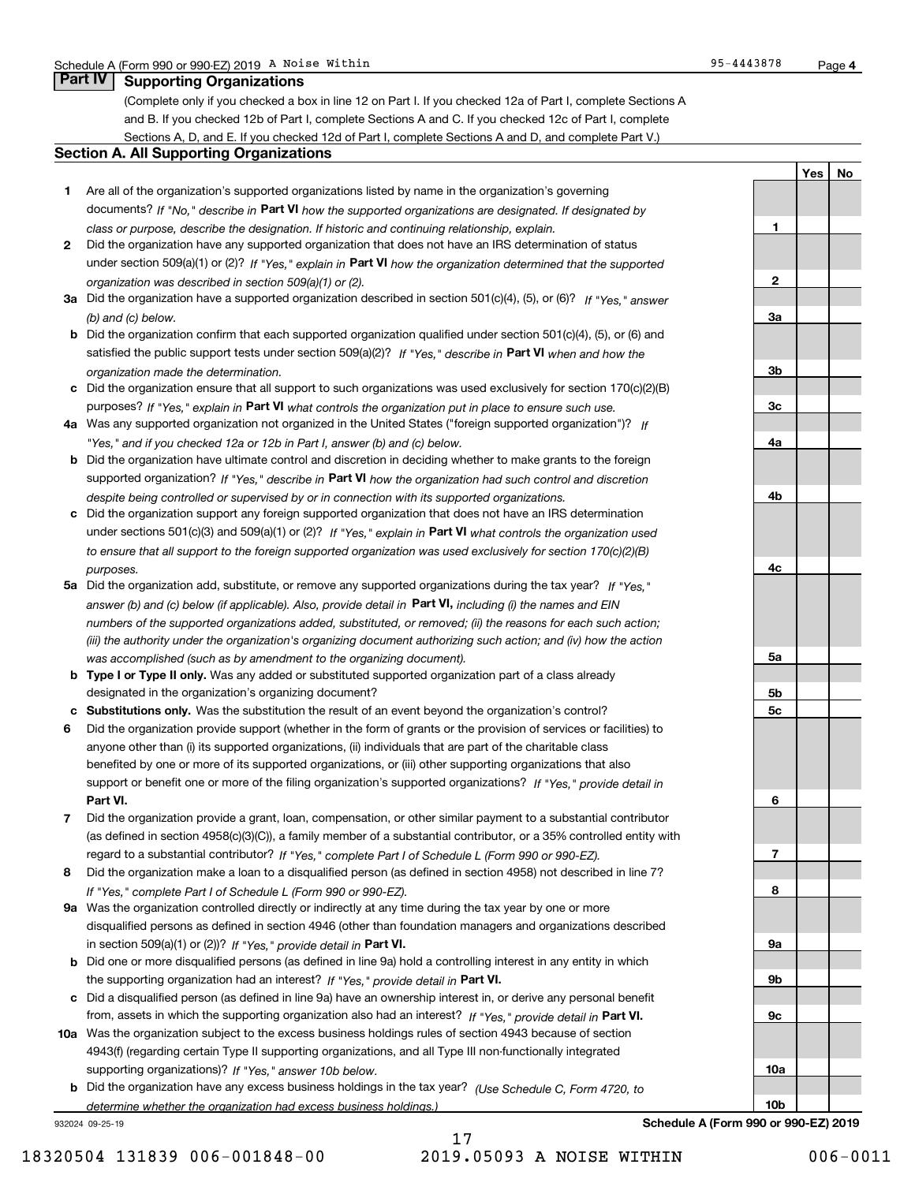Schedule A (Form 990 or 990-EZ) 2019 A Noise Within 95-4443878 Page 4

## Part IV Supporting Organizations

(Complete only if you checked a box in line 12 on Part I. If you checked 12a of Part I, complete Sections A and B. If you checked 12b of Part I, complete Sections A and C. If you checked 12c of Part I, complete Sections A, D, and E. If you checked 12d of Part I, complete Sections A and D, and complete Part V.)

### Section A. All Supporting Organizations

| | | | Yes | No |
|---|---|---|---|---|
| **1** | Are all of the organization's supported organizations listed by name in the organization's governing documents? *If "No," describe in* **Part VI** *how the supported organizations are designated. If designated by class or purpose, describe the designation. If historic and continuing relationship, explain.* | 1 | | |
| **2** | Did the organization have any supported organization that does not have an IRS determination of status under section 509(a)(1) or (2)? *If "Yes," explain in* **Part VI** *how the organization determined that the supported organization was described in section 509(a)(1) or (2).* | 2 | | |
| **3a** | Did the organization have a supported organization described in section 501(c)(4), (5), or (6)? *If "Yes," answer (b) and (c) below.* | 3a | | |
| **b** | Did the organization confirm that each supported organization qualified under section 501(c)(4), (5), or (6) and satisfied the public support tests under section 509(a)(2)? *If "Yes," describe in* **Part VI** *when and how the organization made the determination.* | 3b | | |
| **c** | Did the organization ensure that all support to such organizations was used exclusively for section 170(c)(2)(B) purposes? *If "Yes," explain in* **Part VI** *what controls the organization put in place to ensure such use.* | 3c | | |
| **4a** | Was any supported organization not organized in the United States ("foreign supported organization")? *If "Yes," and if you checked 12a or 12b in Part I, answer (b) and (c) below.* | 4a | | |
| **b** | Did the organization have ultimate control and discretion in deciding whether to make grants to the foreign supported organization? *If "Yes," describe in* **Part VI** *how the organization had such control and discretion despite being controlled or supervised by or in connection with its supported organizations.* | 4b | | |
| **c** | Did the organization support any foreign supported organization that does not have an IRS determination under sections 501(c)(3) and 509(a)(1) or (2)? *If "Yes," explain in* **Part VI** *what controls the organization used to ensure that all support to the foreign supported organization was used exclusively for section 170(c)(2)(B) purposes.* | 4c | | |
| **5a** | Did the organization add, substitute, or remove any supported organizations during the tax year? *If "Yes," answer (b) and (c) below (if applicable). Also, provide detail in* **Part VI,** *including (i) the names and EIN numbers of the supported organizations added, substituted, or removed; (ii) the reasons for each such action; (iii) the authority under the organization's organizing document authorizing such action; and (iv) how the action was accomplished (such as by amendment to the organizing document).* | 5a | | |
| **b** | **Type I or Type II only.** Was any added or substituted supported organization part of a class already designated in the organization's organizing document? | 5b | | |
| **c** | **Substitutions only.** Was the substitution the result of an event beyond the organization's control? | 5c | | |
| **6** | Did the organization provide support (whether in the form of grants or the provision of services or facilities) to anyone other than (i) its supported organizations, (ii) individuals that are part of the charitable class benefited by one or more of its supported organizations, or (iii) other supporting organizations that also support or benefit one or more of the filing organization's supported organizations? *If "Yes," provide detail in* **Part VI.** | 6 | | |
| **7** | Did the organization provide a grant, loan, compensation, or other similar payment to a substantial contributor (as defined in section 4958(c)(3)(C)), a family member of a substantial contributor, or a 35% controlled entity with regard to a substantial contributor? *If "Yes," complete Part I of Schedule L (Form 990 or 990-EZ).* | 7 | | |
| **8** | Did the organization make a loan to a disqualified person (as defined in section 4958) not described in line 7? *If "Yes," complete Part I of Schedule L (Form 990 or 990-EZ).* | 8 | | |
| **9a** | Was the organization controlled directly or indirectly at any time during the tax year by one or more disqualified persons as defined in section 4946 (other than foundation managers and organizations described in section 509(a)(1) or (2))? *If "Yes," provide detail in* **Part VI.** | 9a | | |
| **b** | Did one or more disqualified persons (as defined in line 9a) hold a controlling interest in any entity in which the supporting organization had an interest? *If "Yes," provide detail in* **Part VI.** | 9b | | |
| **c** | Did a disqualified person (as defined in line 9a) have an ownership interest in, or derive any personal benefit from, assets in which the supporting organization also had an interest? *If "Yes," provide detail in* **Part VI.** | 9c | | |
| **10a** | Was the organization subject to the excess business holdings rules of section 4943 because of section 4943(f) (regarding certain Type II supporting organizations, and all Type III non-functionally integrated supporting organizations)? *If "Yes," answer 10b below.* | 10a | | |
| **b** | Did the organization have any excess business holdings in the tax year? *(Use Schedule C, Form 4720, to determine whether the organization had excess business holdings.)* | 10b | | |

932024 09-25-19 **Schedule A (Form 990 or 990-EZ) 2019**

18320504 131839 006-001848-00 2019.05093 A NOISE WITHIN 006-0011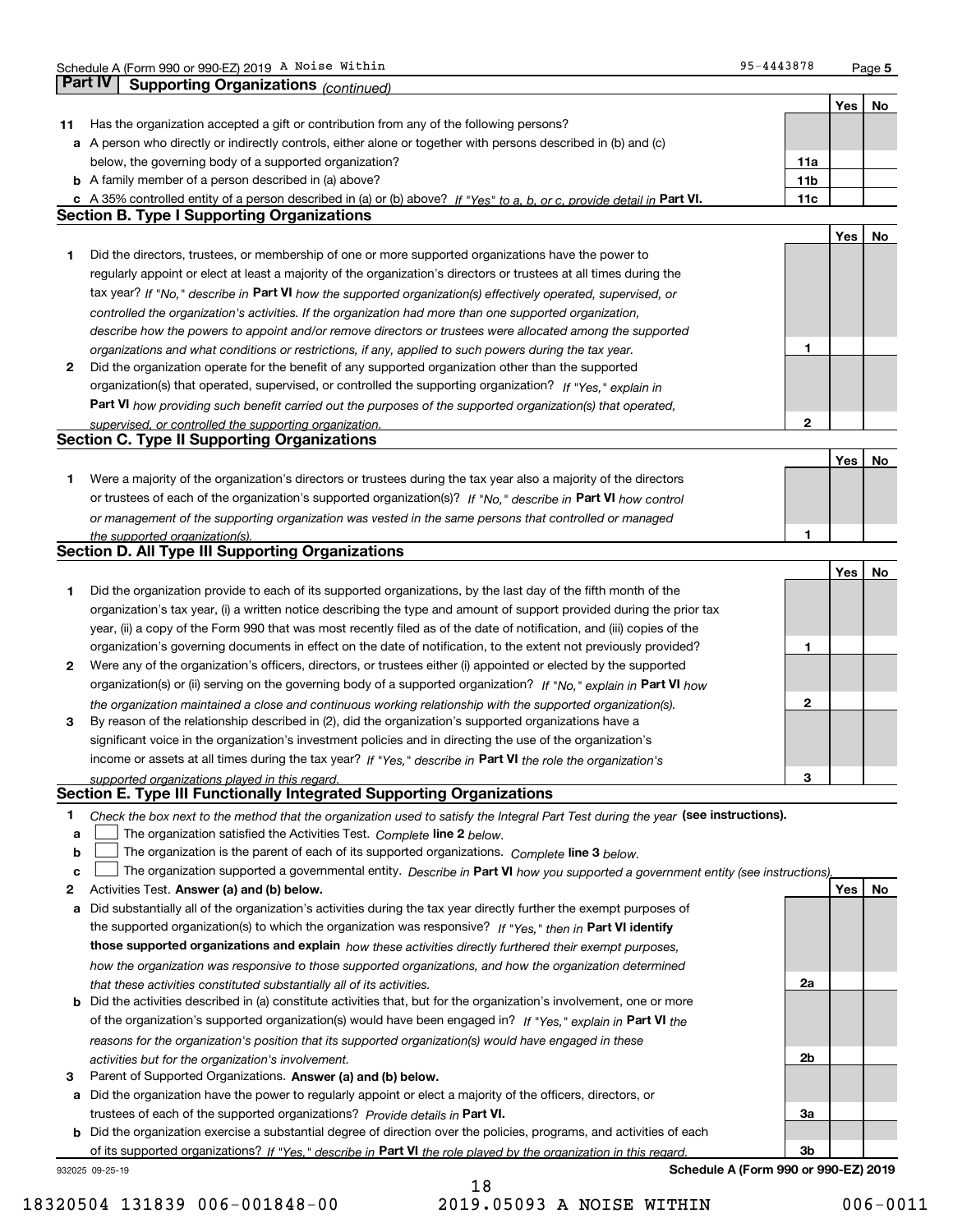Schedule A (Form 990 or 990-EZ) 2019 A Noise Within 95-4443878 Page 5

## Part IV Supporting Organizations *(continued)*

| | | | Yes | No |
|---|---|---|---|---|
| **11** | Has the organization accepted a gift or contribution from any of the following persons? | | | |
| **a** | A person who directly or indirectly controls, either alone or together with persons described in (b) and (c) below, the governing body of a supported organization? | 11a | | |
| **b** | A family member of a person described in (a) above? | 11b | | |
| **c** | A 35% controlled entity of a person described in (a) or (b) above? *If "Yes" to a, b, or c, provide detail in* **Part VI.** | 11c | | |

### Section B. Type I Supporting Organizations

| | | | Yes | No |
|---|---|---|---|---|
| **1** | Did the directors, trustees, or membership of one or more supported organizations have the power to regularly appoint or elect at least a majority of the organization's directors or trustees at all times during the tax year? *If "No," describe in* **Part VI** *how the supported organization(s) effectively operated, supervised, or controlled the organization's activities. If the organization had more than one supported organization, describe how the powers to appoint and/or remove directors or trustees were allocated among the supported organizations and what conditions or restrictions, if any, applied to such powers during the tax year.* | 1 | | |
| **2** | Did the organization operate for the benefit of any supported organization other than the supported organization(s) that operated, supervised, or controlled the supporting organization? *If "Yes," explain in* **Part VI** *how providing such benefit carried out the purposes of the supported organization(s) that operated, supervised, or controlled the supporting organization.* | 2 | | |

### Section C. Type II Supporting Organizations

| | | | Yes | No |
|---|---|---|---|---|
| **1** | Were a majority of the organization's directors or trustees during the tax year also a majority of the directors or trustees of each of the organization's supported organization(s)? *If "No," describe in* **Part VI** *how control or management of the supporting organization was vested in the same persons that controlled or managed the supported organization(s).* | 1 | | |

### Section D. All Type III Supporting Organizations

| | | | Yes | No |
|---|---|---|---|---|
| **1** | Did the organization provide to each of its supported organizations, by the last day of the fifth month of the organization's tax year, (i) a written notice describing the type and amount of support provided during the prior tax year, (ii) a copy of the Form 990 that was most recently filed as of the date of notification, and (iii) copies of the organization's governing documents in effect on the date of notification, to the extent not previously provided? | 1 | | |
| **2** | Were any of the organization's officers, directors, or trustees either (i) appointed or elected by the supported organization(s) or (ii) serving on the governing body of a supported organization? *If "No," explain in* **Part VI** *how the organization maintained a close and continuous working relationship with the supported organization(s).* | 2 | | |
| **3** | By reason of the relationship described in (2), did the organization's supported organizations have a significant voice in the organization's investment policies and in directing the use of the organization's income or assets at all times during the tax year? *If "Yes," describe in* **Part VI** *the role the organization's supported organizations played in this regard.* | 3 | | |

### Section E. Type III Functionally Integrated Supporting Organizations

**1** *Check the box next to the method that the organization used to satisfy the Integral Part Test during the year* **(see instructions).**

- **a** ☐ The organization satisfied the Activities Test. *Complete* **line 2** *below.*
- **b** ☐ The organization is the parent of each of its supported organizations. *Complete* **line 3** *below.*
- **c** ☐ The organization supported a governmental entity. *Describe in* **Part VI** *how you supported a government entity (see instructions).*

| | | | Yes | No |
|---|---|---|---|---|
| **2** | Activities Test. **Answer (a) and (b) below.** | | | |
| **a** | Did substantially all of the organization's activities during the tax year directly further the exempt purposes of the supported organization(s) to which the organization was responsive? *If "Yes," then in* **Part VI identify those supported organizations and explain** *how these activities directly furthered their exempt purposes, how the organization was responsive to those supported organizations, and how the organization determined that these activities constituted substantially all of its activities.* | 2a | | |
| **b** | Did the activities described in (a) constitute activities that, but for the organization's involvement, one or more of the organization's supported organization(s) would have been engaged in? *If "Yes," explain in* **Part VI** *the reasons for the organization's position that its supported organization(s) would have engaged in these activities but for the organization's involvement.* | 2b | | |
| **3** | Parent of Supported Organizations. **Answer (a) and (b) below.** | | | |
| **a** | Did the organization have the power to regularly appoint or elect a majority of the officers, directors, or trustees of each of the supported organizations? *Provide details in* **Part VI.** | 3a | | |
| **b** | Did the organization exercise a substantial degree of direction over the policies, programs, and activities of each of its supported organizations? *If "Yes," describe in* **Part VI** *the role played by the organization in this regard.* | 3b | | |

932025 09-25-19 **Schedule A (Form 990 or 990-EZ) 2019**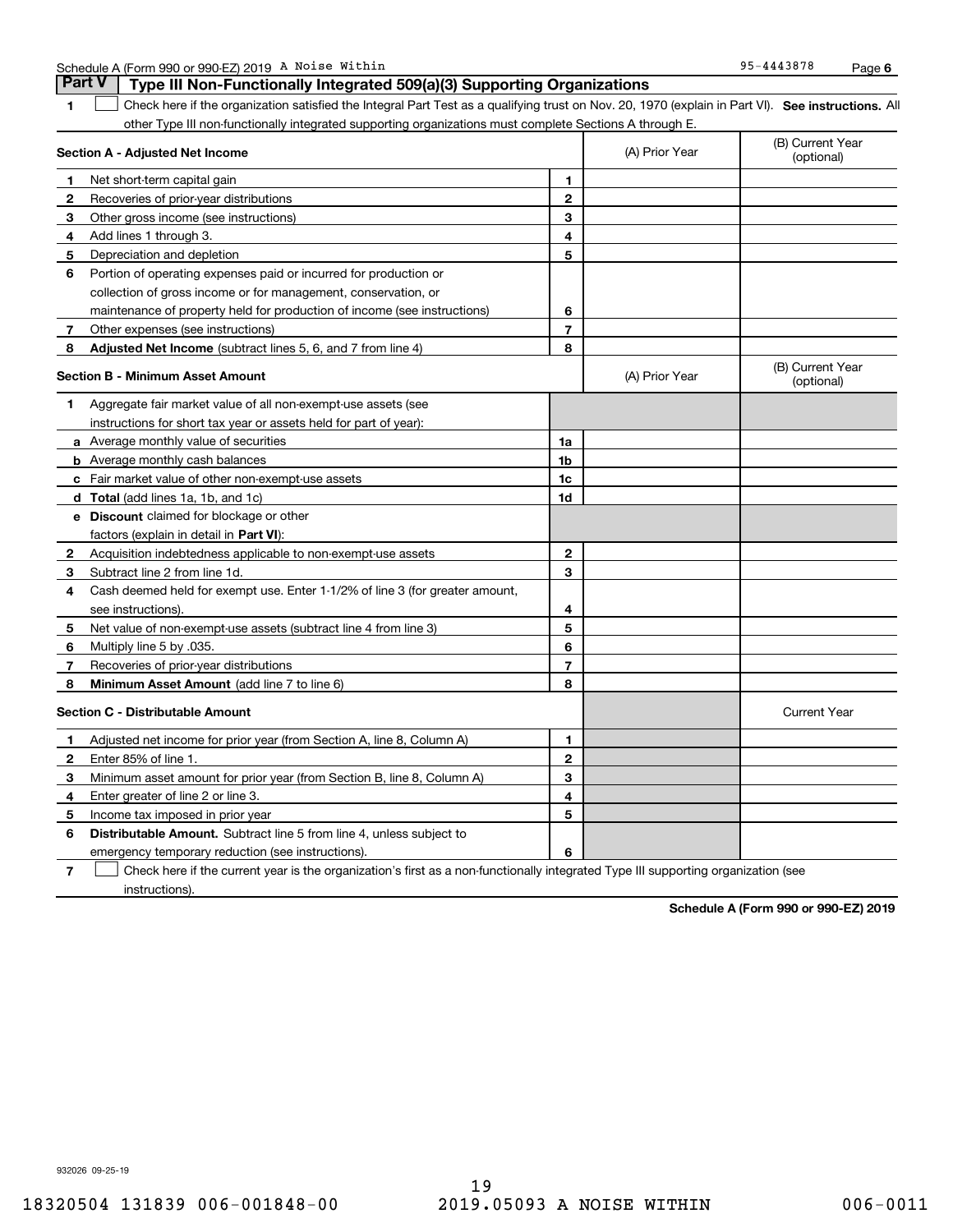Schedule A (Form 990 or 990-EZ) 2019 A Noise Within 95-4443878 Page 6

## Part V Type III Non-Functionally Integrated 509(a)(3) Supporting Organizations

**1** ☐ Check here if the organization satisfied the Integral Part Test as a qualifying trust on Nov. 20, 1970 (explain in Part VI). **See instructions.** All other Type III non-functionally integrated supporting organizations must complete Sections A through E.

| **Section A - Adjusted Net Income** | | (A) Prior Year | (B) Current Year (optional) |
|---|---|---|---|
| **1** Net short-term capital gain | 1 | | |
| **2** Recoveries of prior-year distributions | 2 | | |
| **3** Other gross income (see instructions) | 3 | | |
| **4** Add lines 1 through 3. | 4 | | |
| **5** Depreciation and depletion | 5 | | |
| **6** Portion of operating expenses paid or incurred for production or collection of gross income or for management, conservation, or maintenance of property held for production of income (see instructions) | 6 | | |
| **7** Other expenses (see instructions) | 7 | | |
| **8** **Adjusted Net Income** (subtract lines 5, 6, and 7 from line 4) | 8 | | |

| **Section B - Minimum Asset Amount** | | (A) Prior Year | (B) Current Year (optional) |
|---|---|---|---|
| **1** Aggregate fair market value of all non-exempt-use assets (see instructions for short tax year or assets held for part of year): | | | |
| **a** Average monthly value of securities | 1a | | |
| **b** Average monthly cash balances | 1b | | |
| **c** Fair market value of other non-exempt-use assets | 1c | | |
| **d** **Total** (add lines 1a, 1b, and 1c) | 1d | | |
| **e** **Discount** claimed for blockage or other factors (explain in detail in **Part VI**): | | | |
| **2** Acquisition indebtedness applicable to non-exempt-use assets | 2 | | |
| **3** Subtract line 2 from line 1d. | 3 | | |
| **4** Cash deemed held for exempt use. Enter 1-1/2% of line 3 (for greater amount, see instructions). | 4 | | |
| **5** Net value of non-exempt-use assets (subtract line 4 from line 3) | 5 | | |
| **6** Multiply line 5 by .035. | 6 | | |
| **7** Recoveries of prior-year distributions | 7 | | |
| **8** **Minimum Asset Amount** (add line 7 to line 6) | 8 | | |

| **Section C - Distributable Amount** | | | Current Year |
|---|---|---|---|
| **1** Adjusted net income for prior year (from Section A, line 8, Column A) | 1 | | |
| **2** Enter 85% of line 1. | 2 | | |
| **3** Minimum asset amount for prior year (from Section B, line 8, Column A) | 3 | | |
| **4** Enter greater of line 2 or line 3. | 4 | | |
| **5** Income tax imposed in prior year | 5 | | |
| **6** **Distributable Amount.** Subtract line 5 from line 4, unless subject to emergency temporary reduction (see instructions). | 6 | | |

**7** ☐ Check here if the current year is the organization's first as a non-functionally integrated Type III supporting organization (see instructions).

**Schedule A (Form 990 or 990-EZ) 2019**

932026 09-25-19

18320504 131839 006-001848-00 2019.05093 A NOISE WITHIN 006-0011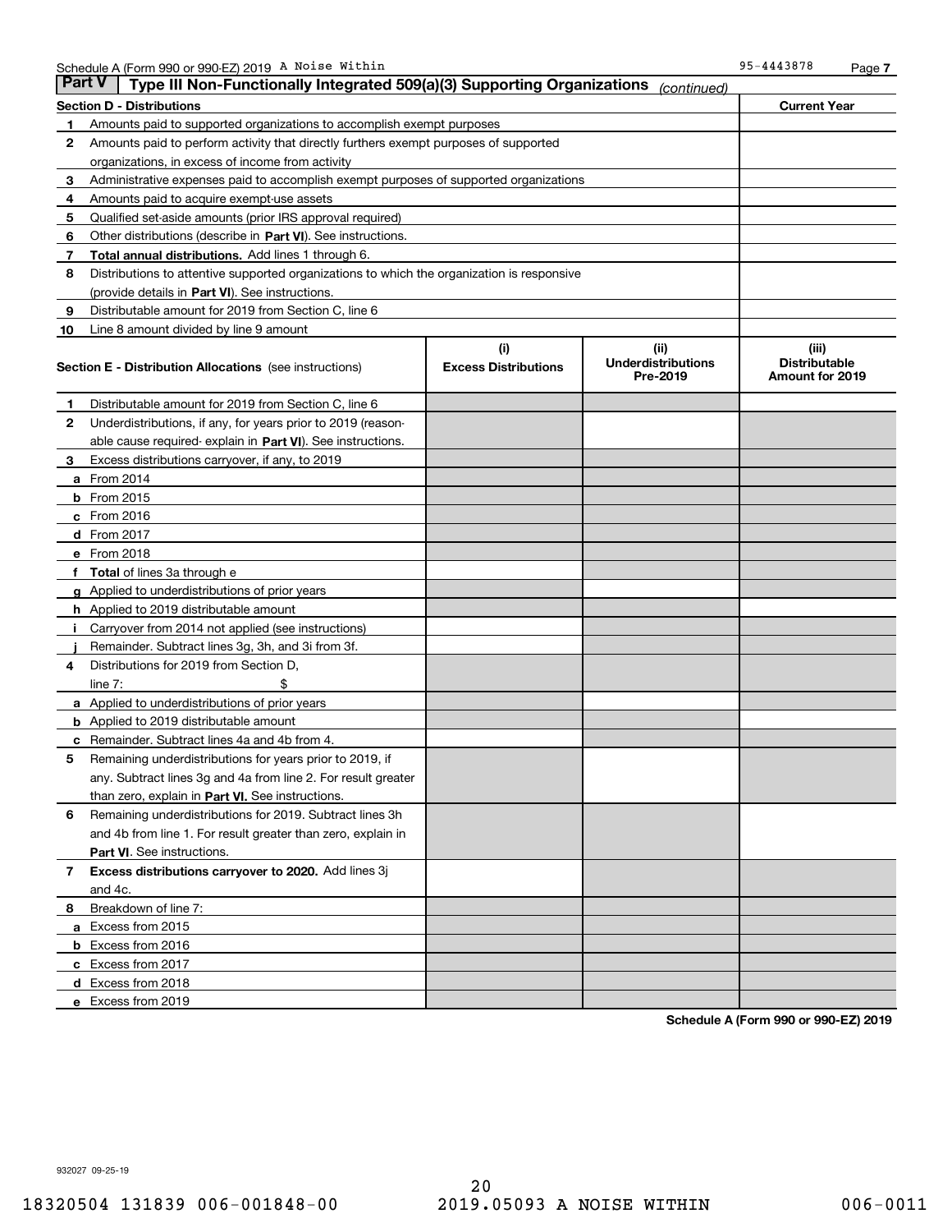Schedule A (Form 990 or 990-EZ) 2019 A Noise Within 95-4443878 Page 7

## Part V Type III Non-Functionally Integrated 509(a)(3) Supporting Organizations *(continued)*

| **Section D - Distributions** | **Current Year** |
|---|---|
| **1** Amounts paid to supported organizations to accomplish exempt purposes | |
| **2** Amounts paid to perform activity that directly furthers exempt purposes of supported organizations, in excess of income from activity | |
| **3** Administrative expenses paid to accomplish exempt purposes of supported organizations | |
| **4** Amounts paid to acquire exempt-use assets | |
| **5** Qualified set-aside amounts (prior IRS approval required) | |
| **6** Other distributions (describe in **Part VI**). See instructions. | |
| **7** **Total annual distributions.** Add lines 1 through 6. | |
| **8** Distributions to attentive supported organizations to which the organization is responsive (provide details in **Part VI**). See instructions. | |
| **9** Distributable amount for 2019 from Section C, line 6 | |
| **10** Line 8 amount divided by line 9 amount | |

| **Section E - Distribution Allocations** (see instructions) | (i) **Excess Distributions** | (ii) **Underdistributions Pre-2019** | (iii) **Distributable Amount for 2019** |
|---|---|---|---|
| **1** Distributable amount for 2019 from Section C, line 6 | | | |
| **2** Underdistributions, if any, for years prior to 2019 (reasonable cause required- explain in **Part VI**). See instructions. | | | |
| **3** Excess distributions carryover, if any, to 2019 | | | |
| **a** From 2014 | | | |
| **b** From 2015 | | | |
| **c** From 2016 | | | |
| **d** From 2017 | | | |
| **e** From 2018 | | | |
| **f** **Total** of lines 3a through e | | | |
| **g** Applied to underdistributions of prior years | | | |
| **h** Applied to 2019 distributable amount | | | |
| **i** Carryover from 2014 not applied (see instructions) | | | |
| **j** Remainder. Subtract lines 3g, 3h, and 3i from 3f. | | | |
| **4** Distributions for 2019 from Section D, line 7: $ | | | |
| **a** Applied to underdistributions of prior years | | | |
| **b** Applied to 2019 distributable amount | | | |
| **c** Remainder. Subtract lines 4a and 4b from 4. | | | |
| **5** Remaining underdistributions for years prior to 2019, if any. Subtract lines 3g and 4a from line 2. For result greater than zero, explain in **Part VI.** See instructions. | | | |
| **6** Remaining underdistributions for 2019. Subtract lines 3h and 4b from line 1. For result greater than zero, explain in **Part VI**. See instructions. | | | |
| **7** **Excess distributions carryover to 2020.** Add lines 3j and 4c. | | | |
| **8** Breakdown of line 7: | | | |
| **a** Excess from 2015 | | | |
| **b** Excess from 2016 | | | |
| **c** Excess from 2017 | | | |
| **d** Excess from 2018 | | | |
| **e** Excess from 2019 | | | |

**Schedule A (Form 990 or 990-EZ) 2019**

932027 09-25-19

18320504 131839 006-001848-00 2019.05093 A NOISE WITHIN 006-0011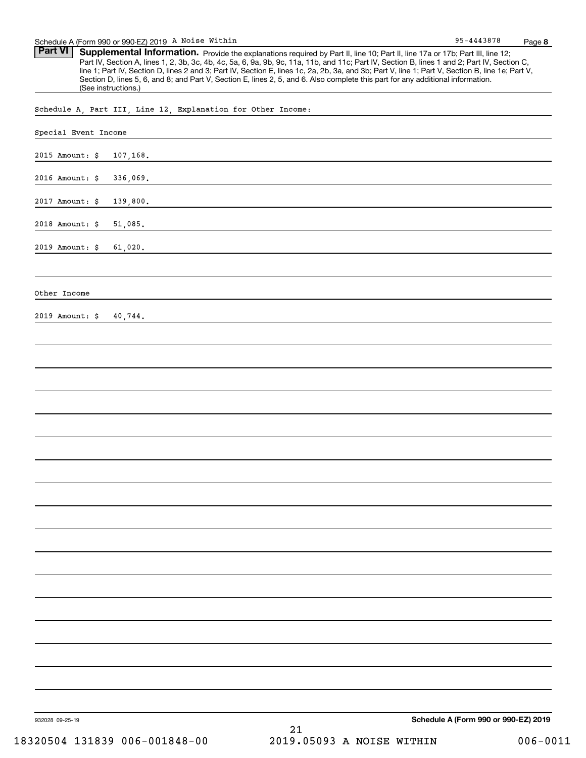Schedule A (Form 990 or 990-EZ) 2019 A Noise Within 95-4443878

## Part VI Supplemental Information.

Provide the explanations required by Part II, line 10; Part II, line 17a or 17b; Part III, line 12; Part IV, Section A, lines 1, 2, 3b, 3c, 4b, 4c, 5a, 6, 9a, 9b, 9c, 11a, 11b, and 11c; Part IV, Section B, lines 1 and 2; Part IV, Section C, line 1; Part IV, Section D, lines 2 and 3; Part IV, Section E, lines 1c, 2a, 2b, 3a, and 3b; Part V, line 1; Part V, Section B, line 1e; Part V, Section D, lines 5, 6, and 8; and Part V, Section E, lines 2, 5, and 6. Also complete this part for any additional information. (See instructions.)

Schedule A, Part III, Line 12, Explanation for Other Income:

Special Event Income

2015 Amount: $ 107,168.

2016 Amount: $ 336,069.

2017 Amount: $ 139,800.

2018 Amount: $ 51,085.

2019 Amount: $ 61,020.

Other Income

2019 Amount: $ 40,744.

932028 09-25-19

**Schedule A (Form 990 or 990-EZ) 2019**

18320504 131839 006-001848-00 2019.05093 A NOISE WITHIN 006-0011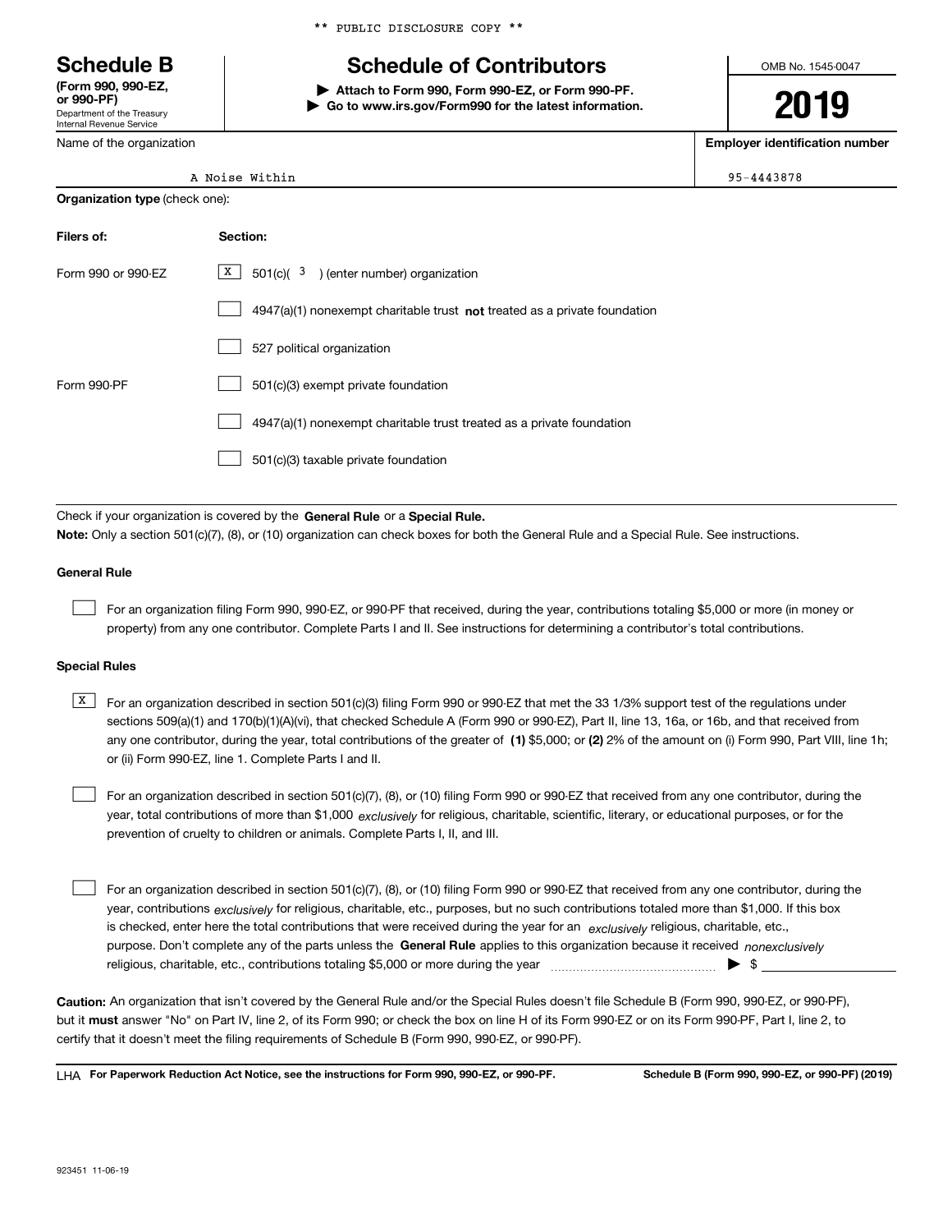** PUBLIC DISCLOSURE COPY **

# Schedule B

**(Form 990, 990-EZ, or 990-PF)**
Department of the Treasury
Internal Revenue Service

## Schedule of Contributors

▶ **Attach to Form 990, Form 990-EZ, or Form 990-PF.**
▶ **Go to www.irs.gov/Form990 for the latest information.**

OMB No. 1545-0047

**2019**

| Name of the organization | **Employer identification number** |
|---|---|
| A Noise Within | 95-4443878 |

**Organization type** (check one):

| **Filers of:** | **Section:** |
|---|---|
| Form 990 or 990-EZ | [X] 501(c)( 3 ) (enter number) organization |
| | [ ] 4947(a)(1) nonexempt charitable trust **not** treated as a private foundation |
| | [ ] 527 political organization |
| Form 990-PF | [ ] 501(c)(3) exempt private foundation |
| | [ ] 4947(a)(1) nonexempt charitable trust treated as a private foundation |
| | [ ] 501(c)(3) taxable private foundation |

Check if your organization is covered by the **General Rule** or a **Special Rule.**

**Note:** Only a section 501(c)(7), (8), or (10) organization can check boxes for both the General Rule and a Special Rule. See instructions.

**General Rule**

[ ] For an organization filing Form 990, 990-EZ, or 990-PF that received, during the year, contributions totaling $5,000 or more (in money or property) from any one contributor. Complete Parts I and II. See instructions for determining a contributor's total contributions.

**Special Rules**

[X] For an organization described in section 501(c)(3) filing Form 990 or 990-EZ that met the 33 1/3% support test of the regulations under sections 509(a)(1) and 170(b)(1)(A)(vi), that checked Schedule A (Form 990 or 990-EZ), Part II, line 13, 16a, or 16b, and that received from any one contributor, during the year, total contributions of the greater of **(1)** $5,000; or **(2)** 2% of the amount on (i) Form 990, Part VIII, line 1h; or (ii) Form 990-EZ, line 1. Complete Parts I and II.

[ ] For an organization described in section 501(c)(7), (8), or (10) filing Form 990 or 990-EZ that received from any one contributor, during the year, total contributions of more than $1,000 *exclusively* for religious, charitable, scientific, literary, or educational purposes, or for the prevention of cruelty to children or animals. Complete Parts I, II, and III.

[ ] For an organization described in section 501(c)(7), (8), or (10) filing Form 990 or 990-EZ that received from any one contributor, during the year, contributions *exclusively* for religious, charitable, etc., purposes, but no such contributions totaled more than $1,000. If this box is checked, enter here the total contributions that were received during the year for an *exclusively* religious, charitable, etc., purpose. Don't complete any of the parts unless the **General Rule** applies to this organization because it received *nonexclusively* religious, charitable, etc., contributions totaling $5,000 or more during the year ▶ $

**Caution:** An organization that isn't covered by the General Rule and/or the Special Rules doesn't file Schedule B (Form 990, 990-EZ, or 990-PF), but it **must** answer "No" on Part IV, line 2, of its Form 990; or check the box on line H of its Form 990-EZ or on its Form 990-PF, Part I, line 2, to certify that it doesn't meet the filing requirements of Schedule B (Form 990, 990-EZ, or 990-PF).

LHA **For Paperwork Reduction Act Notice, see the instructions for Form 990, 990-EZ, or 990-PF.** **Schedule B (Form 990, 990-EZ, or 990-PF) (2019)**

923451 11-06-19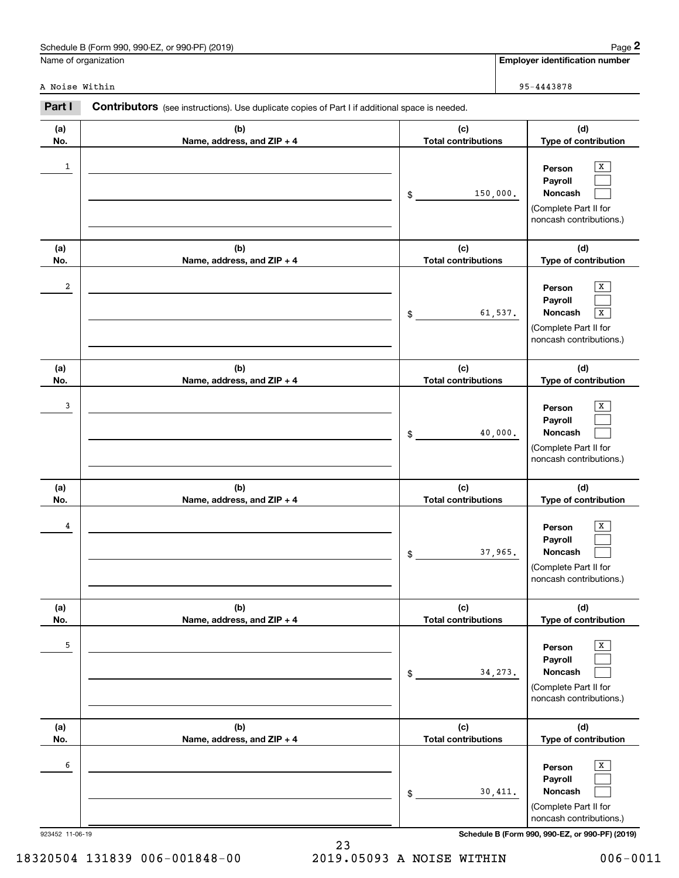Name of organization: A Noise Within

Employer identification number: 95-4443878

## Part I Contributors

(see instructions). Use duplicate copies of Part I if additional space is needed.

| (a) No. | (b) Name, address, and ZIP + 4 | (c) Total contributions | (d) Type of contribution |
|---|---|---|---|
| 1 | | $ 150,000. | Person [X] Payroll [ ] Noncash [ ] (Complete Part II for noncash contributions.) |
| 2 | | $ 61,537. | Person [X] Payroll [ ] Noncash [X] (Complete Part II for noncash contributions.) |
| 3 | | $ 40,000. | Person [X] Payroll [ ] Noncash [ ] (Complete Part II for noncash contributions.) |
| 4 | | $ 37,965. | Person [X] Payroll [ ] Noncash [ ] (Complete Part II for noncash contributions.) |
| 5 | | $ 34,273. | Person [X] Payroll [ ] Noncash [ ] (Complete Part II for noncash contributions.) |
| 6 | | $ 30,411. | Person [X] Payroll [ ] Noncash [ ] (Complete Part II for noncash contributions.) |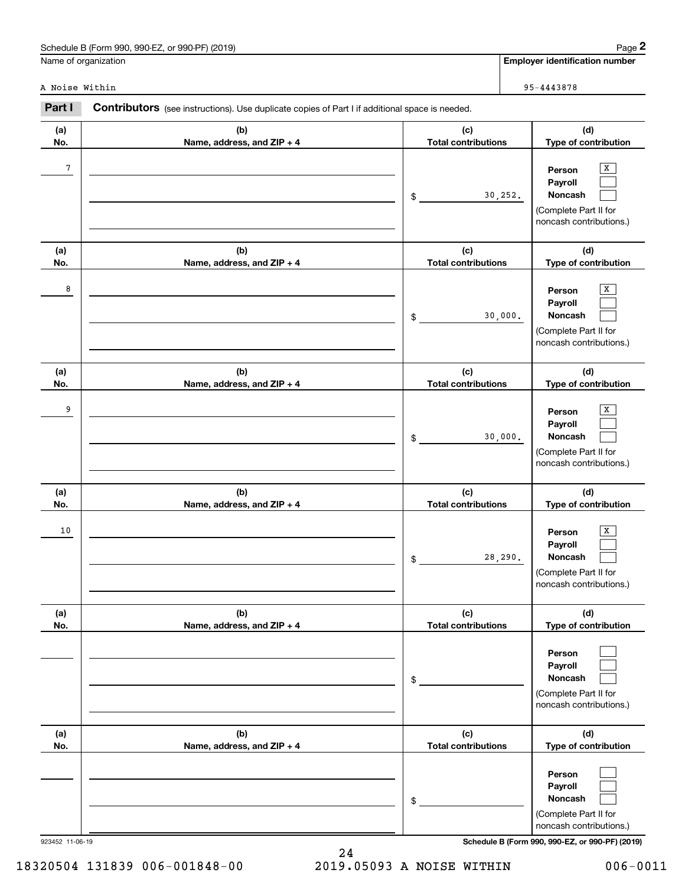Schedule B (Form 990, 990-EZ, or 990-PF) (2019)

Name of organization: A Noise Within

Employer identification number: 95-4443878

## Part I Contributors (see instructions). Use duplicate copies of Part I if additional space is needed.

| (a) No. | (b) Name, address, and ZIP + 4 | (c) Total contributions | (d) Type of contribution |
|---|---|---|---|
| 7 | | $ 30,252. | Person [X] Payroll [ ] Noncash [ ] (Complete Part II for noncash contributions.) |
| 8 | | $ 30,000. | Person [X] Payroll [ ] Noncash [ ] (Complete Part II for noncash contributions.) |
| 9 | | $ 30,000. | Person [X] Payroll [ ] Noncash [ ] (Complete Part II for noncash contributions.) |
| 10 | | $ 28,290. | Person [X] Payroll [ ] Noncash [ ] (Complete Part II for noncash contributions.) |
| | | $ | Person [ ] Payroll [ ] Noncash [ ] (Complete Part II for noncash contributions.) |
| | | $ | Person [ ] Payroll [ ] Noncash [ ] (Complete Part II for noncash contributions.) |

923452 11-06-19

Schedule B (Form 990, 990-EZ, or 990-PF) (2019)

18320504 131839 006-001848-00 2019.05093 A NOISE WITHIN 006-0011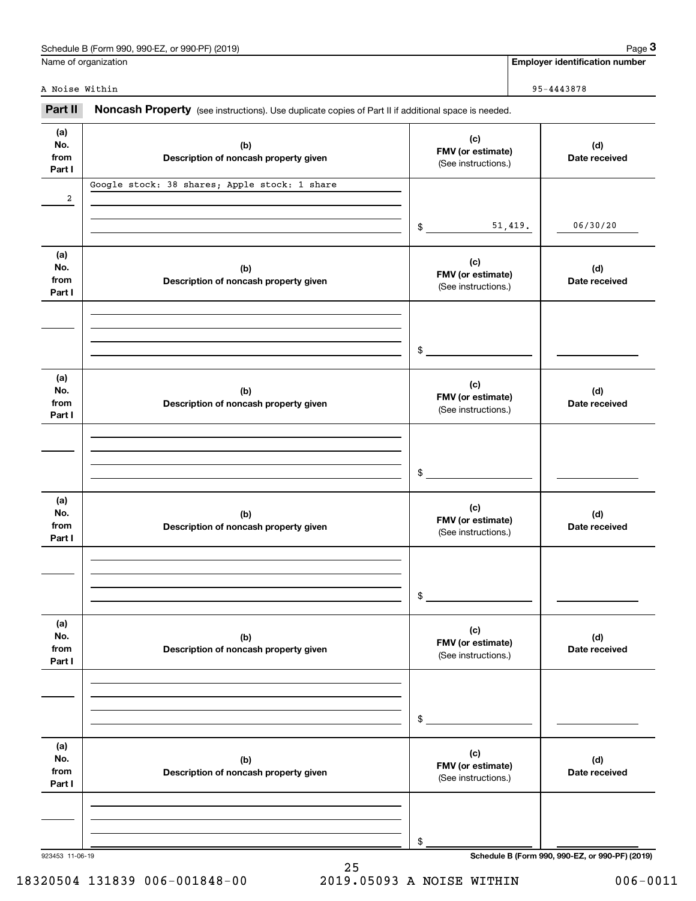Schedule B (Form 990, 990-EZ, or 990-PF) (2019)

Name of organization: A Noise Within

Employer identification number: 95-4443878

## Part II Noncash Property

(see instructions). Use duplicate copies of Part II if additional space is needed.

| (a) No. from Part I | (b) Description of noncash property given | (c) FMV (or estimate) (See instructions.) | (d) Date received |
|---|---|---|---|
| 2 | Google stock: 38 shares; Apple stock: 1 share | $ 51,419. | 06/30/20 |
| | | $ | |
| | | $ | |
| | | $ | |
| | | $ | |
| | | $ | |

923453 11-06-19

Schedule B (Form 990, 990-EZ, or 990-PF) (2019)

18320504 131839 006-001848-00 2019.05093 A NOISE WITHIN 006-0011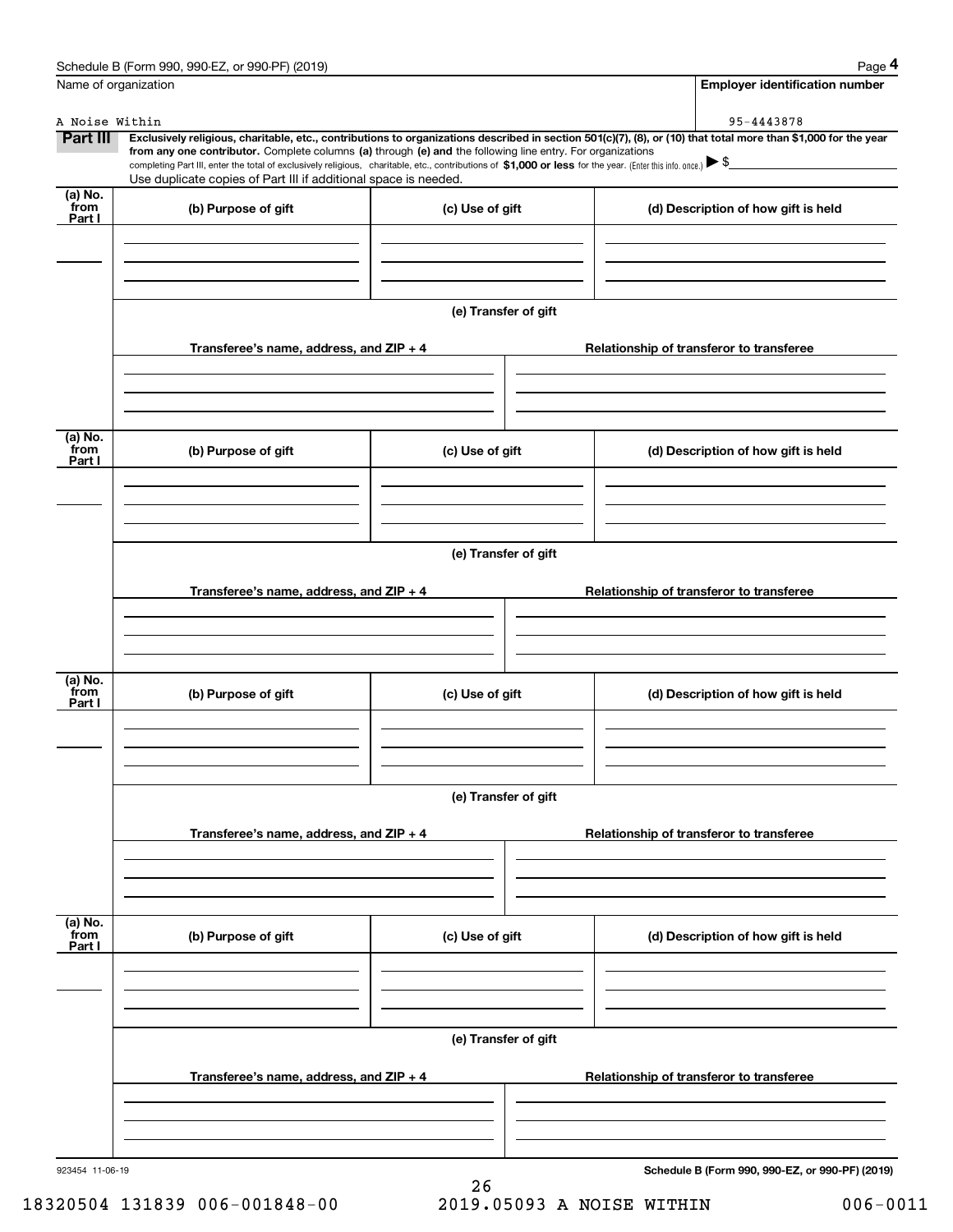Name of organization

A Noise Within

**Employer identification number**

95-4443878

**Part III** **Exclusively religious, charitable, etc., contributions to organizations described in section 501(c)(7), (8), or (10) that total more than $1,000 for the year from any one contributor.** Complete columns **(a)** through **(e) and** the following line entry. For organizations completing Part III, enter the total of exclusively religious, charitable, etc., contributions of **$1,000 or less** for the year. (Enter this info. once.) ▶ $

Use duplicate copies of Part III if additional space is needed.

| (a) No. from Part I | (b) Purpose of gift | (c) Use of gift | (d) Description of how gift is held |
|---|---|---|---|
| | | | |

**(e) Transfer of gift**

| Transferee's name, address, and ZIP + 4 | Relationship of transferor to transferee |
|---|---|
| | |

| (a) No. from Part I | (b) Purpose of gift | (c) Use of gift | (d) Description of how gift is held |
|---|---|---|---|
| | | | |

**(e) Transfer of gift**

| Transferee's name, address, and ZIP + 4 | Relationship of transferor to transferee |
|---|---|
| | |

| (a) No. from Part I | (b) Purpose of gift | (c) Use of gift | (d) Description of how gift is held |
|---|---|---|---|
| | | | |

**(e) Transfer of gift**

| Transferee's name, address, and ZIP + 4 | Relationship of transferor to transferee |
|---|---|
| | |

| (a) No. from Part I | (b) Purpose of gift | (c) Use of gift | (d) Description of how gift is held |
|---|---|---|---|
| | | | |

**(e) Transfer of gift**

| Transferee's name, address, and ZIP + 4 | Relationship of transferor to transferee |
|---|---|
| | |

923454 11-06-19

**Schedule B (Form 990, 990-EZ, or 990-PF) (2019)**

18320504 131839 006-001848-00 2019.05093 A NOISE WITHIN 006-0011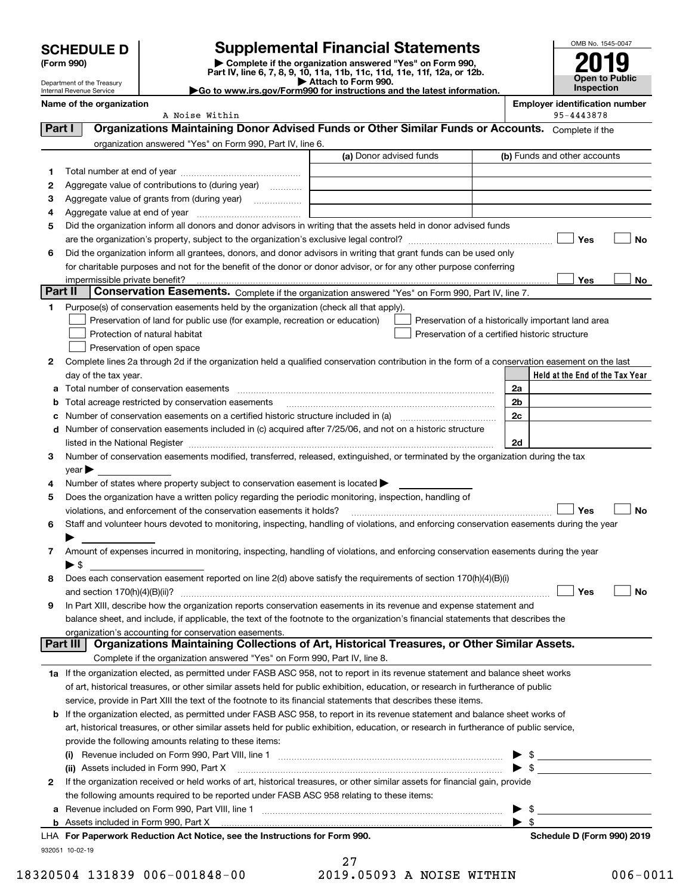# SCHEDULE D (Form 990)

Department of the Treasury
Internal Revenue Service

## Supplemental Financial Statements

▶ Complete if the organization answered "Yes" on Form 990, Part IV, line 6, 7, 8, 9, 10, 11a, 11b, 11c, 11d, 11e, 11f, 12a, or 12b.
▶ Attach to Form 990.
▶Go to www.irs.gov/Form990 for instructions and the latest information.

OMB No. 1545-0047

**2019**

**Open to Public Inspection**

**Name of the organization:** A Noise Within

**Employer identification number:** 95-4443878

## Part I Organizations Maintaining Donor Advised Funds or Other Similar Funds or Accounts.

Complete if the organization answered "Yes" on Form 990, Part IV, line 6.

| | | (a) Donor advised funds | (b) Funds and other accounts |
|---|---|---|---|
| 1 | Total number at end of year | | |
| 2 | Aggregate value of contributions to (during year) | | |
| 3 | Aggregate value of grants from (during year) | | |
| 4 | Aggregate value at end of year | | |

5 Did the organization inform all donors and donor advisors in writing that the assets held in donor advised funds are the organization's property, subject to the organization's exclusive legal control? ☐ Yes ☐ No

6 Did the organization inform all grantees, donors, and donor advisors in writing that grant funds can be used only for charitable purposes and not for the benefit of the donor or donor advisor, or for any other purpose conferring impermissible private benefit? ☐ Yes ☐ No

## Part II Conservation Easements.

Complete if the organization answered "Yes" on Form 990, Part IV, line 7.

1 Purpose(s) of conservation easements held by the organization (check all that apply).

- ☐ Preservation of land for public use (for example, recreation or education)
- ☐ Protection of natural habitat
- ☐ Preservation of open space
- ☐ Preservation of a historically important land area
- ☐ Preservation of a certified historic structure

2 Complete lines 2a through 2d if the organization held a qualified conservation contribution in the form of a conservation easement on the last day of the tax year.

| | | | Held at the End of the Tax Year |
|---|---|---|---|
| a | Total number of conservation easements | 2a | |
| b | Total acreage restricted by conservation easements | 2b | |
| c | Number of conservation easements on a certified historic structure included in (a) | 2c | |
| d | Number of conservation easements included in (c) acquired after 7/25/06, and not on a historic structure listed in the National Register | 2d | |

3 Number of conservation easements modified, transferred, released, extinguished, or terminated by the organization during the tax year ▶

4 Number of states where property subject to conservation easement is located ▶

5 Does the organization have a written policy regarding the periodic monitoring, inspection, handling of violations, and enforcement of the conservation easements it holds? ☐ Yes ☐ No

6 Staff and volunteer hours devoted to monitoring, inspecting, handling of violations, and enforcing conservation easements during the year ▶

7 Amount of expenses incurred in monitoring, inspecting, handling of violations, and enforcing conservation easements during the year ▶ $

8 Does each conservation easement reported on line 2(d) above satisfy the requirements of section 170(h)(4)(B)(i) and section 170(h)(4)(B)(ii)? ☐ Yes ☐ No

9 In Part XIII, describe how the organization reports conservation easements in its revenue and expense statement and balance sheet, and include, if applicable, the text of the footnote to the organization's financial statements that describes the organization's accounting for conservation easements.

## Part III Organizations Maintaining Collections of Art, Historical Treasures, or Other Similar Assets.

Complete if the organization answered "Yes" on Form 990, Part IV, line 8.

1a If the organization elected, as permitted under FASB ASC 958, not to report in its revenue statement and balance sheet works of art, historical treasures, or other similar assets held for public exhibition, education, or research in furtherance of public service, provide in Part XIII the text of the footnote to its financial statements that describes these items.

b If the organization elected, as permitted under FASB ASC 958, to report in its revenue statement and balance sheet works of art, historical treasures, or other similar assets held for public exhibition, education, or research in furtherance of public service, provide the following amounts relating to these items:

(i) Revenue included on Form 990, Part VIII, line 1 ▶ $

(ii) Assets included in Form 990, Part X ▶ $

2 If the organization received or held works of art, historical treasures, or other similar assets for financial gain, provide the following amounts required to be reported under FASB ASC 958 relating to these items:

a Revenue included on Form 990, Part VIII, line 1 ▶ $

b Assets included in Form 990, Part X ▶ $

LHA For Paperwork Reduction Act Notice, see the Instructions for Form 990. Schedule D (Form 990) 2019

932051 10-02-19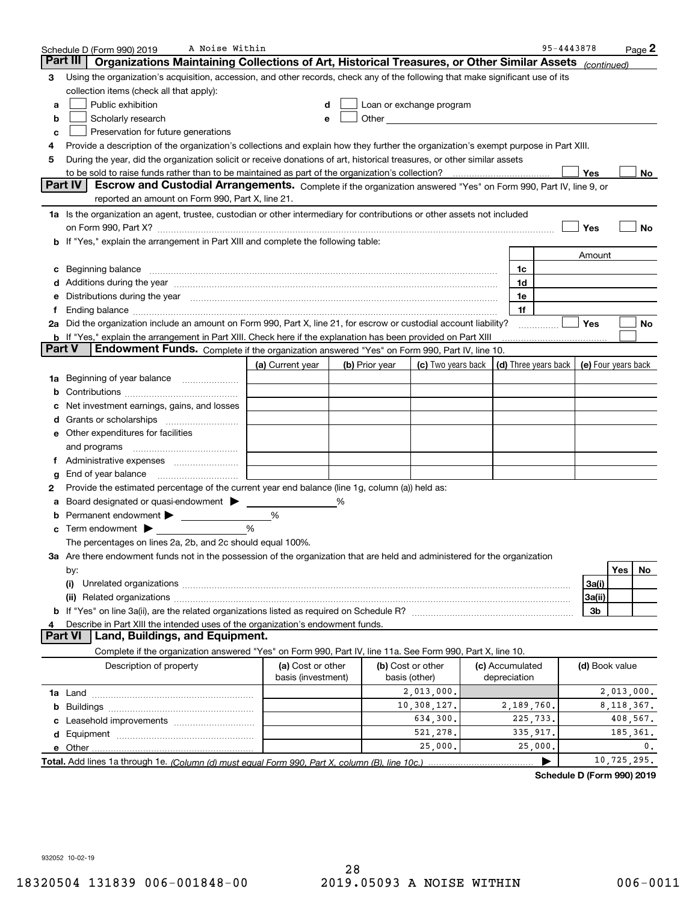Schedule D (Form 990) 2019 A Noise Within 95-4443878 Page 2

## Part III Organizations Maintaining Collections of Art, Historical Treasures, or Other Similar Assets *(continued)*

**3** Using the organization's acquisition, accession, and other records, check any of the following that make significant use of its collection items (check all that apply):

- **a** ☐ Public exhibition
- **b** ☐ Scholarly research
- **c** ☐ Preservation for future generations
- **d** ☐ Loan or exchange program
- **e** ☐ Other

**4** Provide a description of the organization's collections and explain how they further the organization's exempt purpose in Part XIII.

**5** During the year, did the organization solicit or receive donations of art, historical treasures, or other similar assets to be sold to raise funds rather than to be maintained as part of the organization's collection? ☐ Yes ☐ No

## Part IV Escrow and Custodial Arrangements.

Complete if the organization answered "Yes" on Form 990, Part IV, line 9, or reported an amount on Form 990, Part X, line 21.

**1a** Is the organization an agent, trustee, custodian or other intermediary for contributions or other assets not included on Form 990, Part X? ☐ Yes ☐ No

**b** If "Yes," explain the arrangement in Part XIII and complete the following table:

| | | Amount |
|---|---|---|
| **c** Beginning balance | 1c | |
| **d** Additions during the year | 1d | |
| **e** Distributions during the year | 1e | |
| **f** Ending balance | 1f | |

**2a** Did the organization include an amount on Form 990, Part X, line 21, for escrow or custodial account liability? ☐ Yes ☐ No

**b** If "Yes," explain the arrangement in Part XIII. Check here if the explanation has been provided on Part XIII ☐

## Part V Endowment Funds.

Complete if the organization answered "Yes" on Form 990, Part IV, line 10.

| | (a) Current year | (b) Prior year | (c) Two years back | (d) Three years back | (e) Four years back |
|---|---|---|---|---|---|
| **1a** Beginning of year balance | | | | | |
| **b** Contributions | | | | | |
| **c** Net investment earnings, gains, and losses | | | | | |
| **d** Grants or scholarships | | | | | |
| **e** Other expenditures for facilities and programs | | | | | |
| **f** Administrative expenses | | | | | |
| **g** End of year balance | | | | | |

**2** Provide the estimated percentage of the current year end balance (line 1g, column (a)) held as:

- **a** Board designated or quasi-endowment ▶ ______ %
- **b** Permanent endowment ▶ ______ %
- **c** Term endowment ▶ ______ %

The percentages on lines 2a, 2b, and 2c should equal 100%.

**3a** Are there endowment funds not in the possession of the organization that are held and administered for the organization by:

| | | Yes | No |
|---|---|---|---|
| **(i)** Unrelated organizations | 3a(i) | | |
| **(ii)** Related organizations | 3a(ii) | | |
| **b** If "Yes" on line 3a(ii), are the related organizations listed as required on Schedule R? | 3b | | |

**4** Describe in Part XIII the intended uses of the organization's endowment funds.

## Part VI Land, Buildings, and Equipment.

Complete if the organization answered "Yes" on Form 990, Part IV, line 11a. See Form 990, Part X, line 10.

| Description of property | (a) Cost or other basis (investment) | (b) Cost or other basis (other) | (c) Accumulated depreciation | (d) Book value |
|---|---|---|---|---|
| **1a** Land | | 2,013,000. | | 2,013,000. |
| **b** Buildings | | 10,308,127. | 2,189,760. | 8,118,367. |
| **c** Leasehold improvements | | 634,300. | 225,733. | 408,567. |
| **d** Equipment | | 521,278. | 335,917. | 185,361. |
| **e** Other | | 25,000. | 25,000. | 0. |
| **Total.** Add lines 1a through 1e. *(Column (d) must equal Form 990, Part X, column (B), line 10c.)* | | | ▶ | 10,725,295. |

**Schedule D (Form 990) 2019**

932052 10-02-19

18320504 131839 006-001848-00 2019.05093 A NOISE WITHIN 006-0011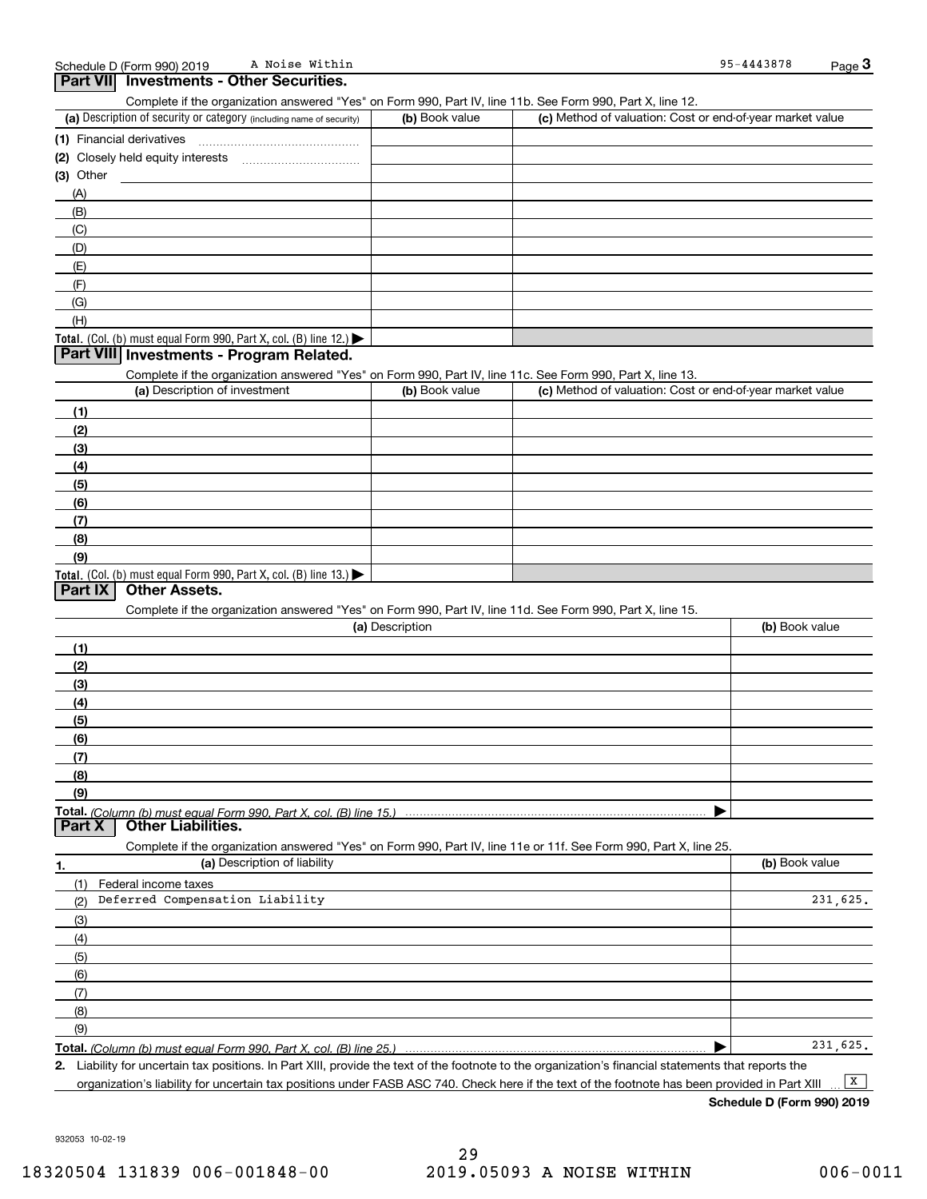Schedule D (Form 990) 2019 A Noise Within 95-4443878 Page 3

## Part VII Investments - Other Securities.

Complete if the organization answered "Yes" on Form 990, Part IV, line 11b. See Form 990, Part X, line 12.

| (a) Description of security or category (including name of security) | (b) Book value | (c) Method of valuation: Cost or end-of-year market value |
|---|---|---|
| (1) Financial derivatives | | |
| (2) Closely held equity interests | | |
| (3) Other | | |
| (A) | | |
| (B) | | |
| (C) | | |
| (D) | | |
| (E) | | |
| (F) | | |
| (G) | | |
| (H) | | |
| **Total.** (Col. (b) must equal Form 990, Part X, col. (B) line 12.) ▶ | | |

## Part VIII Investments - Program Related.

Complete if the organization answered "Yes" on Form 990, Part IV, line 11c. See Form 990, Part X, line 13.

| (a) Description of investment | (b) Book value | (c) Method of valuation: Cost or end-of-year market value |
|---|---|---|
| (1) | | |
| (2) | | |
| (3) | | |
| (4) | | |
| (5) | | |
| (6) | | |
| (7) | | |
| (8) | | |
| (9) | | |
| **Total.** (Col. (b) must equal Form 990, Part X, col. (B) line 13.) ▶ | | |

## Part IX Other Assets.

Complete if the organization answered "Yes" on Form 990, Part IV, line 11d. See Form 990, Part X, line 15.

| (a) Description | (b) Book value |
|---|---|
| (1) | |
| (2) | |
| (3) | |
| (4) | |
| (5) | |
| (6) | |
| (7) | |
| (8) | |
| (9) | |
| **Total.** *(Column (b) must equal Form 990, Part X, col. (B) line 15.)* ▶ | |

## Part X Other Liabilities.

Complete if the organization answered "Yes" on Form 990, Part IV, line 11e or 11f. See Form 990, Part X, line 25.

| 1. (a) Description of liability | (b) Book value |
|---|---|
| (1) Federal income taxes | |
| (2) Deferred Compensation Liability | 231,625. |
| (3) | |
| (4) | |
| (5) | |
| (6) | |
| (7) | |
| (8) | |
| (9) | |
| **Total.** *(Column (b) must equal Form 990, Part X, col. (B) line 25.)* ▶ | 231,625. |

2. Liability for uncertain tax positions. In Part XIII, provide the text of the footnote to the organization's financial statements that reports the organization's liability for uncertain tax positions under FASB ASC 740. Check here if the text of the footnote has been provided in Part XIII [X]

**Schedule D (Form 990) 2019**

932053 10-02-19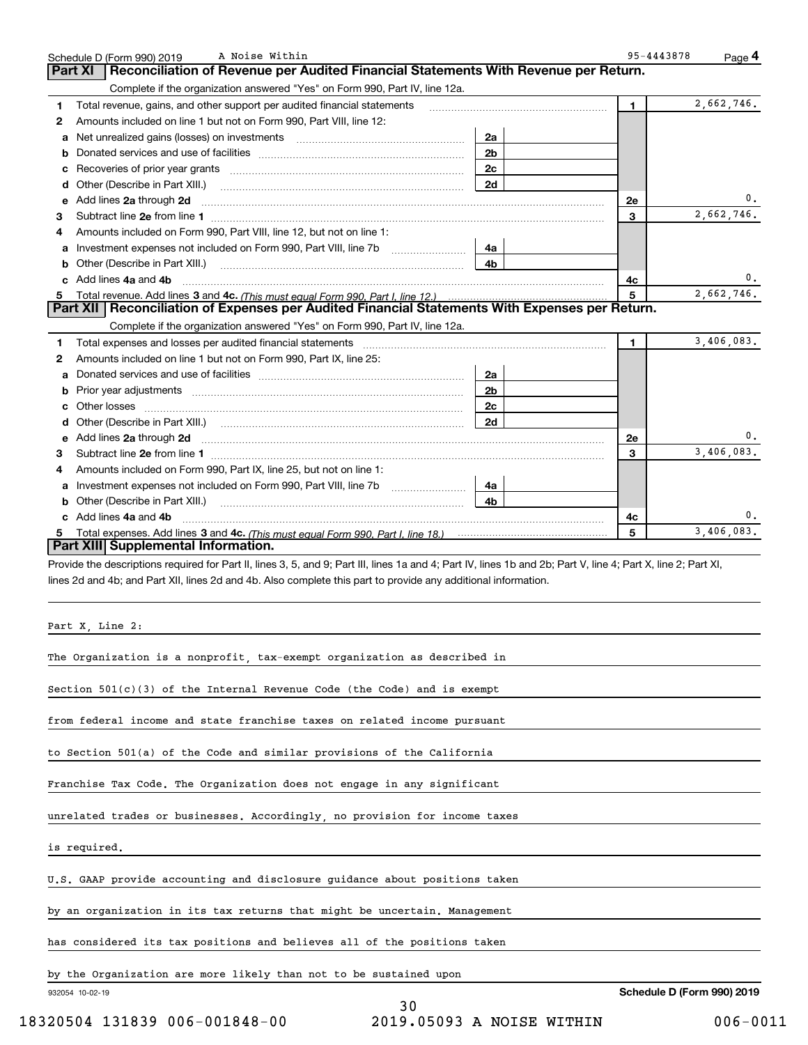Schedule D (Form 990) 2019 A Noise Within 95-4443878 Page 4

## Part XI Reconciliation of Revenue per Audited Financial Statements With Revenue per Return.

Complete if the organization answered "Yes" on Form 990, Part IV, line 12a.

| | | | | | |
|---|---|---|---|---|---|
| 1 | Total revenue, gains, and other support per audited financial statements | | | 1 | 2,662,746. |
| 2 | Amounts included on line 1 but not on Form 990, Part VIII, line 12: | | | | |
| a | Net unrealized gains (losses) on investments | 2a | | | |
| b | Donated services and use of facilities | 2b | | | |
| c | Recoveries of prior year grants | 2c | | | |
| d | Other (Describe in Part XIII.) | 2d | | | |
| e | Add lines 2a through 2d | | | 2e | 0. |
| 3 | Subtract line 2e from line 1 | | | 3 | 2,662,746. |
| 4 | Amounts included on Form 990, Part VIII, line 12, but not on line 1: | | | | |
| a | Investment expenses not included on Form 990, Part VIII, line 7b | 4a | | | |
| b | Other (Describe in Part XIII.) | 4b | | | |
| c | Add lines 4a and 4b | | | 4c | 0. |
| 5 | Total revenue. Add lines 3 and 4c. *(This must equal Form 990, Part I, line 12.)* | | | 5 | 2,662,746. |

## Part XII Reconciliation of Expenses per Audited Financial Statements With Expenses per Return.

Complete if the organization answered "Yes" on Form 990, Part IV, line 12a.

| | | | | | |
|---|---|---|---|---|---|
| 1 | Total expenses and losses per audited financial statements | | | 1 | 3,406,083. |
| 2 | Amounts included on line 1 but not on Form 990, Part IX, line 25: | | | | |
| a | Donated services and use of facilities | 2a | | | |
| b | Prior year adjustments | 2b | | | |
| c | Other losses | 2c | | | |
| d | Other (Describe in Part XIII.) | 2d | | | |
| e | Add lines 2a through 2d | | | 2e | 0. |
| 3 | Subtract line 2e from line 1 | | | 3 | 3,406,083. |
| 4 | Amounts included on Form 990, Part IX, line 25, but not on line 1: | | | | |
| a | Investment expenses not included on Form 990, Part VIII, line 7b | 4a | | | |
| b | Other (Describe in Part XIII.) | 4b | | | |
| c | Add lines 4a and 4b | | | 4c | 0. |
| 5 | Total expenses. Add lines 3 and 4c. *(This must equal Form 990, Part I, line 18.)* | | | 5 | 3,406,083. |

## Part XIII Supplemental Information.

Provide the descriptions required for Part II, lines 3, 5, and 9; Part III, lines 1a and 4; Part IV, lines 1b and 2b; Part V, line 4; Part X, line 2; Part XI, lines 2d and 4b; and Part XII, lines 2d and 4b. Also complete this part to provide any additional information.

Part X, Line 2:

The Organization is a nonprofit, tax-exempt organization as described in Section 501(c)(3) of the Internal Revenue Code (the Code) and is exempt from federal income and state franchise taxes on related income pursuant to Section 501(a) of the Code and similar provisions of the California Franchise Tax Code. The Organization does not engage in any significant unrelated trades or businesses. Accordingly, no provision for income taxes is required.

U.S. GAAP provide accounting and disclosure guidance about positions taken by an organization in its tax returns that might be uncertain. Management has considered its tax positions and believes all of the positions taken by the Organization are more likely than not to be sustained upon

932054 10-02-19 **Schedule D (Form 990) 2019**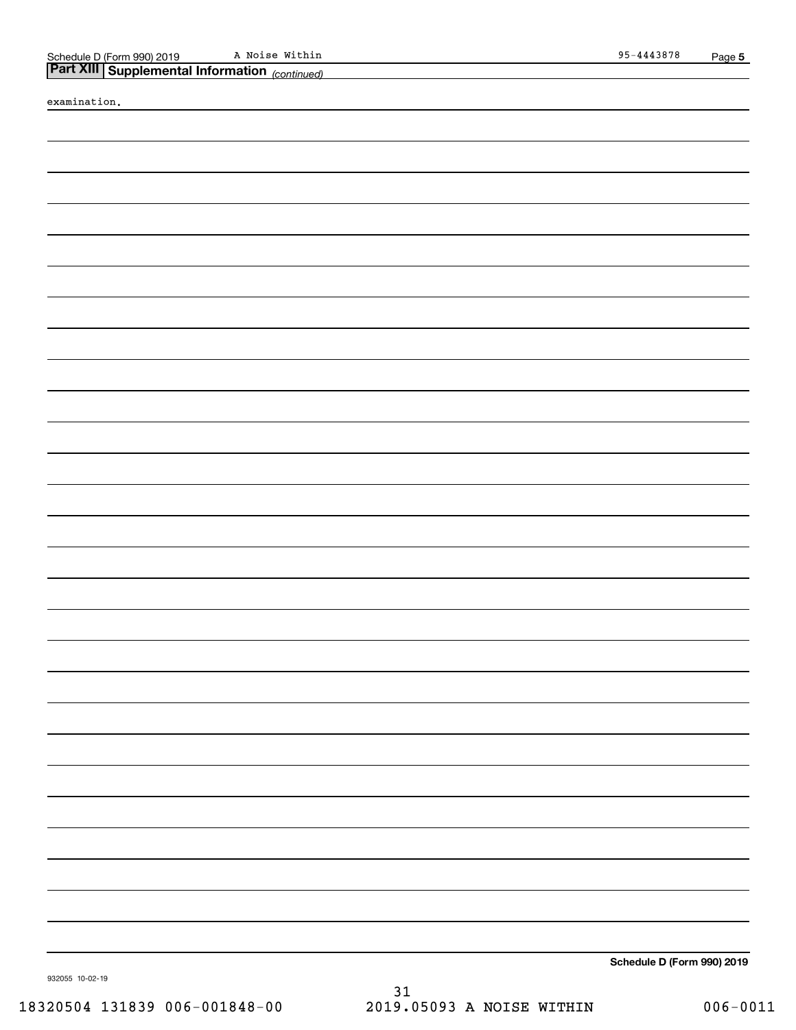## Part XIII Supplemental Information *(continued)*

examination.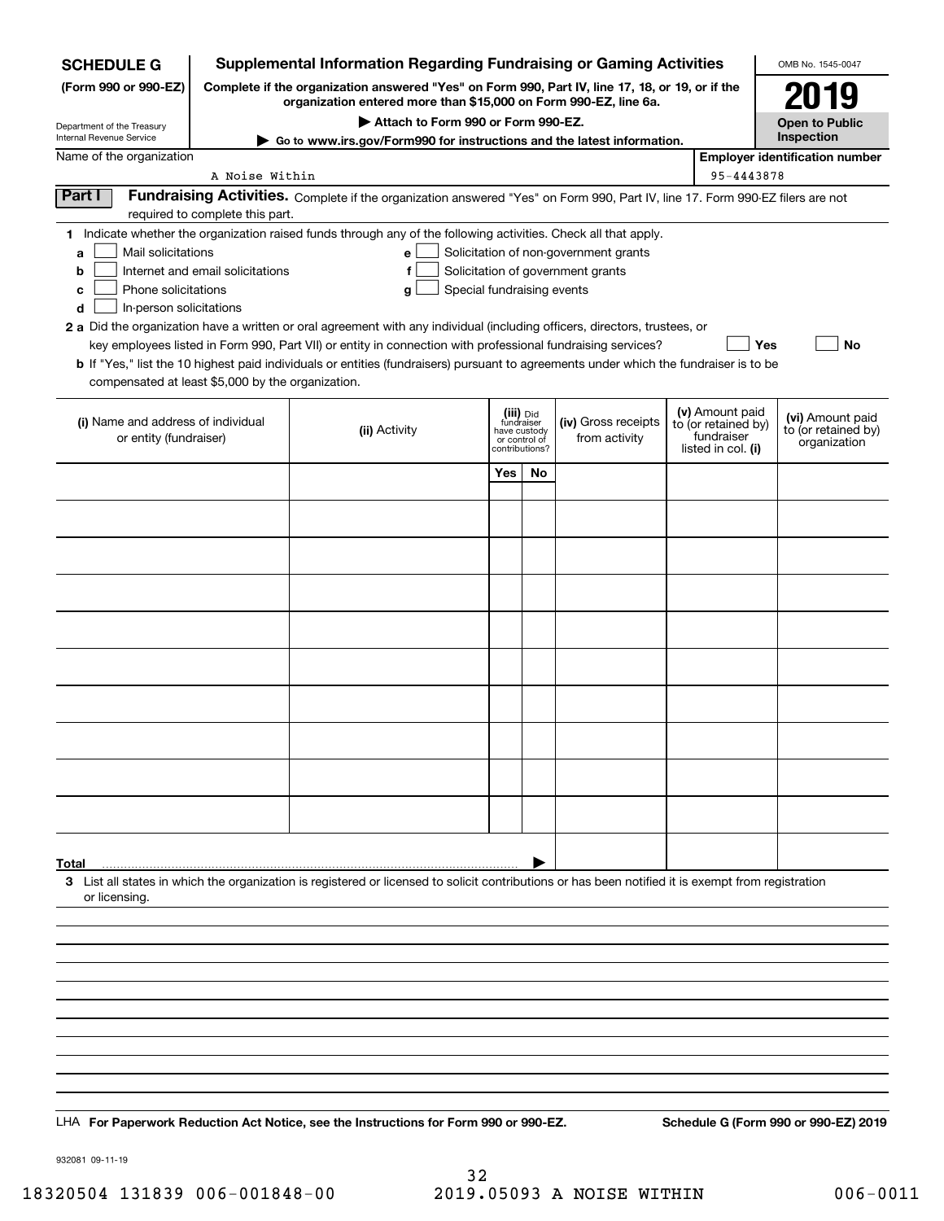**SCHEDULE G**
**(Form 990 or 990-EZ)**

Department of the Treasury
Internal Revenue Service

# Supplemental Information Regarding Fundraising or Gaming Activities

**Complete if the organization answered "Yes" on Form 990, Part IV, line 17, 18, or 19, or if the organization entered more than $15,000 on Form 990-EZ, line 6a.**

**▶ Attach to Form 990 or Form 990-EZ.**

**▶ Go to www.irs.gov/Form990 for instructions and the latest information.**

OMB No. 1545-0047

**2019**

**Open to Public Inspection**

Name of the organization: A Noise Within

Employer identification number: 95-4443878

## Part I Fundraising Activities.

Complete if the organization answered "Yes" on Form 990, Part IV, line 17. Form 990-EZ filers are not required to complete this part.

**1** Indicate whether the organization raised funds through any of the following activities. Check all that apply.

- **a** ☐ Mail solicitations
- **b** ☐ Internet and email solicitations
- **c** ☐ Phone solicitations
- **d** ☐ In-person solicitations
- **e** ☐ Solicitation of non-government grants
- **f** ☐ Solicitation of government grants
- **g** ☐ Special fundraising events

**2a** Did the organization have a written or oral agreement with any individual (including officers, directors, trustees, or key employees listed in Form 990, Part VII) or entity in connection with professional fundraising services? ☐ **Yes** ☐ **No**

**b** If "Yes," list the 10 highest paid individuals or entities (fundraisers) pursuant to agreements under which the fundraiser is to be compensated at least $5,000 by the organization.

| (i) Name and address of individual or entity (fundraiser) | (ii) Activity | (iii) Did fundraiser have custody or control of contributions? Yes | No | (iv) Gross receipts from activity | (v) Amount paid to (or retained by) fundraiser listed in col. (i) | (vi) Amount paid to (or retained by) organization |
|---|---|---|---|---|---|---|
| | | | | | | |
| | | | | | | |
| | | | | | | |
| | | | | | | |
| | | | | | | |
| | | | | | | |
| | | | | | | |
| | | | | | | |
| | | | | | | |
| | | | | | | |
| **Total** ▶ | | | | | | |

**3** List all states in which the organization is registered or licensed to solicit contributions or has been notified it is exempt from registration or licensing.

LHA **For Paperwork Reduction Act Notice, see the Instructions for Form 990 or 990-EZ.** **Schedule G (Form 990 or 990-EZ) 2019**

932081 09-11-19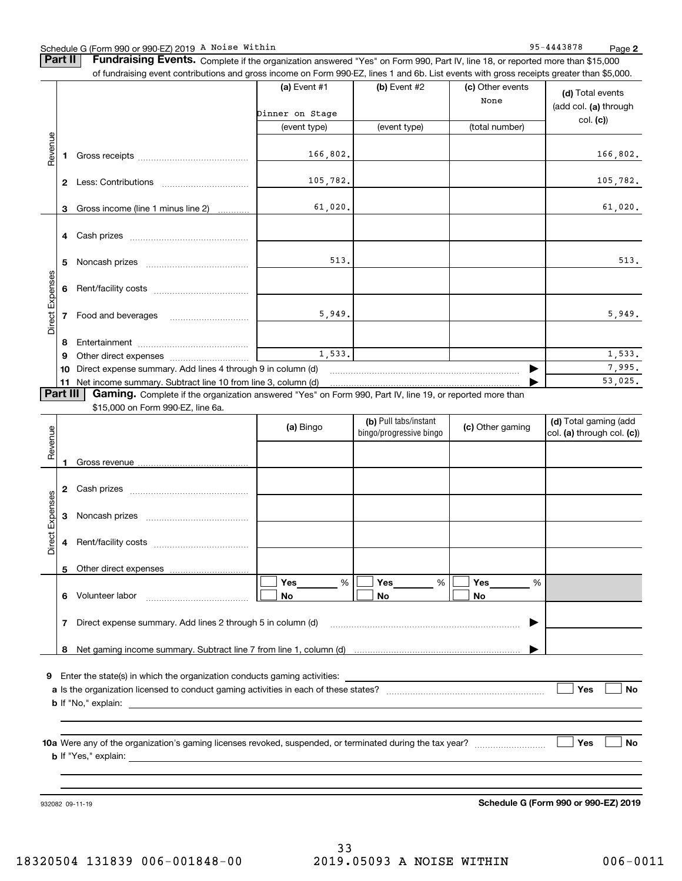Schedule G (Form 990 or 990-EZ) 2019 A Noise Within 95-4443878 Page 2

**Part II** **Fundraising Events.** Complete if the organization answered "Yes" on Form 990, Part IV, line 18, or reported more than $15,000 of fundraising event contributions and gross income on Form 990-EZ, lines 1 and 6b. List events with gross receipts greater than $5,000.

| | | (a) Event #1 | (b) Event #2 | (c) Other events | (d) Total events (add col. (a) through col. (c)) |
|---|---|---|---|---|---|
| | | Dinner on Stage | | None | |
| | | (event type) | (event type) | (total number) | |
| Revenue | 1 Gross receipts | 166,802. | | | 166,802. |
| | 2 Less: Contributions | 105,782. | | | 105,782. |
| | 3 Gross income (line 1 minus line 2) | 61,020. | | | 61,020. |
| Direct Expenses | 4 Cash prizes | | | | |
| | 5 Noncash prizes | 513. | | | 513. |
| | 6 Rent/facility costs | | | | |
| | 7 Food and beverages | 5,949. | | | 5,949. |
| | 8 Entertainment | | | | |
| | 9 Other direct expenses | 1,533. | | | 1,533. |
| | 10 Direct expense summary. Add lines 4 through 9 in column (d) | | | ▶ | 7,995. |
| | 11 Net income summary. Subtract line 10 from line 3, column (d) | | | ▶ | 53,025. |

**Part III** **Gaming.** Complete if the organization answered "Yes" on Form 990, Part IV, line 19, or reported more than $15,000 on Form 990-EZ, line 6a.

| | | (a) Bingo | (b) Pull tabs/instant bingo/progressive bingo | (c) Other gaming | (d) Total gaming (add col. (a) through col. (c)) |
|---|---|---|---|---|---|
| Revenue | 1 Gross revenue | | | | |
| Direct Expenses | 2 Cash prizes | | | | |
| | 3 Noncash prizes | | | | |
| | 4 Rent/facility costs | | | | |
| | 5 Other direct expenses | | | | |
| | 6 Volunteer labor | ☐ Yes ____ % ☐ No | ☐ Yes ____ % ☐ No | ☐ Yes ____ % ☐ No | |
| | 7 Direct expense summary. Add lines 2 through 5 in column (d) | | | ▶ | |
| | 8 Net gaming income summary. Subtract line 7 from line 1, column (d) | | | ▶ | |

9 Enter the state(s) in which the organization conducts gaming activities: ____________

a Is the organization licensed to conduct gaming activities in each of these states? ☐ Yes ☐ No

b If "No," explain: ____________

10a Were any of the organization's gaming licenses revoked, suspended, or terminated during the tax year? ☐ Yes ☐ No

b If "Yes," explain: ____________

932082 09-11-19 **Schedule G (Form 990 or 990-EZ) 2019**

18320504 131839 006-001848-00 2019.05093 A NOISE WITHIN 006-0011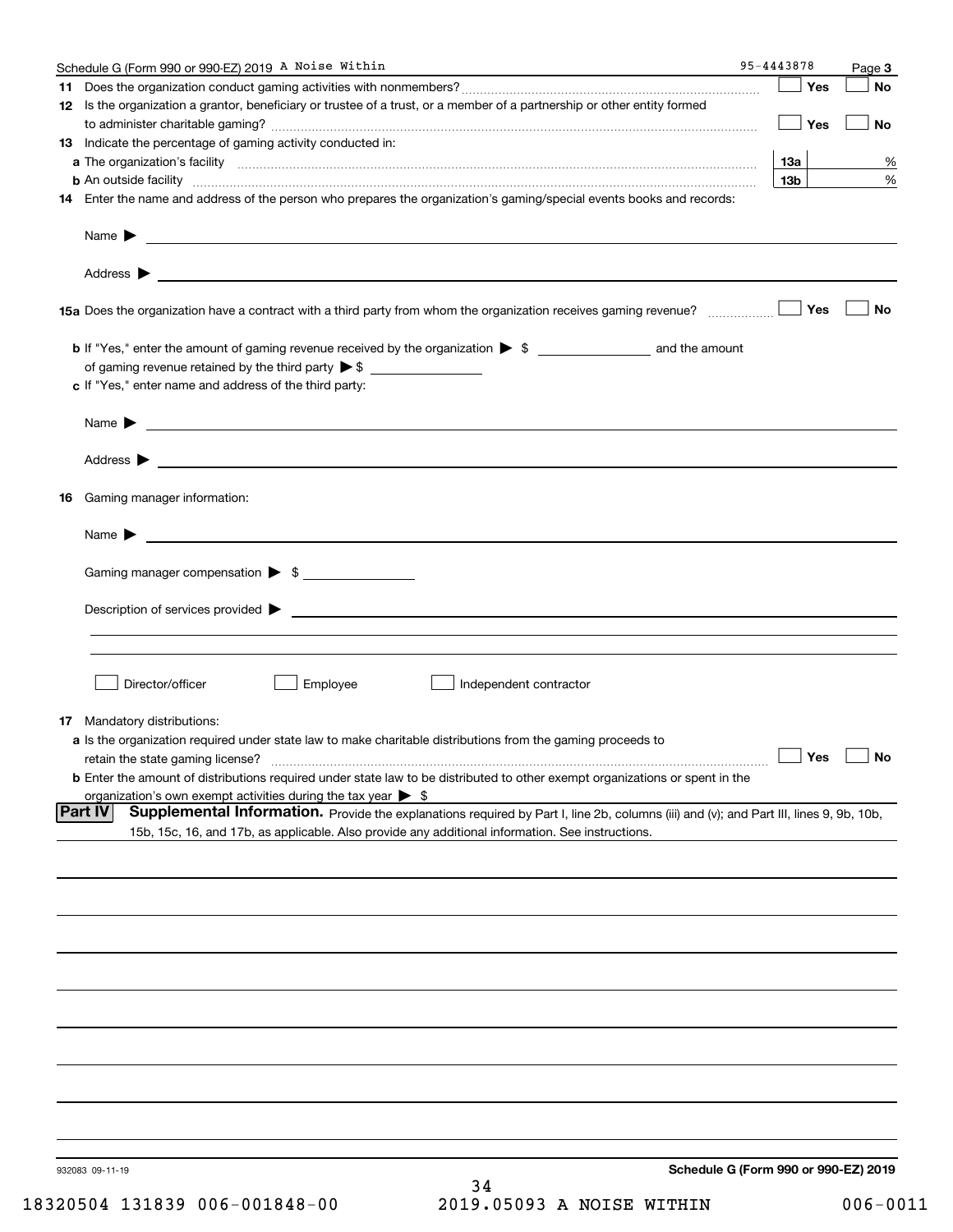Schedule G (Form 990 or 990-EZ) 2019 A Noise Within 95-4443878 Page **3**

**11** Does the organization conduct gaming activities with nonmembers? ☐ Yes ☐ No

**12** Is the organization a grantor, beneficiary or trustee of a trust, or a member of a partnership or other entity formed to administer charitable gaming? ☐ Yes ☐ No

**13** Indicate the percentage of gaming activity conducted in:

**a** The organization's facility **13a** %

**b** An outside facility **13b** %

**14** Enter the name and address of the person who prepares the organization's gaming/special events books and records:

Name ▶

Address ▶

**15a** Does the organization have a contract with a third party from whom the organization receives gaming revenue? ☐ Yes ☐ No

**b** If "Yes," enter the amount of gaming revenue received by the organization ▶ $ ____________ and the amount of gaming revenue retained by the third party ▶ $ ____________

**c** If "Yes," enter name and address of the third party:

Name ▶

Address ▶

**16** Gaming manager information:

Name ▶

Gaming manager compensation ▶ $ ____________

Description of services provided ▶

☐ Director/officer ☐ Employee ☐ Independent contractor

**17** Mandatory distributions:

**a** Is the organization required under state law to make charitable distributions from the gaming proceeds to retain the state gaming license? ☐ Yes ☐ No

**b** Enter the amount of distributions required under state law to be distributed to other exempt organizations or spent in the organization's own exempt activities during the tax year ▶ $

**Part IV** **Supplemental Information.** Provide the explanations required by Part I, line 2b, columns (iii) and (v); and Part III, lines 9, 9b, 10b, 15b, 15c, 16, and 17b, as applicable. Also provide any additional information. See instructions.

932083 09-11-19 **Schedule G (Form 990 or 990-EZ) 2019**

18320504 131839 006-001848-00 2019.05093 A NOISE WITHIN 006-0011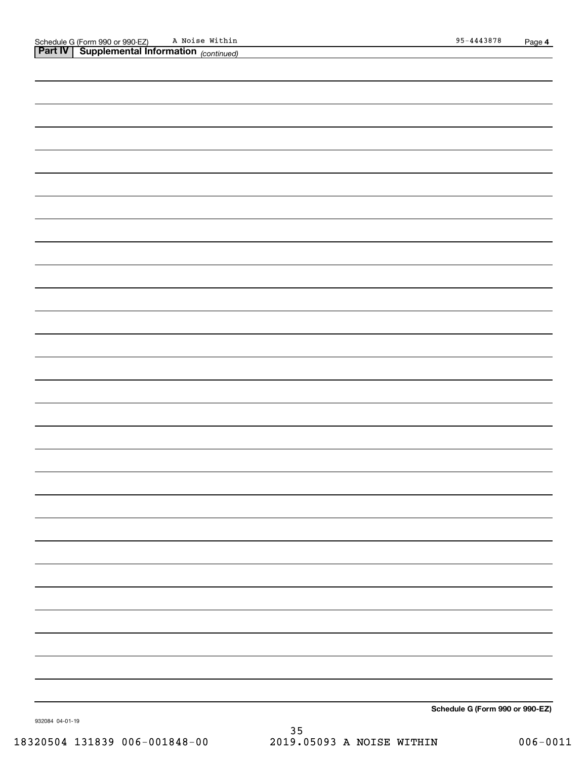Schedule G (Form 990 or 990-EZ) A Noise Within 95-4443878 Page **4**

**Part IV | Supplemental Information** *(continued)*

**Schedule G (Form 990 or 990-EZ)**

932084 04-01-19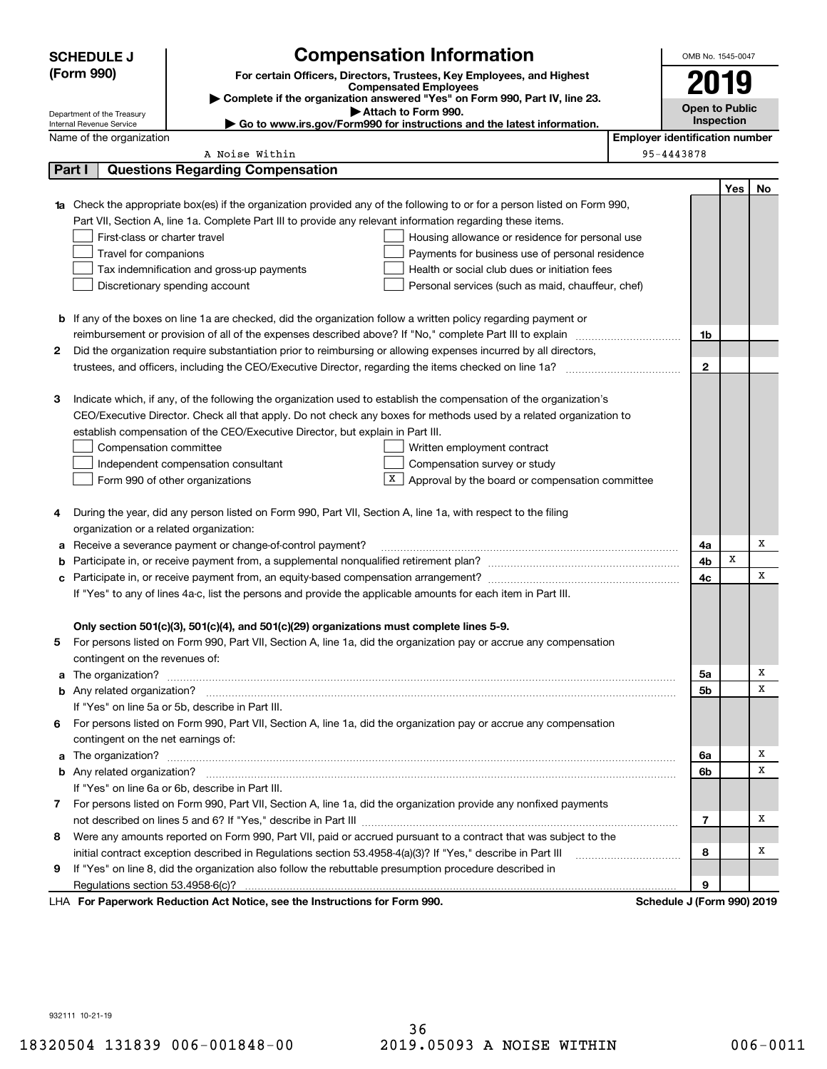# SCHEDULE J (Form 990)

## Compensation Information

**For certain Officers, Directors, Trustees, Key Employees, and Highest Compensated Employees**

▶ Complete if the organization answered "Yes" on Form 990, Part IV, line 23.

▶ Attach to Form 990.

▶ Go to www.irs.gov/Form990 for instructions and the latest information.

Department of the Treasury
Internal Revenue Service

OMB No. 1545-0047

**2019**

**Open to Public Inspection**

Name of the organization: A Noise Within

Employer identification number: 95-4443878

## Part I Questions Regarding Compensation

| | | | Yes | No |
|---|---|---|---|---|
| **1a** | Check the appropriate box(es) if the organization provided any of the following to or for a person listed on Form 990, Part VII, Section A, line 1a. Complete Part III to provide any relevant information regarding these items.<br>☐ First-class or charter travel ☐ Housing allowance or residence for personal use<br>☐ Travel for companions ☐ Payments for business use of personal residence<br>☐ Tax indemnification and gross-up payments ☐ Health or social club dues or initiation fees<br>☐ Discretionary spending account ☐ Personal services (such as maid, chauffeur, chef) | | | |
| **b** | If any of the boxes on line 1a are checked, did the organization follow a written policy regarding payment or reimbursement or provision of all of the expenses described above? If "No," complete Part III to explain | 1b | | |
| **2** | Did the organization require substantiation prior to reimbursing or allowing expenses incurred by all directors, trustees, and officers, including the CEO/Executive Director, regarding the items checked on line 1a? | 2 | | |
| **3** | Indicate which, if any, of the following the organization used to establish the compensation of the organization's CEO/Executive Director. Check all that apply. Do not check any boxes for methods used by a related organization to establish compensation of the CEO/Executive Director, but explain in Part III.<br>☐ Compensation committee ☐ Written employment contract<br>☐ Independent compensation consultant ☐ Compensation survey or study<br>☐ Form 990 of other organizations ☒ Approval by the board or compensation committee | | | |
| **4** | During the year, did any person listed on Form 990, Part VII, Section A, line 1a, with respect to the filing organization or a related organization: | | | |
| **a** | Receive a severance payment or change-of-control payment? | 4a | | X |
| **b** | Participate in, or receive payment from, a supplemental nonqualified retirement plan? | 4b | X | |
| **c** | Participate in, or receive payment from, an equity-based compensation arrangement? | 4c | | X |
| | If "Yes" to any of lines 4a-c, list the persons and provide the applicable amounts for each item in Part III. | | | |
| | **Only section 501(c)(3), 501(c)(4), and 501(c)(29) organizations must complete lines 5-9.** | | | |
| **5** | For persons listed on Form 990, Part VII, Section A, line 1a, did the organization pay or accrue any compensation contingent on the revenues of: | | | |
| **a** | The organization? | 5a | | X |
| **b** | Any related organization? | 5b | | X |
| | If "Yes" on line 5a or 5b, describe in Part III. | | | |
| **6** | For persons listed on Form 990, Part VII, Section A, line 1a, did the organization pay or accrue any compensation contingent on the net earnings of: | | | |
| **a** | The organization? | 6a | | X |
| **b** | Any related organization? | 6b | | X |
| | If "Yes" on line 6a or 6b, describe in Part III. | | | |
| **7** | For persons listed on Form 990, Part VII, Section A, line 1a, did the organization provide any nonfixed payments not described on lines 5 and 6? If "Yes," describe in Part III | 7 | | X |
| **8** | Were any amounts reported on Form 990, Part VII, paid or accrued pursuant to a contract that was subject to the initial contract exception described in Regulations section 53.4958-4(a)(3)? If "Yes," describe in Part III | 8 | | X |
| **9** | If "Yes" on line 8, did the organization also follow the rebuttable presumption procedure described in Regulations section 53.4958-6(c)? | 9 | | |

LHA **For Paperwork Reduction Act Notice, see the Instructions for Form 990.** **Schedule J (Form 990) 2019**

932111 10-21-19

18320504 131839 006-001848-00 2019.05093 A NOISE WITHIN 006-0011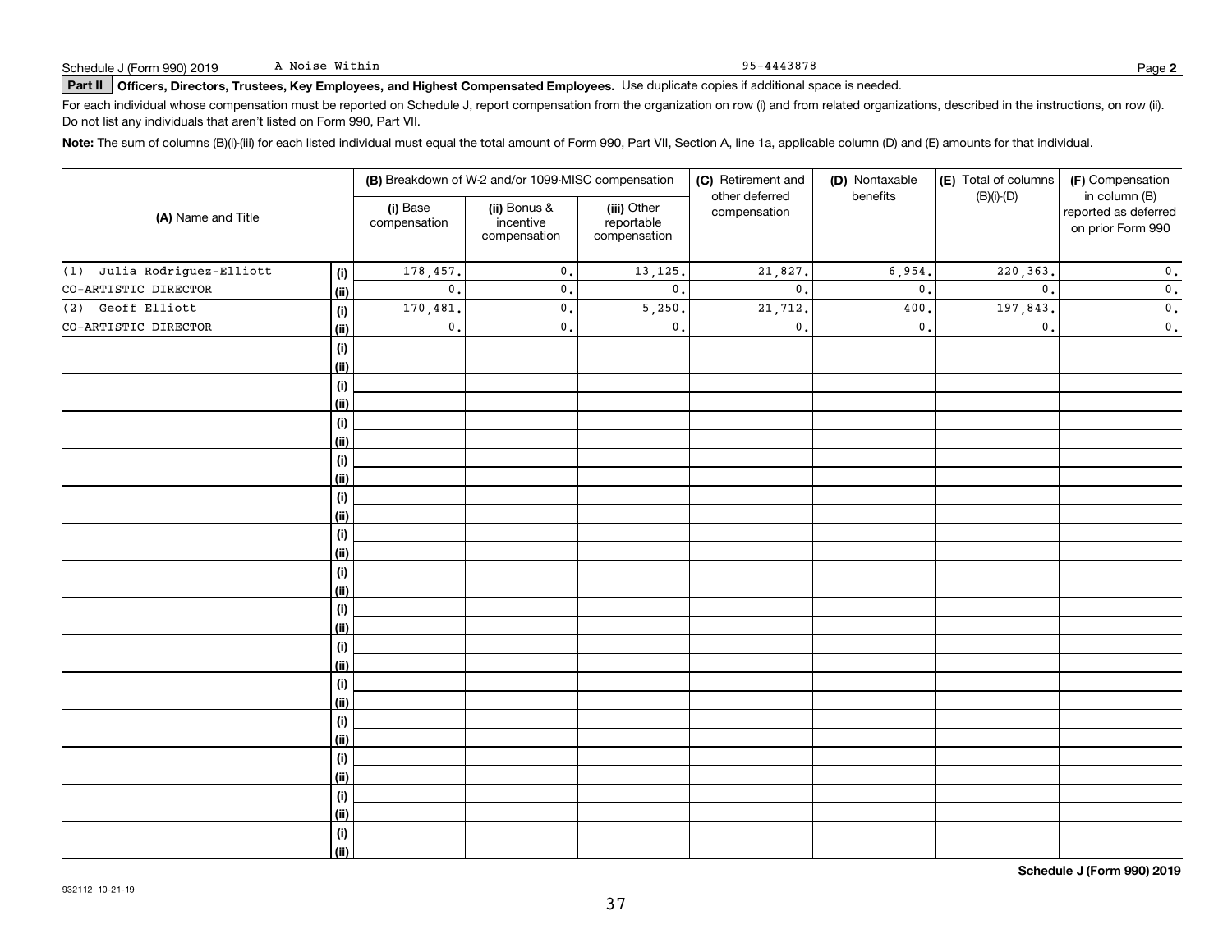Schedule J (Form 990) 2019 A Noise Within 95-4443878 Page **2**

**Part II** **Officers, Directors, Trustees, Key Employees, and Highest Compensated Employees.** Use duplicate copies if additional space is needed.

For each individual whose compensation must be reported on Schedule J, report compensation from the organization on row (i) and from related organizations, described in the instructions, on row (ii). Do not list any individuals that aren't listed on Form 990, Part VII.

**Note:** The sum of columns (B)(i)-(iii) for each listed individual must equal the total amount of Form 990, Part VII, Section A, line 1a, applicable column (D) and (E) amounts for that individual.

| (A) Name and Title | | (B) Breakdown of W-2 and/or 1099-MISC compensation | | | (C) Retirement and other deferred compensation | (D) Nontaxable benefits | (E) Total of columns (B)(i)-(D) | (F) Compensation in column (B) reported as deferred on prior Form 990 |
|---|---|---|---|---|---|---|---|---|
| | | (i) Base compensation | (ii) Bonus & incentive compensation | (iii) Other reportable compensation | | | | |
| (1) Julia Rodriguez-Elliott | (i) | 178,457. | 0. | 13,125. | 21,827. | 6,954. | 220,363. | 0. |
| CO-ARTISTIC DIRECTOR | (ii) | 0. | 0. | 0. | 0. | 0. | 0. | 0. |
| (2) Geoff Elliott | (i) | 170,481. | 0. | 5,250. | 21,712. | 400. | 197,843. | 0. |
| CO-ARTISTIC DIRECTOR | (ii) | 0. | 0. | 0. | 0. | 0. | 0. | 0. |
| | (i) | | | | | | | |
| | (ii) | | | | | | | |
| | (i) | | | | | | | |
| | (ii) | | | | | | | |
| | (i) | | | | | | | |
| | (ii) | | | | | | | |
| | (i) | | | | | | | |
| | (ii) | | | | | | | |
| | (i) | | | | | | | |
| | (ii) | | | | | | | |
| | (i) | | | | | | | |
| | (ii) | | | | | | | |
| | (i) | | | | | | | |
| | (ii) | | | | | | | |
| | (i) | | | | | | | |
| | (ii) | | | | | | | |
| | (i) | | | | | | | |
| | (ii) | | | | | | | |
| | (i) | | | | | | | |
| | (ii) | | | | | | | |
| | (i) | | | | | | | |
| | (ii) | | | | | | | |
| | (i) | | | | | | | |
| | (ii) | | | | | | | |
| | (i) | | | | | | | |
| | (ii) | | | | | | | |
| | (i) | | | | | | | |
| | (ii) | | | | | | | |

**Schedule J (Form 990) 2019**

932112 10-21-19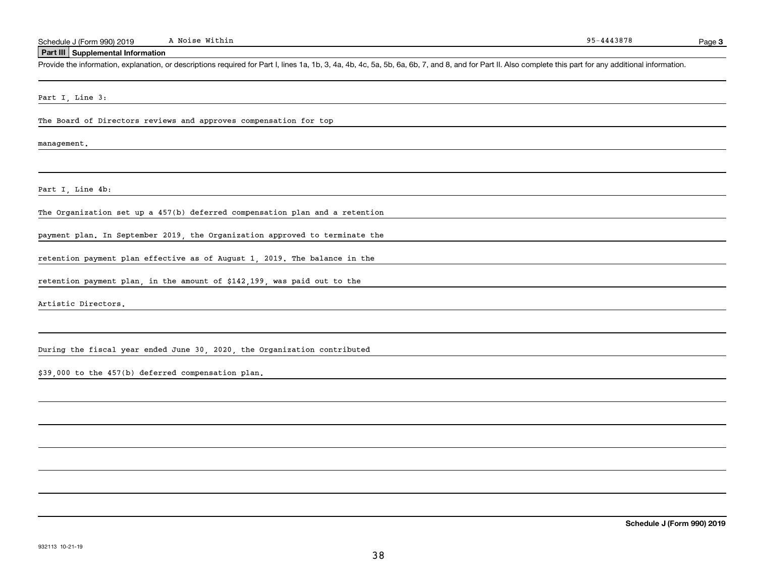Schedule J (Form 990) 2019 A Noise Within 95-4443878

## Part III Supplemental Information

Provide the information, explanation, or descriptions required for Part I, lines 1a, 1b, 3, 4a, 4b, 4c, 5a, 5b, 6a, 6b, 7, and 8, and for Part II. Also complete this part for any additional information.

Part I, Line 3:

The Board of Directors reviews and approves compensation for top management.

Part I, Line 4b:

The Organization set up a 457(b) deferred compensation plan and a retention payment plan. In September 2019, the Organization approved to terminate the retention payment plan effective as of August 1, 2019. The balance in the retention payment plan, in the amount of $142,199, was paid out to the Artistic Directors.

During the fiscal year ended June 30, 2020, the Organization contributed $39,000 to the 457(b) deferred compensation plan.

**Schedule J (Form 990) 2019**

932113 10-21-19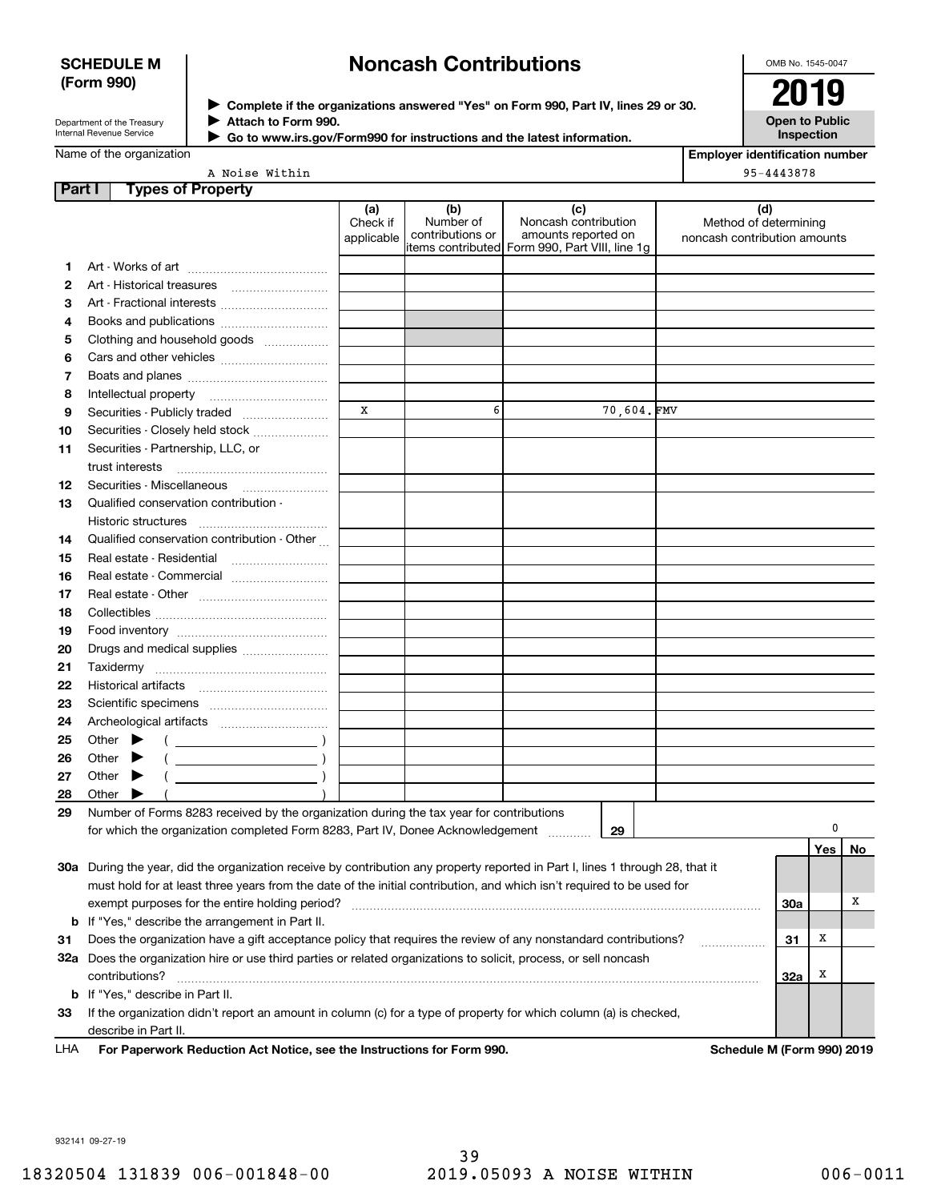**SCHEDULE M (Form 990)**

Department of the Treasury
Internal Revenue Service

# Noncash Contributions

▶ Complete if the organizations answered "Yes" on Form 990, Part IV, lines 29 or 30.
▶ Attach to Form 990.
▶ Go to www.irs.gov/Form990 for instructions and the latest information.

OMB No. 1545-0047

**2019**

**Open to Public Inspection**

Name of the organization: A Noise Within

Employer identification number: 95-4443878

## Part I Types of Property

| | | (a) Check if applicable | (b) Number of contributions or items contributed | (c) Noncash contribution amounts reported on Form 990, Part VIII, line 1g | (d) Method of determining noncash contribution amounts |
|---|---|---|---|---|---|
| 1 | Art - Works of art | | | | |
| 2 | Art - Historical treasures | | | | |
| 3 | Art - Fractional interests | | | | |
| 4 | Books and publications | | | | |
| 5 | Clothing and household goods | | | | |
| 6 | Cars and other vehicles | | | | |
| 7 | Boats and planes | | | | |
| 8 | Intellectual property | | | | |
| 9 | Securities - Publicly traded | X | 6 | 70,604. | FMV |
| 10 | Securities - Closely held stock | | | | |
| 11 | Securities - Partnership, LLC, or trust interests | | | | |
| 12 | Securities - Miscellaneous | | | | |
| 13 | Qualified conservation contribution - Historic structures | | | | |
| 14 | Qualified conservation contribution - Other | | | | |
| 15 | Real estate - Residential | | | | |
| 16 | Real estate - Commercial | | | | |
| 17 | Real estate - Other | | | | |
| 18 | Collectibles | | | | |
| 19 | Food inventory | | | | |
| 20 | Drugs and medical supplies | | | | |
| 21 | Taxidermy | | | | |
| 22 | Historical artifacts | | | | |
| 23 | Scientific specimens | | | | |
| 24 | Archeological artifacts | | | | |
| 25 | Other ▶ ( ) | | | | |
| 26 | Other ▶ ( ) | | | | |
| 27 | Other ▶ ( ) | | | | |
| 28 | Other ▶ ( ) | | | | |

**29** Number of Forms 8283 received by the organization during the tax year for contributions for which the organization completed Form 8283, Part IV, Donee Acknowledgement ..... **29** 0

| | | | Yes | No |
|---|---|---|---|---|
| **30a** | During the year, did the organization receive by contribution any property reported in Part I, lines 1 through 28, that it must hold for at least three years from the date of the initial contribution, and which isn't required to be used for exempt purposes for the entire holding period? | 30a | | X |
| **b** | If "Yes," describe the arrangement in Part II. | | | |
| **31** | Does the organization have a gift acceptance policy that requires the review of any nonstandard contributions? | 31 | X | |
| **32a** | Does the organization hire or use third parties or related organizations to solicit, process, or sell noncash contributions? | 32a | X | |
| **b** | If "Yes," describe in Part II. | | | |
| **33** | If the organization didn't report an amount in column (c) for a type of property for which column (a) is checked, describe in Part II. | | | |

LHA **For Paperwork Reduction Act Notice, see the Instructions for Form 990.** **Schedule M (Form 990) 2019**

932141 09-27-19

18320504 131839 006-001848-00 2019.05093 A NOISE WITHIN 006-0011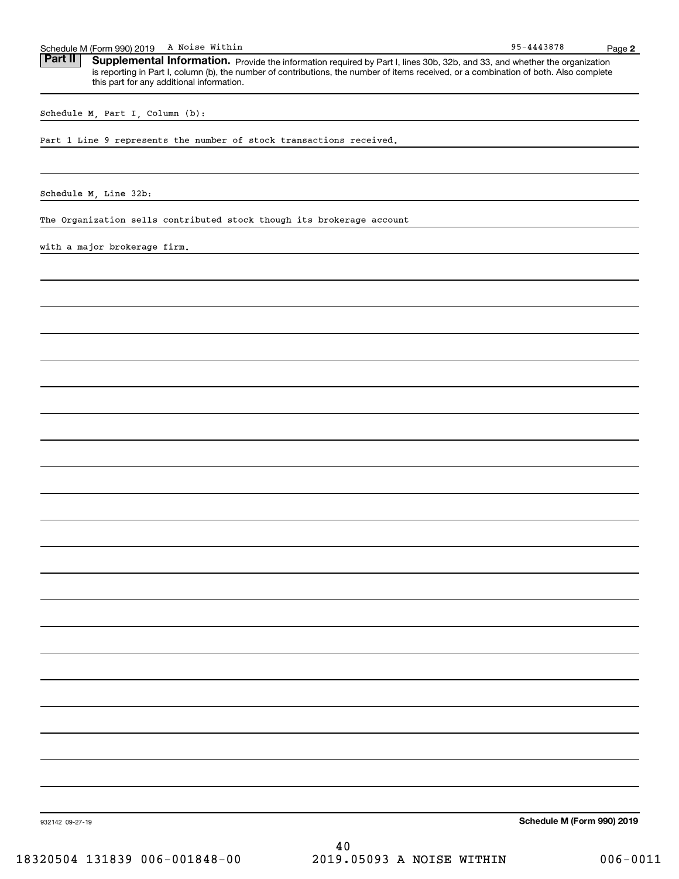Schedule M (Form 990) 2019 A Noise Within 95-4443878 Page **2**

**Part II** **Supplemental Information.** Provide the information required by Part I, lines 30b, 32b, and 33, and whether the organization is reporting in Part I, column (b), the number of contributions, the number of items received, or a combination of both. Also complete this part for any additional information.

Schedule M, Part I, Column (b):

Part 1 Line 9 represents the number of stock transactions received.

Schedule M, Line 32b:

The Organization sells contributed stock though its brokerage account

with a major brokerage firm.

932142 09-27-19 **Schedule M (Form 990) 2019**

18320504 131839 006-001848-00 2019.05093 A NOISE WITHIN 006-0011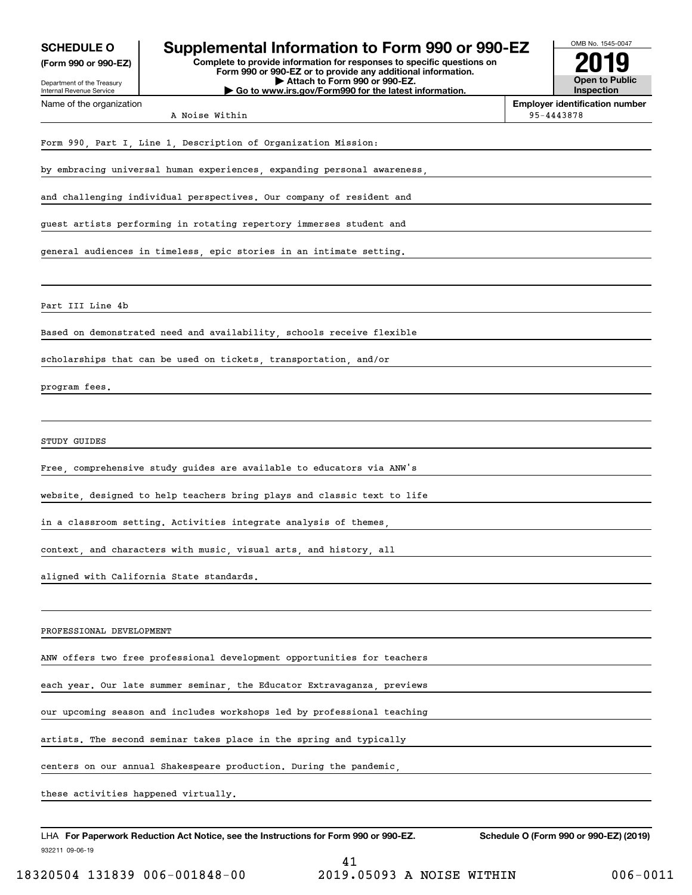**SCHEDULE O**
**(Form 990 or 990-EZ)**

Department of the Treasury
Internal Revenue Service

# Supplemental Information to Form 990 or 990-EZ

**Complete to provide information for responses to specific questions on Form 990 or 990-EZ or to provide any additional information.**
**▶ Attach to Form 990 or 990-EZ.**
**▶ Go to www.irs.gov/Form990 for the latest information.**

OMB No. 1545-0047

**2019**

**Open to Public Inspection**

| Name of the organization | Employer identification number |
|---|---|
| A Noise Within | 95-4443878 |

Form 990, Part I, Line 1, Description of Organization Mission:

by embracing universal human experiences, expanding personal awareness, and challenging individual perspectives. Our company of resident and guest artists performing in rotating repertory immerses student and general audiences in timeless, epic stories in an intimate setting.

Part III Line 4b

Based on demonstrated need and availability, schools receive flexible scholarships that can be used on tickets, transportation, and/or program fees.

STUDY GUIDES

Free, comprehensive study guides are available to educators via ANW's website, designed to help teachers bring plays and classic text to life in a classroom setting. Activities integrate analysis of themes, context, and characters with music, visual arts, and history, all aligned with California State standards.

PROFESSIONAL DEVELOPMENT

ANW offers two free professional development opportunities for teachers each year. Our late summer seminar, the Educator Extravaganza, previews our upcoming season and includes workshops led by professional teaching artists. The second seminar takes place in the spring and typically centers on our annual Shakespeare production. During the pandemic, these activities happened virtually.

LHA **For Paperwork Reduction Act Notice, see the Instructions for Form 990 or 990-EZ.** **Schedule O (Form 990 or 990-EZ) (2019)**

932211 09-06-19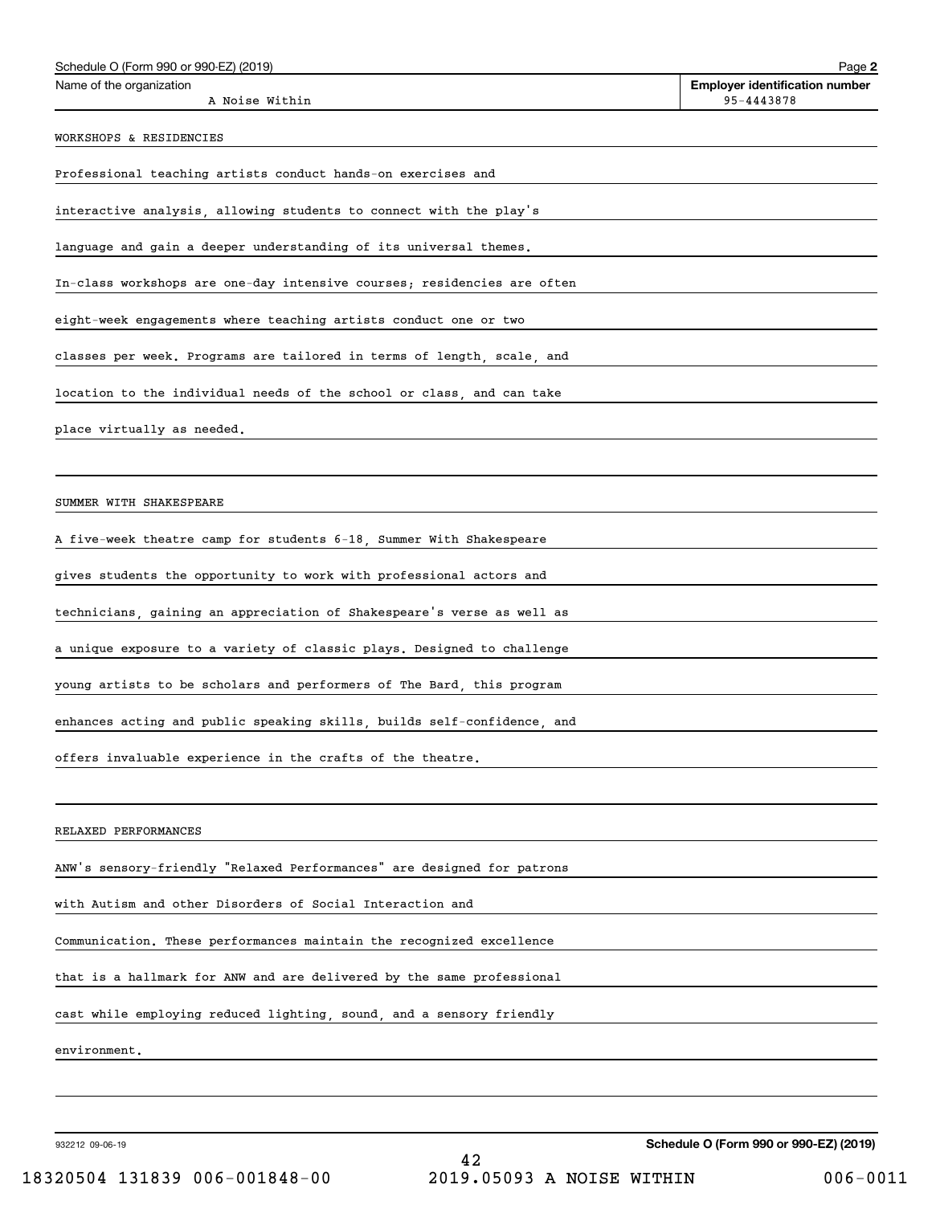Name of the organization: A Noise Within

Employer identification number: 95-4443878

WORKSHOPS & RESIDENCIES

Professional teaching artists conduct hands-on exercises and interactive analysis, allowing students to connect with the play's language and gain a deeper understanding of its universal themes. In-class workshops are one-day intensive courses; residencies are often eight-week engagements where teaching artists conduct one or two classes per week. Programs are tailored in terms of length, scale, and location to the individual needs of the school or class, and can take place virtually as needed.

SUMMER WITH SHAKESPEARE

A five-week theatre camp for students 6-18, Summer With Shakespeare gives students the opportunity to work with professional actors and technicians, gaining an appreciation of Shakespeare's verse as well as a unique exposure to a variety of classic plays. Designed to challenge young artists to be scholars and performers of The Bard, this program enhances acting and public speaking skills, builds self-confidence, and offers invaluable experience in the crafts of the theatre.

RELAXED PERFORMANCES

ANW's sensory-friendly "Relaxed Performances" are designed for patrons with Autism and other Disorders of Social Interaction and Communication. These performances maintain the recognized excellence that is a hallmark for ANW and are delivered by the same professional cast while employing reduced lighting, sound, and a sensory friendly environment.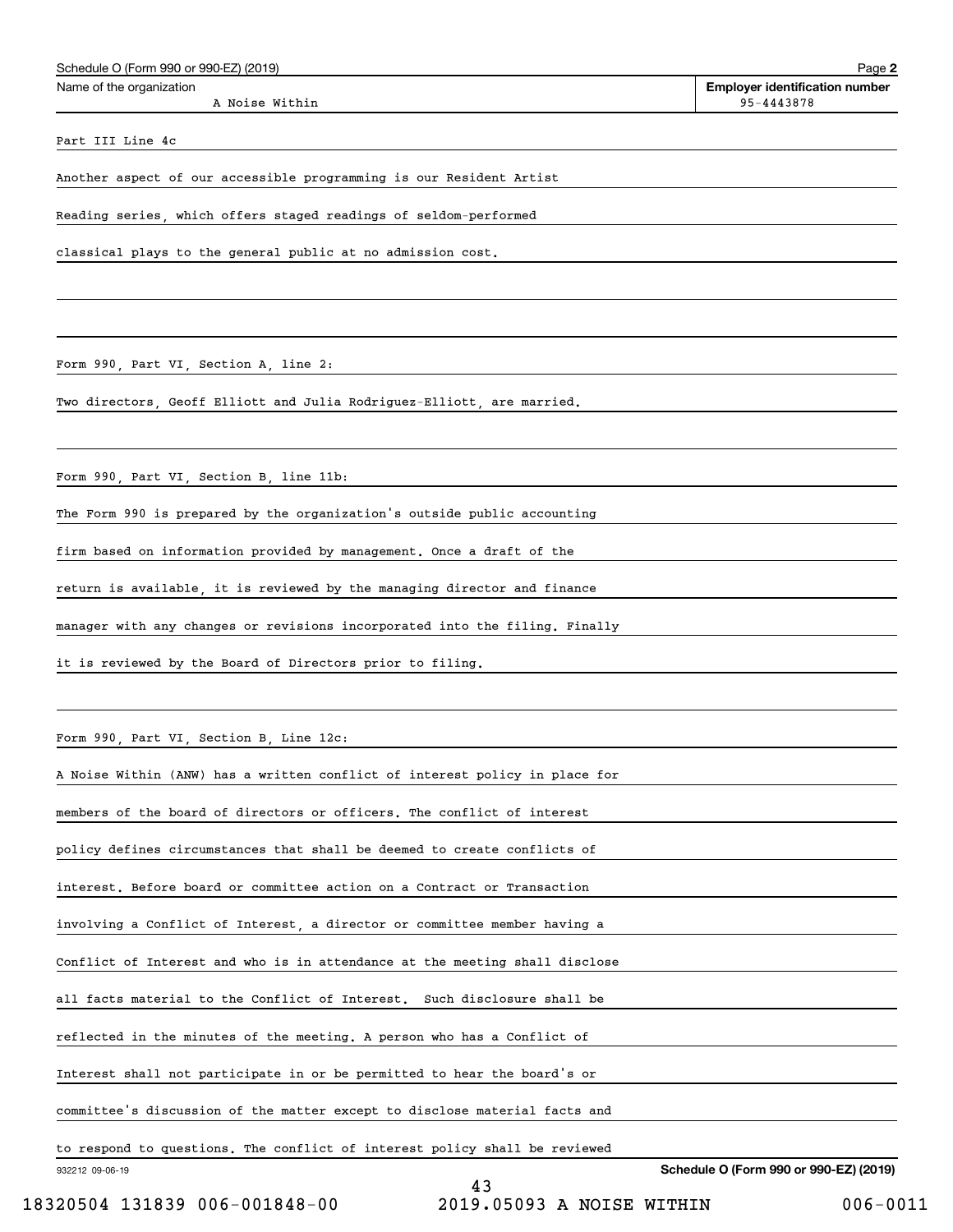Schedule O (Form 990 or 990-EZ) (2019)

| Name of the organization | Employer identification number |
| --- | --- |
| A Noise Within | 95-4443878 |

Part III Line 4c

Another aspect of our accessible programming is our Resident Artist Reading series, which offers staged readings of seldom-performed classical plays to the general public at no admission cost.

Form 990, Part VI, Section A, line 2:

Two directors, Geoff Elliott and Julia Rodriguez-Elliott, are married.

Form 990, Part VI, Section B, line 11b:

The Form 990 is prepared by the organization's outside public accounting firm based on information provided by management. Once a draft of the return is available, it is reviewed by the managing director and finance manager with any changes or revisions incorporated into the filing. Finally it is reviewed by the Board of Directors prior to filing.

Form 990, Part VI, Section B, Line 12c:

A Noise Within (ANW) has a written conflict of interest policy in place for members of the board of directors or officers. The conflict of interest policy defines circumstances that shall be deemed to create conflicts of interest. Before board or committee action on a Contract or Transaction involving a Conflict of Interest, a director or committee member having a Conflict of Interest and who is in attendance at the meeting shall disclose all facts material to the Conflict of Interest. Such disclosure shall be reflected in the minutes of the meeting. A person who has a Conflict of Interest shall not participate in or be permitted to hear the board's or committee's discussion of the matter except to disclose material facts and to respond to questions. The conflict of interest policy shall be reviewed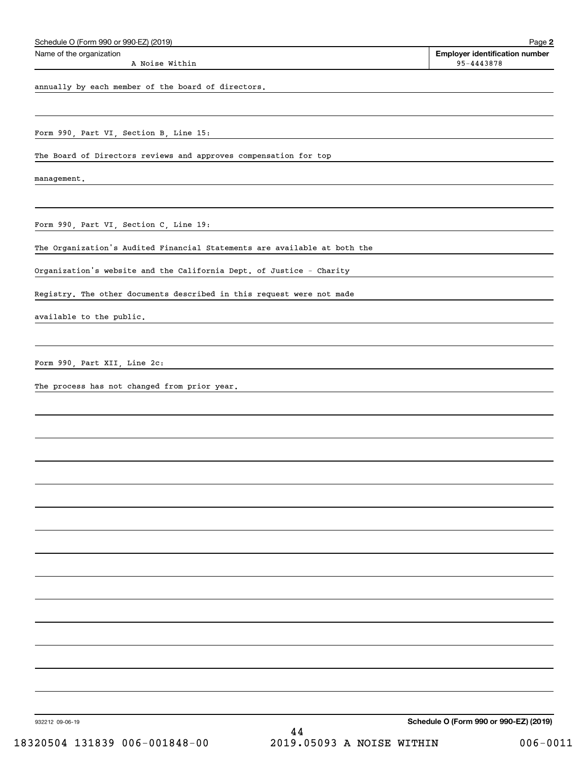Schedule O (Form 990 or 990-EZ) (2019) Page **2**

| Name of the organization | Employer identification number |
|---|---|
| A Noise Within | 95-4443878 |

annually by each member of the board of directors.

Form 990, Part VI, Section B, Line 15:

The Board of Directors reviews and approves compensation for top management.

Form 990, Part VI, Section C, Line 19:

The Organization's Audited Financial Statements are available at both the Organization's website and the California Dept. of Justice - Charity Registry. The other documents described in this request were not made available to the public.

Form 990, Part XII, Line 2c:

The process has not changed from prior year.

932212 09-06-19 **Schedule O (Form 990 or 990-EZ) (2019)**

18320504 131839 006-001848-00 2019.05093 A NOISE WITHIN 006-0011